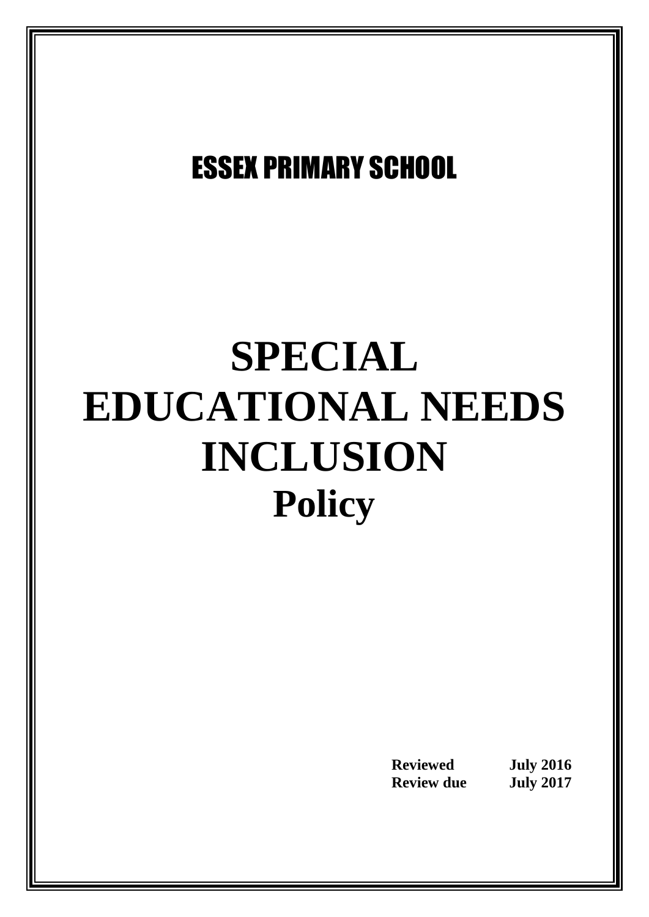ESSEX PRIMARY SCHOOL

# SPECIAL EDUCATIONAL NEEDS INCLUSION

## Policy

| | |
|---|---|
| **Reviewed** | **July 2016** |
| **Review due** | **July 2017** |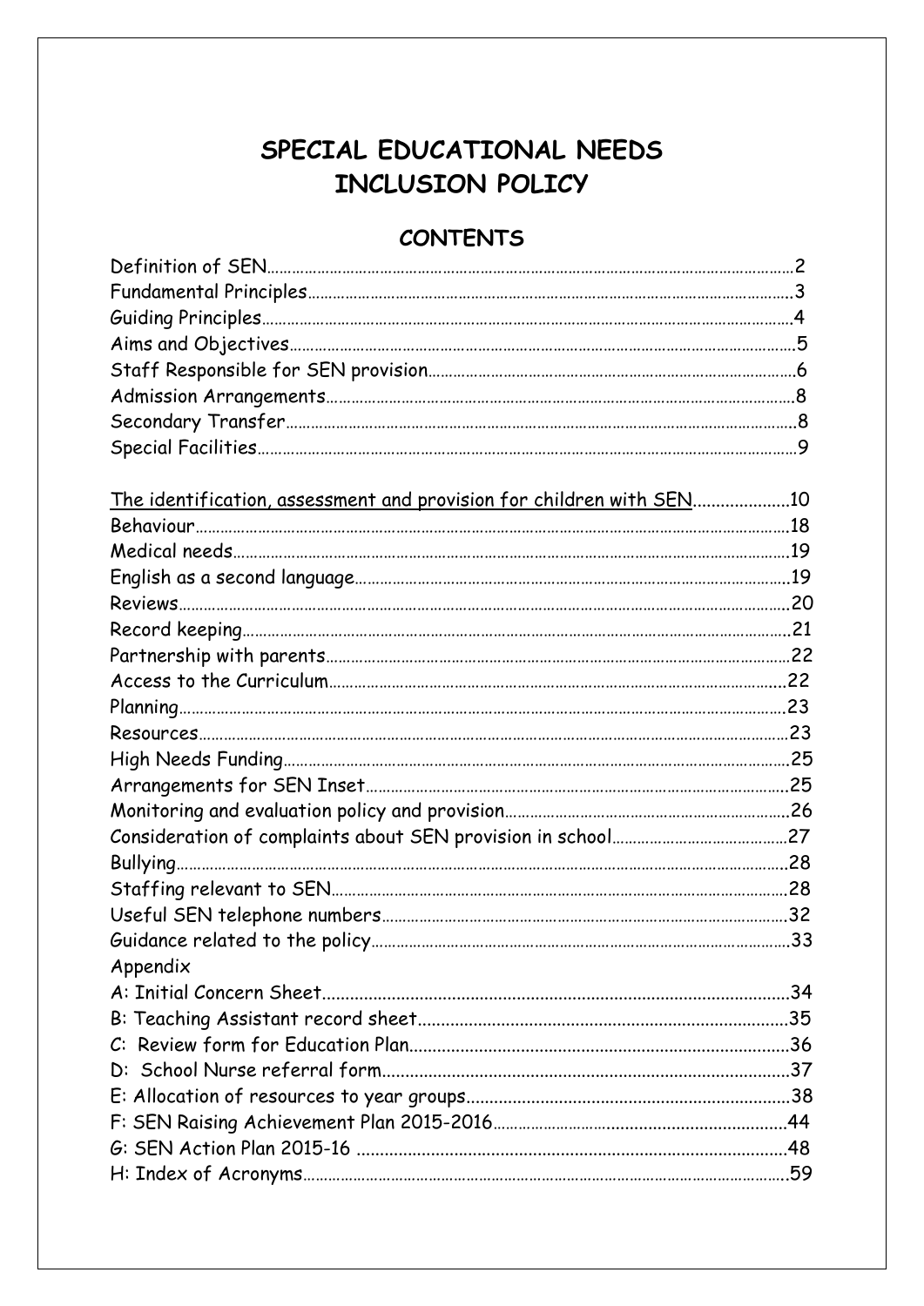# SPECIAL EDUCATIONAL NEEDS
# INCLUSION POLICY

## CONTENTS

| | |
|---|---|
| Definition of SEN | 2 |
| Fundamental Principles | 3 |
| Guiding Principles | 4 |
| Aims and Objectives | 5 |
| Staff Responsible for SEN provision | 6 |
| Admission Arrangements | 8 |
| Secondary Transfer | 8 |
| Special Facilities | 9 |
| The identification, assessment and provision for children with SEN | 10 |
| Behaviour | 18 |
| Medical needs | 19 |
| English as a second language | 19 |
| Reviews | 20 |
| Record keeping | 21 |
| Partnership with parents | 22 |
| Access to the Curriculum | 22 |
| Planning | 23 |
| Resources | 23 |
| High Needs Funding | 25 |
| Arrangements for SEN Inset | 25 |
| Monitoring and evaluation policy and provision | 26 |
| Consideration of complaints about SEN provision in school | 27 |
| Bullying | 28 |
| Staffing relevant to SEN | 28 |
| Useful SEN telephone numbers | 32 |
| Guidance related to the policy | 33 |
| Appendix | |
| A: Initial Concern Sheet | 34 |
| B: Teaching Assistant record sheet | 35 |
| C: Review form for Education Plan | 36 |
| D: School Nurse referral form | 37 |
| E: Allocation of resources to year groups | 38 |
| F: SEN Raising Achievement Plan 2015-2016 | 44 |
| G: SEN Action Plan 2015-16 | 48 |
| H: Index of Acronyms | 59 |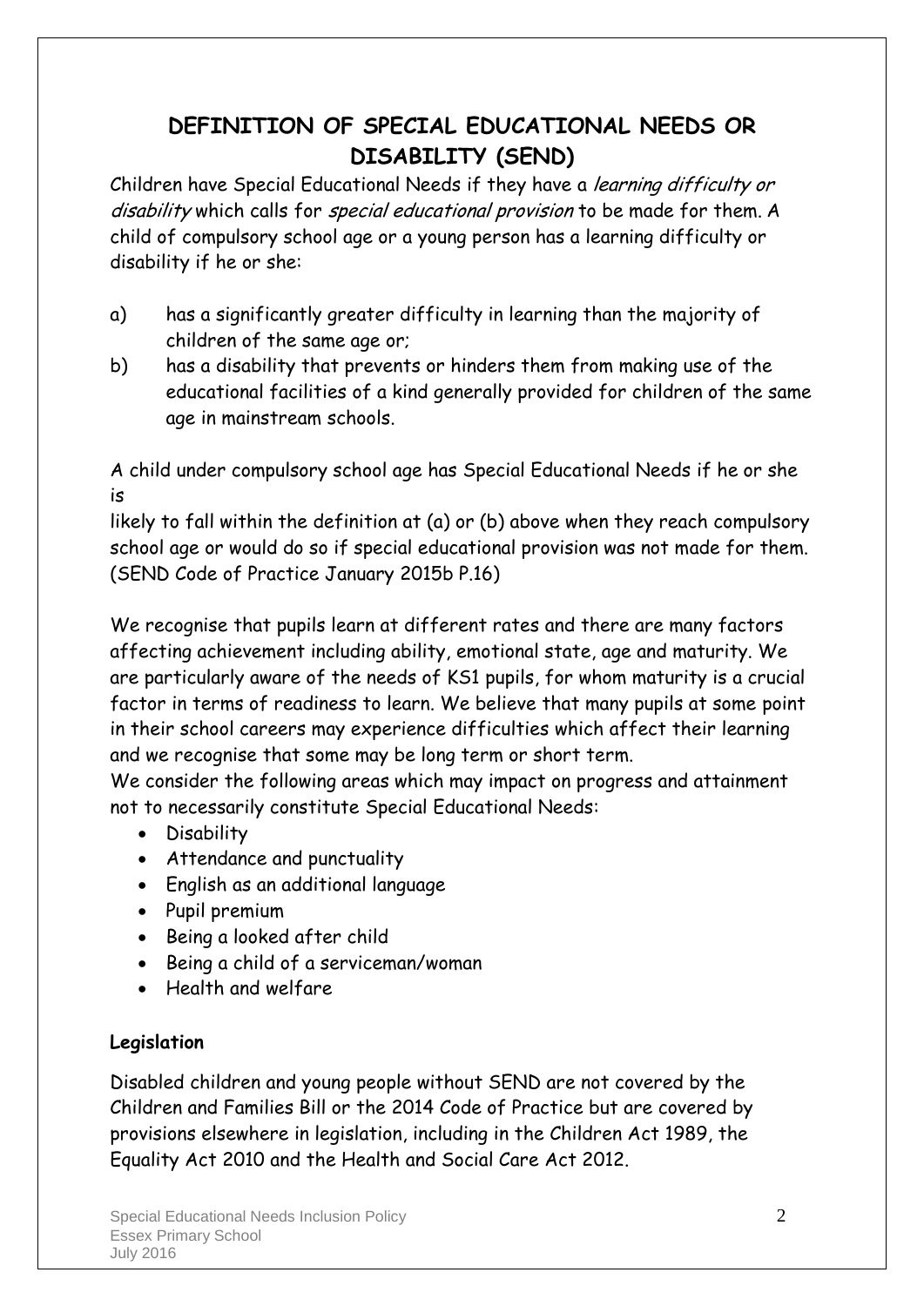# DEFINITION OF SPECIAL EDUCATIONAL NEEDS OR DISABILITY (SEND)

Children have Special Educational Needs if they have a *learning difficulty or disability* which calls for *special educational provision* to be made for them. A child of compulsory school age or a young person has a learning difficulty or disability if he or she:

a) has a significantly greater difficulty in learning than the majority of children of the same age or;

b) has a disability that prevents or hinders them from making use of the educational facilities of a kind generally provided for children of the same age in mainstream schools.

A child under compulsory school age has Special Educational Needs if he or she is
likely to fall within the definition at (a) or (b) above when they reach compulsory school age or would do so if special educational provision was not made for them. (SEND Code of Practice January 2015b P.16)

We recognise that pupils learn at different rates and there are many factors affecting achievement including ability, emotional state, age and maturity. We are particularly aware of the needs of KS1 pupils, for whom maturity is a crucial factor in terms of readiness to learn. We believe that many pupils at some point in their school careers may experience difficulties which affect their learning and we recognise that some may be long term or short term.
We consider the following areas which may impact on progress and attainment not to necessarily constitute Special Educational Needs:

- Disability
- Attendance and punctuality
- English as an additional language
- Pupil premium
- Being a looked after child
- Being a child of a serviceman/woman
- Health and welfare

**Legislation**

Disabled children and young people without SEND are not covered by the Children and Families Bill or the 2014 Code of Practice but are covered by provisions elsewhere in legislation, including in the Children Act 1989, the Equality Act 2010 and the Health and Social Care Act 2012.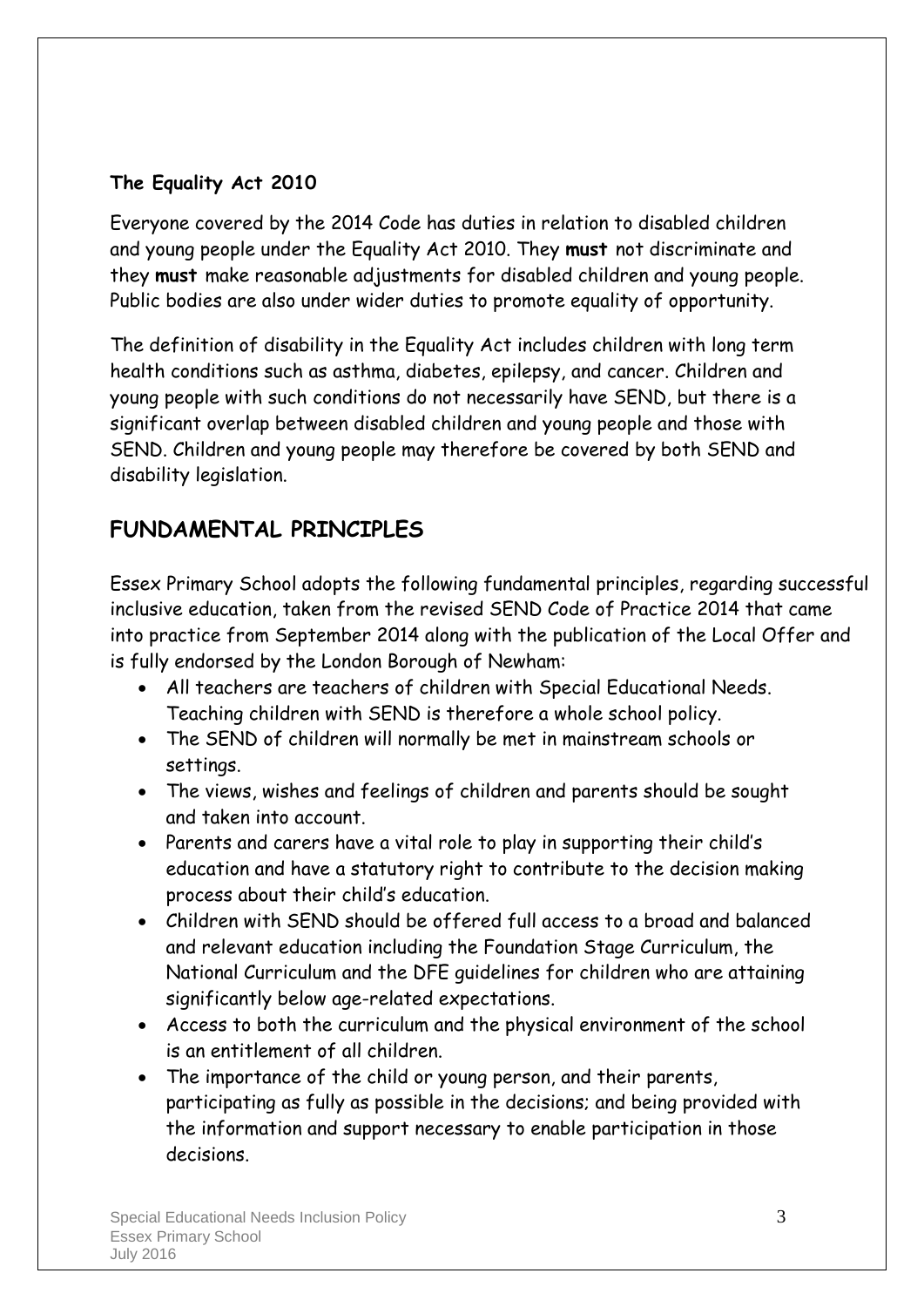**The Equality Act 2010**

Everyone covered by the 2014 Code has duties in relation to disabled children and young people under the Equality Act 2010. They **must** not discriminate and they **must** make reasonable adjustments for disabled children and young people. Public bodies are also under wider duties to promote equality of opportunity.

The definition of disability in the Equality Act includes children with long term health conditions such as asthma, diabetes, epilepsy, and cancer. Children and young people with such conditions do not necessarily have SEND, but there is a significant overlap between disabled children and young people and those with SEND. Children and young people may therefore be covered by both SEND and disability legislation.

## FUNDAMENTAL PRINCIPLES

Essex Primary School adopts the following fundamental principles, regarding successful inclusive education, taken from the revised SEND Code of Practice 2014 that came into practice from September 2014 along with the publication of the Local Offer and is fully endorsed by the London Borough of Newham:

- All teachers are teachers of children with Special Educational Needs. Teaching children with SEND is therefore a whole school policy.
- The SEND of children will normally be met in mainstream schools or settings.
- The views, wishes and feelings of children and parents should be sought and taken into account.
- Parents and carers have a vital role to play in supporting their child's education and have a statutory right to contribute to the decision making process about their child's education.
- Children with SEND should be offered full access to a broad and balanced and relevant education including the Foundation Stage Curriculum, the National Curriculum and the DFE guidelines for children who are attaining significantly below age-related expectations.
- Access to both the curriculum and the physical environment of the school is an entitlement of all children.
- The importance of the child or young person, and their parents, participating as fully as possible in the decisions; and being provided with the information and support necessary to enable participation in those decisions.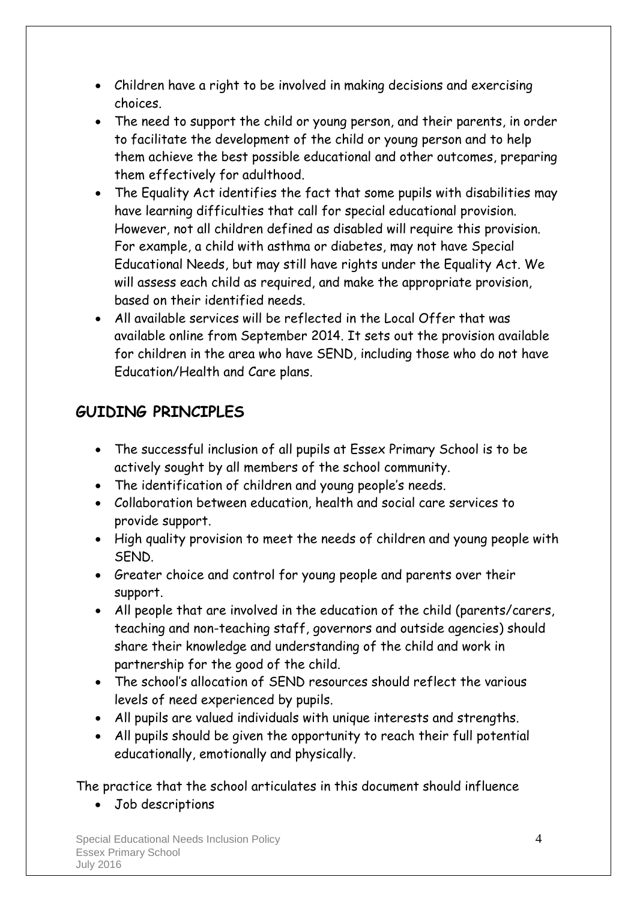- Children have a right to be involved in making decisions and exercising choices.
- The need to support the child or young person, and their parents, in order to facilitate the development of the child or young person and to help them achieve the best possible educational and other outcomes, preparing them effectively for adulthood.
- The Equality Act identifies the fact that some pupils with disabilities may have learning difficulties that call for special educational provision. However, not all children defined as disabled will require this provision. For example, a child with asthma or diabetes, may not have Special Educational Needs, but may still have rights under the Equality Act. We will assess each child as required, and make the appropriate provision, based on their identified needs.
- All available services will be reflected in the Local Offer that was available online from September 2014. It sets out the provision available for children in the area who have SEND, including those who do not have Education/Health and Care plans.

## GUIDING PRINCIPLES

- The successful inclusion of all pupils at Essex Primary School is to be actively sought by all members of the school community.
- The identification of children and young people's needs.
- Collaboration between education, health and social care services to provide support.
- High quality provision to meet the needs of children and young people with SEND.
- Greater choice and control for young people and parents over their support.
- All people that are involved in the education of the child (parents/carers, teaching and non-teaching staff, governors and outside agencies) should share their knowledge and understanding of the child and work in partnership for the good of the child.
- The school's allocation of SEND resources should reflect the various levels of need experienced by pupils.
- All pupils are valued individuals with unique interests and strengths.
- All pupils should be given the opportunity to reach their full potential educationally, emotionally and physically.

The practice that the school articulates in this document should influence

- Job descriptions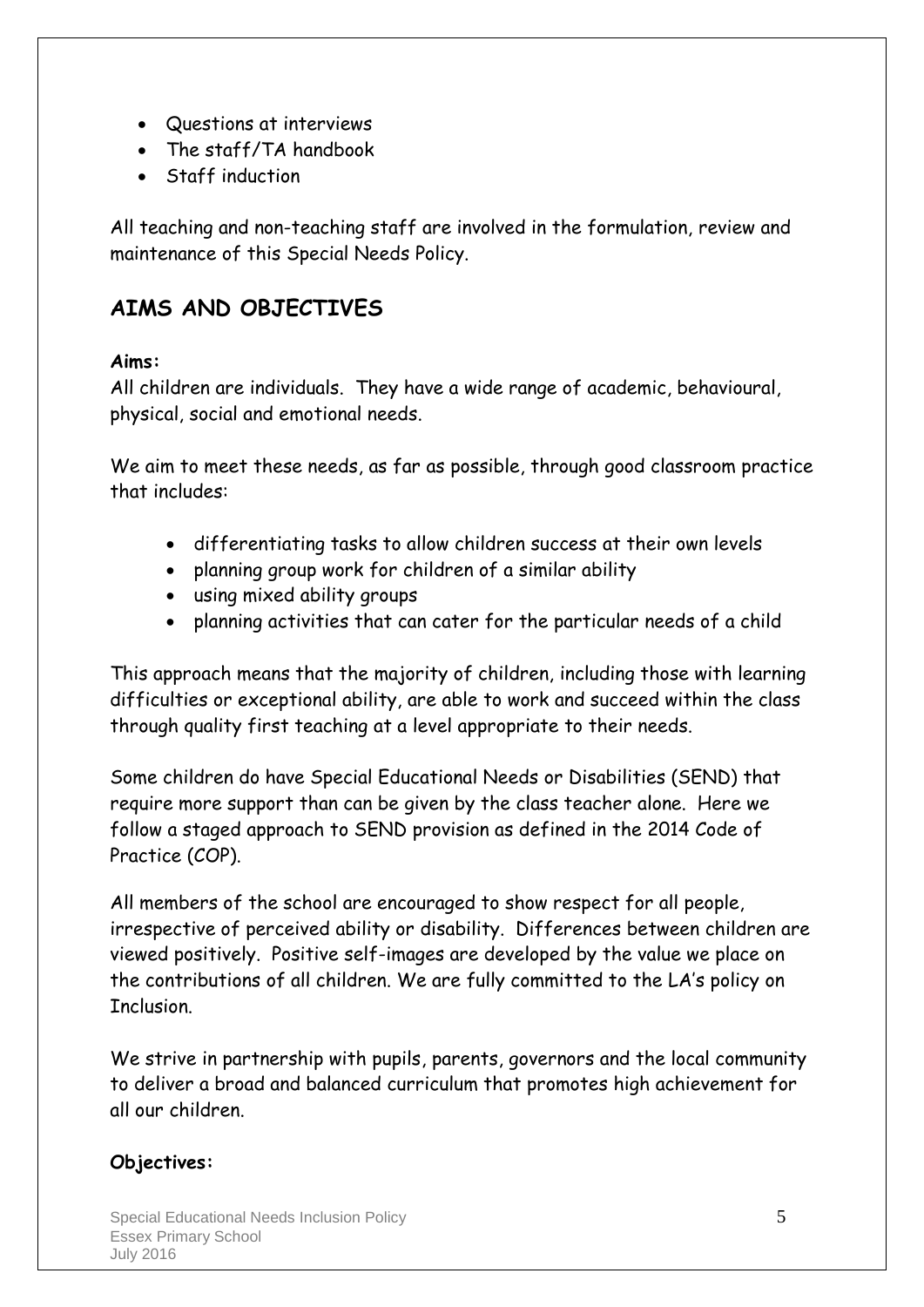- Questions at interviews
- The staff/TA handbook
- Staff induction

All teaching and non-teaching staff are involved in the formulation, review and maintenance of this Special Needs Policy.

## AIMS AND OBJECTIVES

**Aims:**

All children are individuals. They have a wide range of academic, behavioural, physical, social and emotional needs.

We aim to meet these needs, as far as possible, through good classroom practice that includes:

- differentiating tasks to allow children success at their own levels
- planning group work for children of a similar ability
- using mixed ability groups
- planning activities that can cater for the particular needs of a child

This approach means that the majority of children, including those with learning difficulties or exceptional ability, are able to work and succeed within the class through quality first teaching at a level appropriate to their needs.

Some children do have Special Educational Needs or Disabilities (SEND) that require more support than can be given by the class teacher alone. Here we follow a staged approach to SEND provision as defined in the 2014 Code of Practice (COP).

All members of the school are encouraged to show respect for all people, irrespective of perceived ability or disability. Differences between children are viewed positively. Positive self-images are developed by the value we place on the contributions of all children. We are fully committed to the LA's policy on Inclusion.

We strive in partnership with pupils, parents, governors and the local community to deliver a broad and balanced curriculum that promotes high achievement for all our children.

**Objectives:**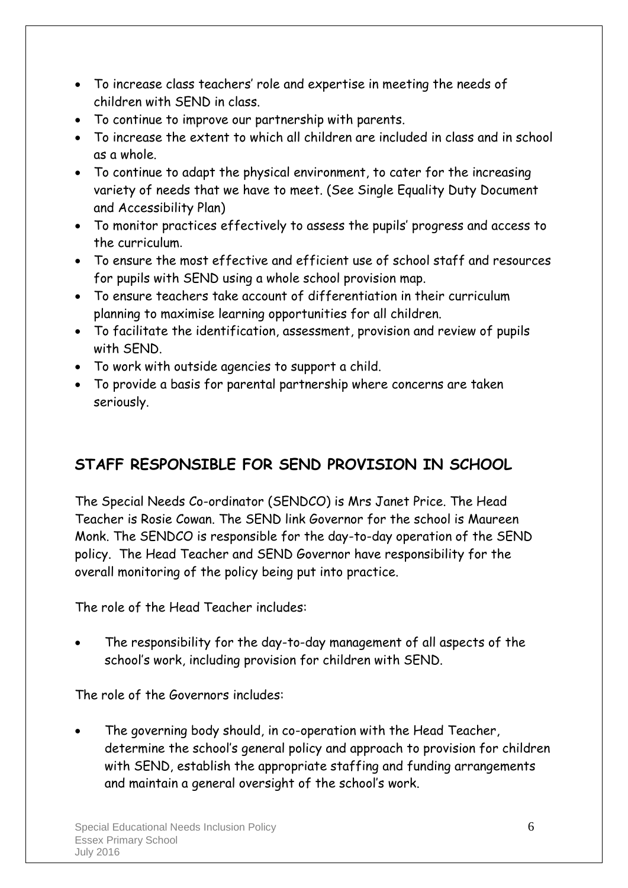- To increase class teachers' role and expertise in meeting the needs of children with SEND in class.
- To continue to improve our partnership with parents.
- To increase the extent to which all children are included in class and in school as a whole.
- To continue to adapt the physical environment, to cater for the increasing variety of needs that we have to meet. (See Single Equality Duty Document and Accessibility Plan)
- To monitor practices effectively to assess the pupils' progress and access to the curriculum.
- To ensure the most effective and efficient use of school staff and resources for pupils with SEND using a whole school provision map.
- To ensure teachers take account of differentiation in their curriculum planning to maximise learning opportunities for all children.
- To facilitate the identification, assessment, provision and review of pupils with SEND.
- To work with outside agencies to support a child.
- To provide a basis for parental partnership where concerns are taken seriously.

## STAFF RESPONSIBLE FOR SEND PROVISION IN SCHOOL

The Special Needs Co-ordinator (SENDCO) is Mrs Janet Price. The Head Teacher is Rosie Cowan. The SEND link Governor for the school is Maureen Monk. The SENDCO is responsible for the day-to-day operation of the SEND policy. The Head Teacher and SEND Governor have responsibility for the overall monitoring of the policy being put into practice.

The role of the Head Teacher includes:

- The responsibility for the day-to-day management of all aspects of the school's work, including provision for children with SEND.

The role of the Governors includes:

- The governing body should, in co-operation with the Head Teacher, determine the school's general policy and approach to provision for children with SEND, establish the appropriate staffing and funding arrangements and maintain a general oversight of the school's work.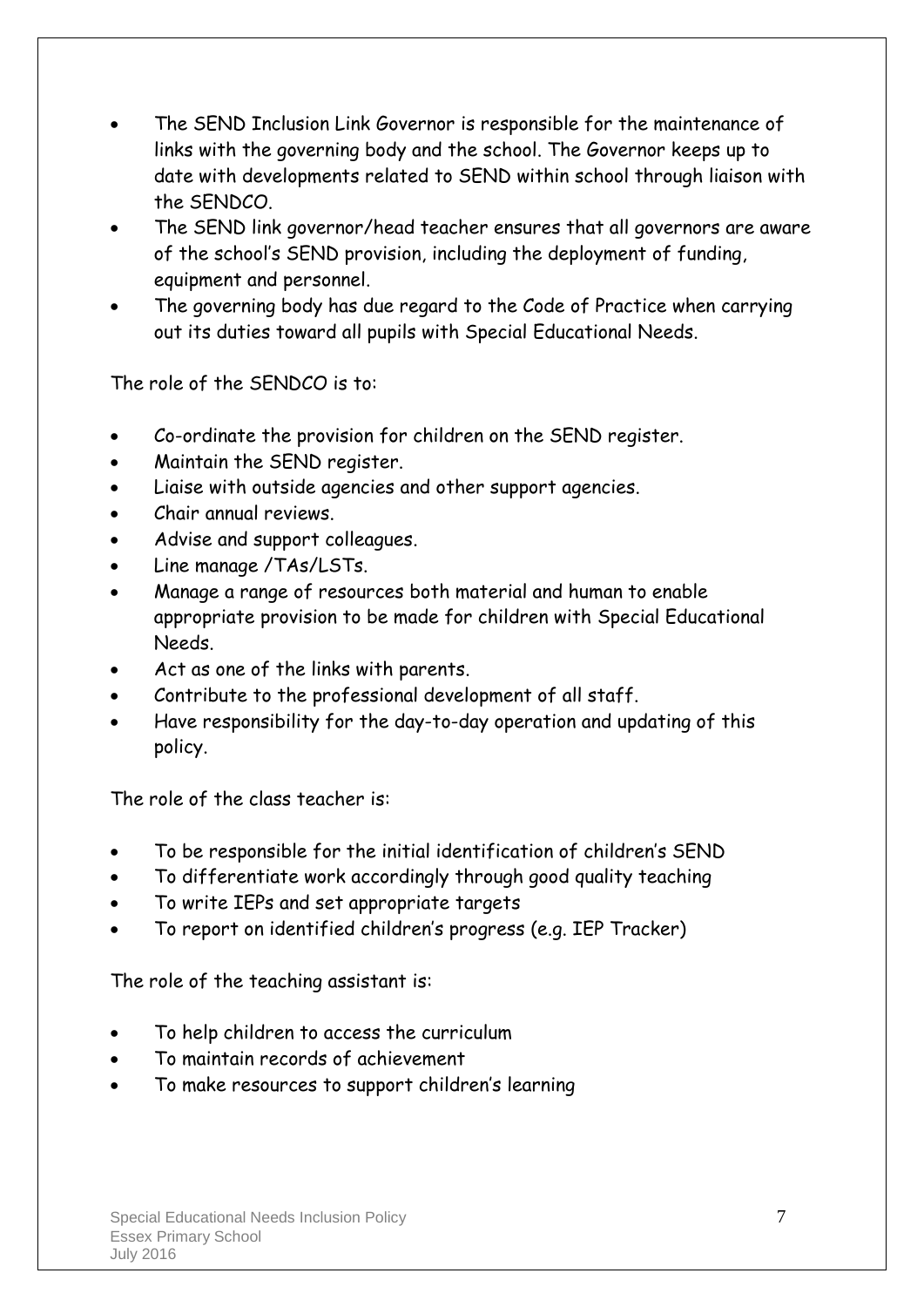- The SEND Inclusion Link Governor is responsible for the maintenance of links with the governing body and the school. The Governor keeps up to date with developments related to SEND within school through liaison with the SENDCO.
- The SEND link governor/head teacher ensures that all governors are aware of the school's SEND provision, including the deployment of funding, equipment and personnel.
- The governing body has due regard to the Code of Practice when carrying out its duties toward all pupils with Special Educational Needs.

The role of the SENDCO is to:

- Co-ordinate the provision for children on the SEND register.
- Maintain the SEND register.
- Liaise with outside agencies and other support agencies.
- Chair annual reviews.
- Advise and support colleagues.
- Line manage /TAs/LSTs.
- Manage a range of resources both material and human to enable appropriate provision to be made for children with Special Educational Needs.
- Act as one of the links with parents.
- Contribute to the professional development of all staff.
- Have responsibility for the day-to-day operation and updating of this policy.

The role of the class teacher is:

- To be responsible for the initial identification of children's SEND
- To differentiate work accordingly through good quality teaching
- To write IEPs and set appropriate targets
- To report on identified children's progress (e.g. IEP Tracker)

The role of the teaching assistant is:

- To help children to access the curriculum
- To maintain records of achievement
- To make resources to support children's learning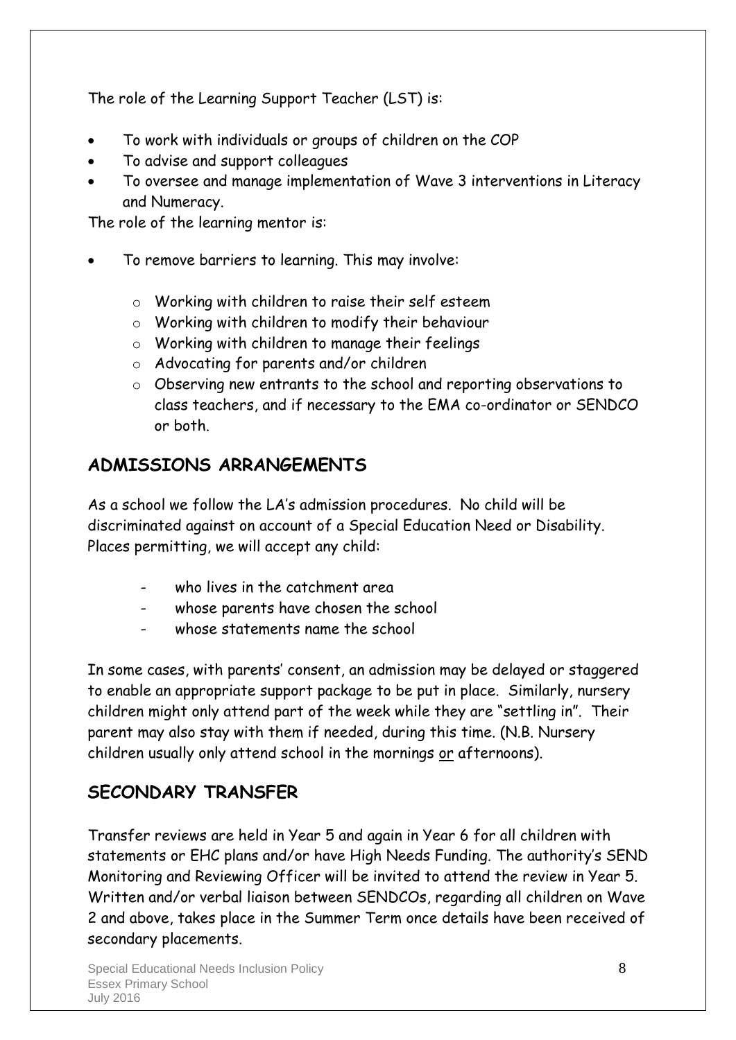The role of the Learning Support Teacher (LST) is:

- To work with individuals or groups of children on the COP
- To advise and support colleagues
- To oversee and manage implementation of Wave 3 interventions in Literacy and Numeracy.

The role of the learning mentor is:

- To remove barriers to learning. This may involve:
  - Working with children to raise their self esteem
  - Working with children to modify their behaviour
  - Working with children to manage their feelings
  - Advocating for parents and/or children
  - Observing new entrants to the school and reporting observations to class teachers, and if necessary to the EMA co-ordinator or SENDCO or both.

## ADMISSIONS ARRANGEMENTS

As a school we follow the LA's admission procedures. No child will be discriminated against on account of a Special Education Need or Disability. Places permitting, we will accept any child:

- who lives in the catchment area
- whose parents have chosen the school
- whose statements name the school

In some cases, with parents' consent, an admission may be delayed or staggered to enable an appropriate support package to be put in place. Similarly, nursery children might only attend part of the week while they are "settling in". Their parent may also stay with them if needed, during this time. (N.B. Nursery children usually only attend school in the mornings <u>or</u> afternoons).

## SECONDARY TRANSFER

Transfer reviews are held in Year 5 and again in Year 6 for all children with statements or EHC plans and/or have High Needs Funding. The authority's SEND Monitoring and Reviewing Officer will be invited to attend the review in Year 5. Written and/or verbal liaison between SENDCOs, regarding all children on Wave 2 and above, takes place in the Summer Term once details have been received of secondary placements.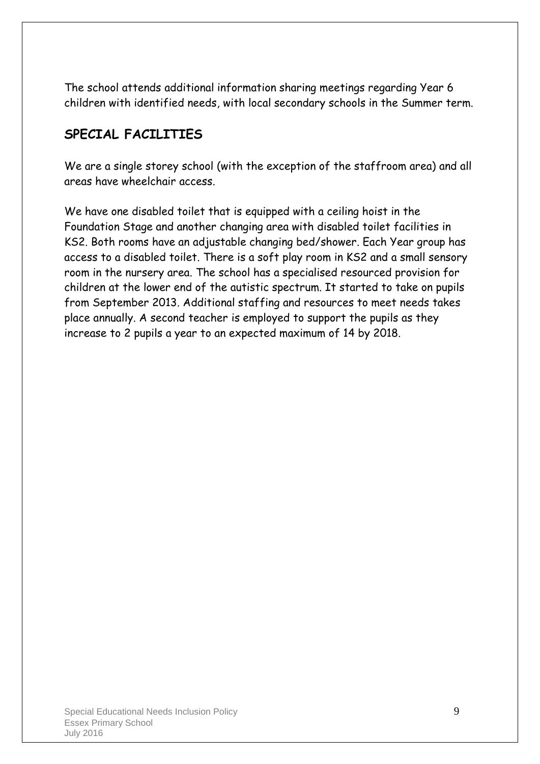The school attends additional information sharing meetings regarding Year 6 children with identified needs, with local secondary schools in the Summer term.

## SPECIAL FACILITIES

We are a single storey school (with the exception of the staffroom area) and all areas have wheelchair access.

We have one disabled toilet that is equipped with a ceiling hoist in the Foundation Stage and another changing area with disabled toilet facilities in KS2. Both rooms have an adjustable changing bed/shower. Each Year group has access to a disabled toilet. There is a soft play room in KS2 and a small sensory room in the nursery area. The school has a specialised resourced provision for children at the lower end of the autistic spectrum. It started to take on pupils from September 2013. Additional staffing and resources to meet needs takes place annually. A second teacher is employed to support the pupils as they increase to 2 pupils a year to an expected maximum of 14 by 2018.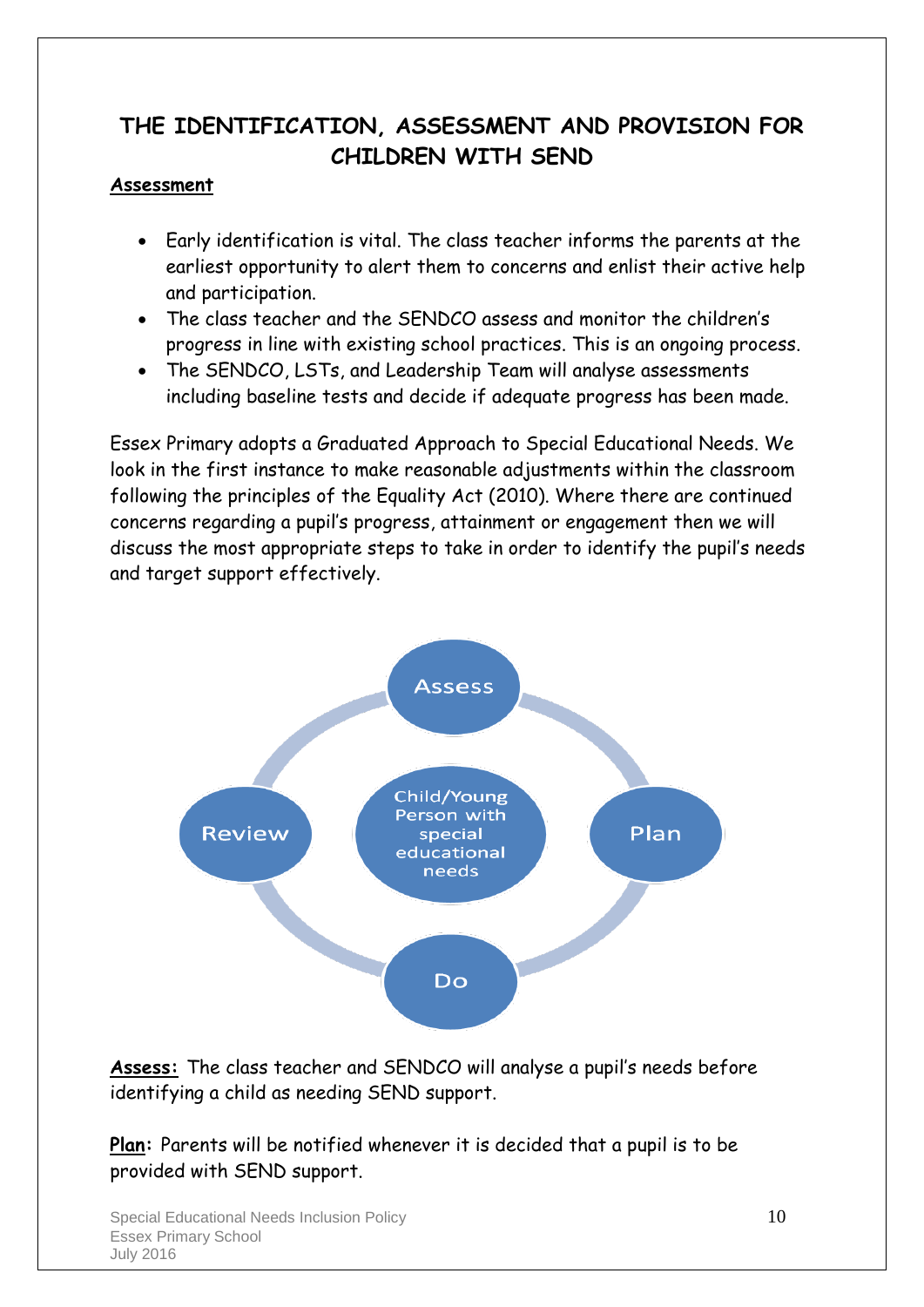# THE IDENTIFICATION, ASSESSMENT AND PROVISION FOR CHILDREN WITH SEND

**Assessment**

- Early identification is vital. The class teacher informs the parents at the earliest opportunity to alert them to concerns and enlist their active help and participation.
- The class teacher and the SENDCO assess and monitor the children's progress in line with existing school practices. This is an ongoing process.
- The SENDCO, LSTs, and Leadership Team will analyse assessments including baseline tests and decide if adequate progress has been made.

Essex Primary adopts a Graduated Approach to Special Educational Needs. We look in the first instance to make reasonable adjustments within the classroom following the principles of the Equality Act (2010). Where there are continued concerns regarding a pupil's progress, attainment or engagement then we will discuss the most appropriate steps to take in order to identify the pupil's needs and target support effectively.

Assess → Plan → Do → Review (Child/Young Person with special educational needs)

**Assess:** The class teacher and SENDCO will analyse a pupil's needs before identifying a child as needing SEND support.

**Plan:** Parents will be notified whenever it is decided that a pupil is to be provided with SEND support.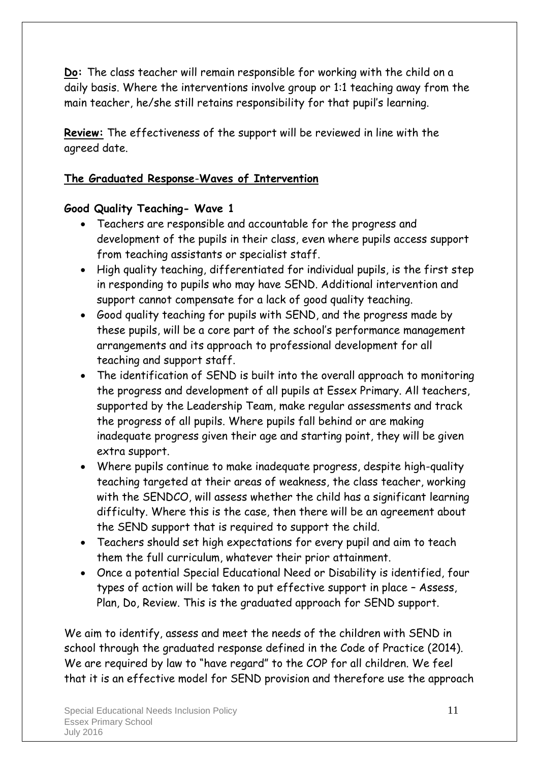**Do:** The class teacher will remain responsible for working with the child on a daily basis. Where the interventions involve group or 1:1 teaching away from the main teacher, he/she still retains responsibility for that pupil's learning.

**Review:** The effectiveness of the support will be reviewed in line with the agreed date.

**The Graduated Response-Waves of Intervention**

**Good Quality Teaching- Wave 1**

- Teachers are responsible and accountable for the progress and development of the pupils in their class, even where pupils access support from teaching assistants or specialist staff.
- High quality teaching, differentiated for individual pupils, is the first step in responding to pupils who may have SEND. Additional intervention and support cannot compensate for a lack of good quality teaching.
- Good quality teaching for pupils with SEND, and the progress made by these pupils, will be a core part of the school's performance management arrangements and its approach to professional development for all teaching and support staff.
- The identification of SEND is built into the overall approach to monitoring the progress and development of all pupils at Essex Primary. All teachers, supported by the Leadership Team, make regular assessments and track the progress of all pupils. Where pupils fall behind or are making inadequate progress given their age and starting point, they will be given extra support.
- Where pupils continue to make inadequate progress, despite high-quality teaching targeted at their areas of weakness, the class teacher, working with the SENDCO, will assess whether the child has a significant learning difficulty. Where this is the case, then there will be an agreement about the SEND support that is required to support the child.
- Teachers should set high expectations for every pupil and aim to teach them the full curriculum, whatever their prior attainment.
- Once a potential Special Educational Need or Disability is identified, four types of action will be taken to put effective support in place – Assess, Plan, Do, Review. This is the graduated approach for SEND support.

We aim to identify, assess and meet the needs of the children with SEND in school through the graduated response defined in the Code of Practice (2014). We are required by law to "have regard" to the COP for all children. We feel that it is an effective model for SEND provision and therefore use the approach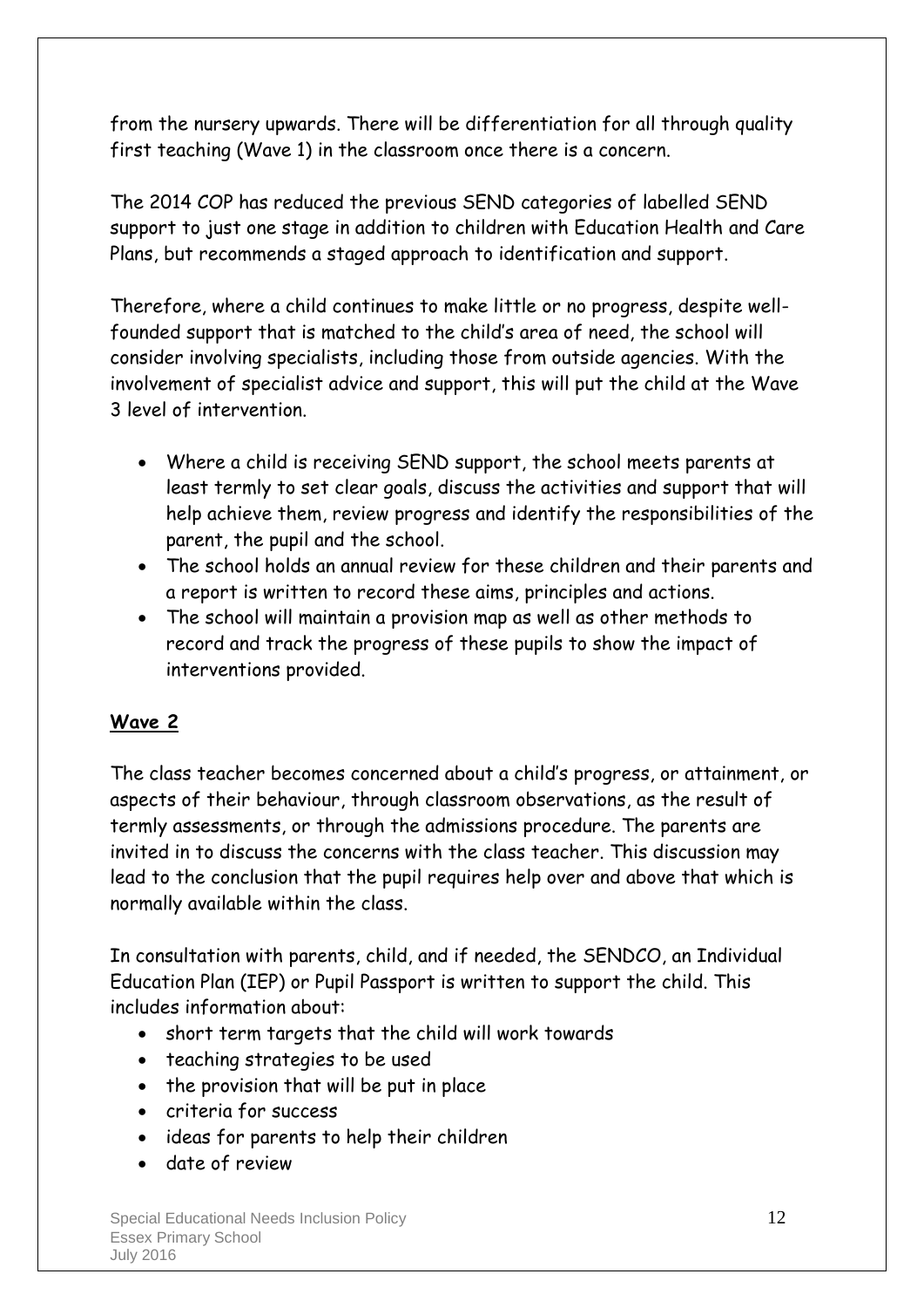from the nursery upwards. There will be differentiation for all through quality first teaching (Wave 1) in the classroom once there is a concern.

The 2014 COP has reduced the previous SEND categories of labelled SEND support to just one stage in addition to children with Education Health and Care Plans, but recommends a staged approach to identification and support.

Therefore, where a child continues to make little or no progress, despite well-founded support that is matched to the child's area of need, the school will consider involving specialists, including those from outside agencies. With the involvement of specialist advice and support, this will put the child at the Wave 3 level of intervention.

- Where a child is receiving SEND support, the school meets parents at least termly to set clear goals, discuss the activities and support that will help achieve them, review progress and identify the responsibilities of the parent, the pupil and the school.
- The school holds an annual review for these children and their parents and a report is written to record these aims, principles and actions.
- The school will maintain a provision map as well as other methods to record and track the progress of these pupils to show the impact of interventions provided.

## Wave 2

The class teacher becomes concerned about a child's progress, or attainment, or aspects of their behaviour, through classroom observations, as the result of termly assessments, or through the admissions procedure. The parents are invited in to discuss the concerns with the class teacher. This discussion may lead to the conclusion that the pupil requires help over and above that which is normally available within the class.

In consultation with parents, child, and if needed, the SENDCO, an Individual Education Plan (IEP) or Pupil Passport is written to support the child. This includes information about:

- short term targets that the child will work towards
- teaching strategies to be used
- the provision that will be put in place
- criteria for success
- ideas for parents to help their children
- date of review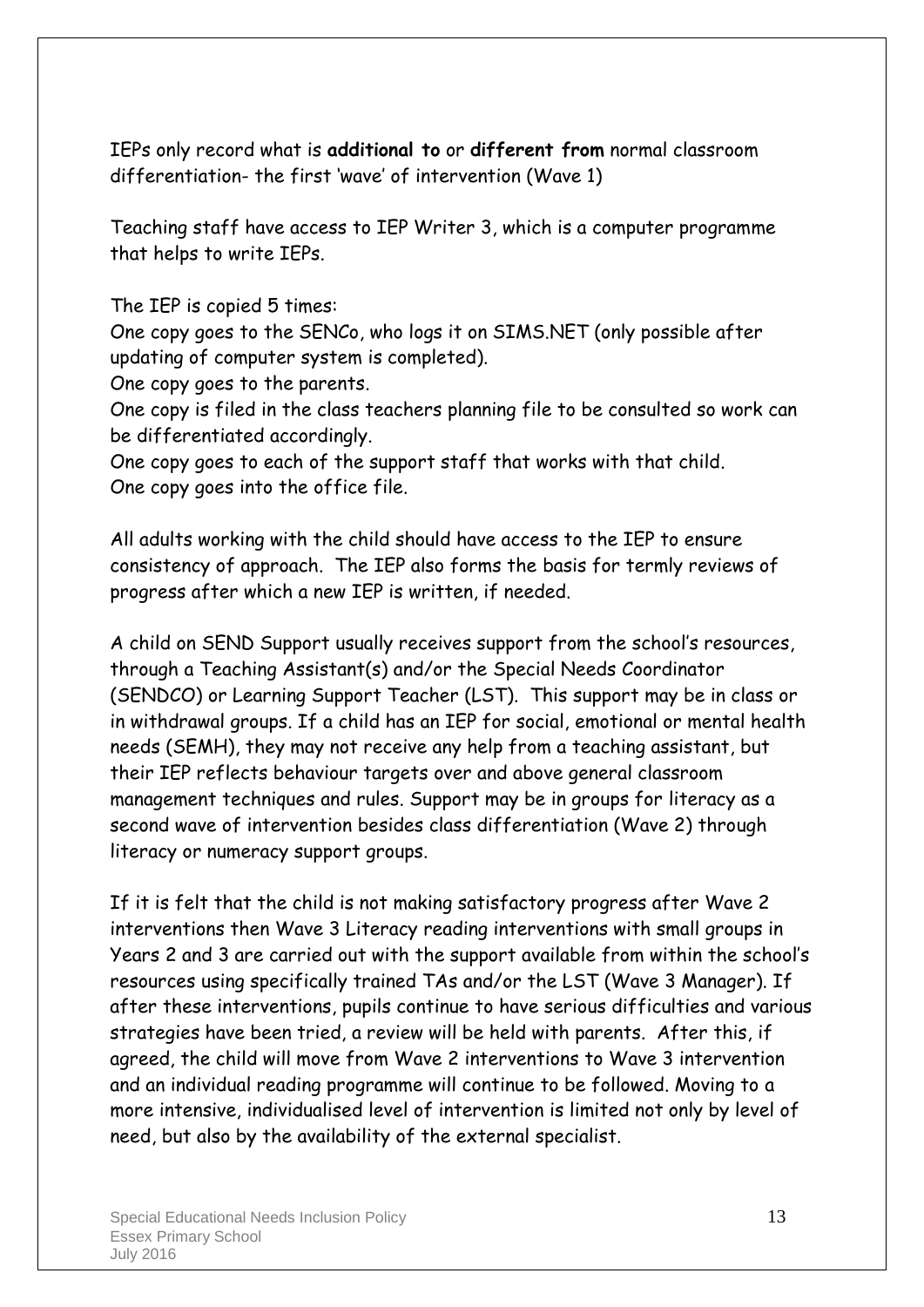IEPs only record what is **additional to** or **different from** normal classroom differentiation- the first 'wave' of intervention (Wave 1)

Teaching staff have access to IEP Writer 3, which is a computer programme that helps to write IEPs.

The IEP is copied 5 times:
One copy goes to the SENCo, who logs it on SIMS.NET (only possible after updating of computer system is completed).
One copy goes to the parents.
One copy is filed in the class teachers planning file to be consulted so work can be differentiated accordingly.
One copy goes to each of the support staff that works with that child.
One copy goes into the office file.

All adults working with the child should have access to the IEP to ensure consistency of approach. The IEP also forms the basis for termly reviews of progress after which a new IEP is written, if needed.

A child on SEND Support usually receives support from the school's resources, through a Teaching Assistant(s) and/or the Special Needs Coordinator (SENDCO) or Learning Support Teacher (LST). This support may be in class or in withdrawal groups. If a child has an IEP for social, emotional or mental health needs (SEMH), they may not receive any help from a teaching assistant, but their IEP reflects behaviour targets over and above general classroom management techniques and rules. Support may be in groups for literacy as a second wave of intervention besides class differentiation (Wave 2) through literacy or numeracy support groups.

If it is felt that the child is not making satisfactory progress after Wave 2 interventions then Wave 3 Literacy reading interventions with small groups in Years 2 and 3 are carried out with the support available from within the school's resources using specifically trained TAs and/or the LST (Wave 3 Manager). If after these interventions, pupils continue to have serious difficulties and various strategies have been tried, a review will be held with parents. After this, if agreed, the child will move from Wave 2 interventions to Wave 3 intervention and an individual reading programme will continue to be followed. Moving to a more intensive, individualised level of intervention is limited not only by level of need, but also by the availability of the external specialist.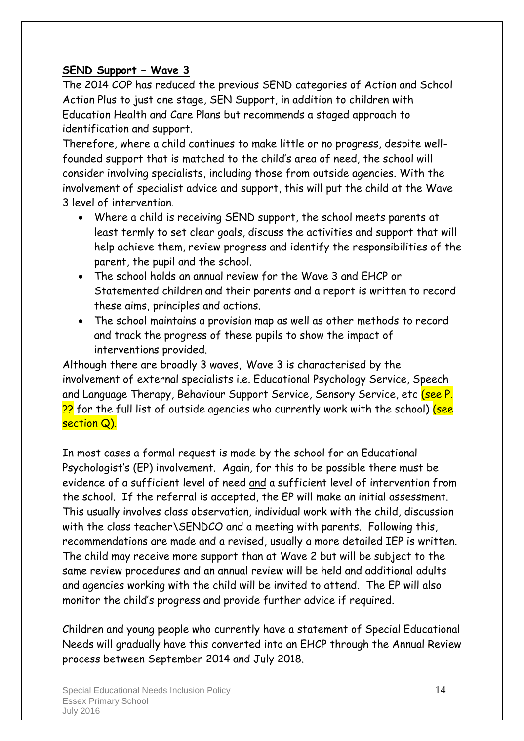**SEND Support – Wave 3**

The 2014 COP has reduced the previous SEND categories of Action and School Action Plus to just one stage, SEN Support, in addition to children with Education Health and Care Plans but recommends a staged approach to identification and support.

Therefore, where a child continues to make little or no progress, despite well-founded support that is matched to the child's area of need, the school will consider involving specialists, including those from outside agencies. With the involvement of specialist advice and support, this will put the child at the Wave 3 level of intervention.

- Where a child is receiving SEND support, the school meets parents at least termly to set clear goals, discuss the activities and support that will help achieve them, review progress and identify the responsibilities of the parent, the pupil and the school.
- The school holds an annual review for the Wave 3 and EHCP or Statemented children and their parents and a report is written to record these aims, principles and actions.
- The school maintains a provision map as well as other methods to record and track the progress of these pupils to show the impact of interventions provided.

Although there are broadly 3 waves, Wave 3 is characterised by the involvement of external specialists i.e. Educational Psychology Service, Speech and Language Therapy, Behaviour Support Service, Sensory Service, etc (see P. ?? for the full list of outside agencies who currently work with the school) (see section Q).

In most cases a formal request is made by the school for an Educational Psychologist's (EP) involvement. Again, for this to be possible there must be evidence of a sufficient level of need and a sufficient level of intervention from the school. If the referral is accepted, the EP will make an initial assessment. This usually involves class observation, individual work with the child, discussion with the class teacher\SENDCO and a meeting with parents. Following this, recommendations are made and a revised, usually ~~a~~ more detailed IEP is written. The child may receive more support than at Wave 2 but will be subject to the same review procedures and an annual review will be held and additional adults and agencies working with the child will be invited to attend. The EP will also monitor the child's progress and provide further advice if required.

Children and young people who currently have a statement of Special Educational Needs will gradually have this converted into an EHCP through the Annual Review process between September 2014 and July 2018.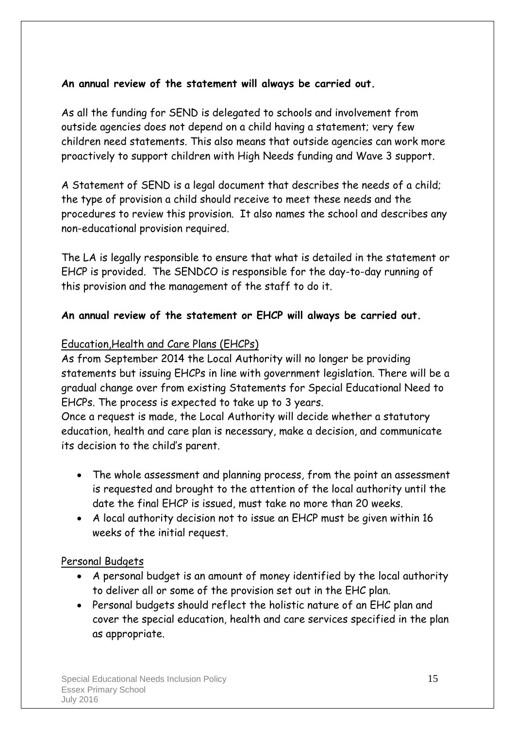**An annual review of the statement will always be carried out.**

As all the funding for SEND is delegated to schools and involvement from outside agencies does not depend on a child having a statement; very few children need statements. This also means that outside agencies can work more proactively to support children with High Needs funding and Wave 3 support.

A Statement of SEND is a legal document that describes the needs of a child; the type of provision a child should receive to meet these needs and the procedures to review this provision. It also names the school and describes any non-educational provision required.

The LA is legally responsible to ensure that what is detailed in the statement or EHCP is provided. The SENDCO is responsible for the day-to-day running of this provision and the management of the staff to do it.

**An annual review of the statement or EHCP will always be carried out.**

<u>Education,Health and Care Plans (EHCPs)</u>

As from September 2014 the Local Authority will no longer be providing statements but issuing EHCPs in line with government legislation. There will be a gradual change over from existing Statements for Special Educational Need to EHCPs. The process is expected to take up to 3 years.

Once a request is made, the Local Authority will decide whether a statutory education, health and care plan is necessary, make a decision, and communicate its decision to the child's parent.

- The whole assessment and planning process, from the point an assessment is requested and brought to the attention of the local authority until the date the final EHCP is issued, must take no more than 20 weeks.
- A local authority decision not to issue an EHCP must be given within 16 weeks of the initial request.

<u>Personal Budgets</u>

- A personal budget is an amount of money identified by the local authority to deliver all or some of the provision set out in the EHC plan.
- Personal budgets should reflect the holistic nature of an EHC plan and cover the special education, health and care services specified in the plan as appropriate.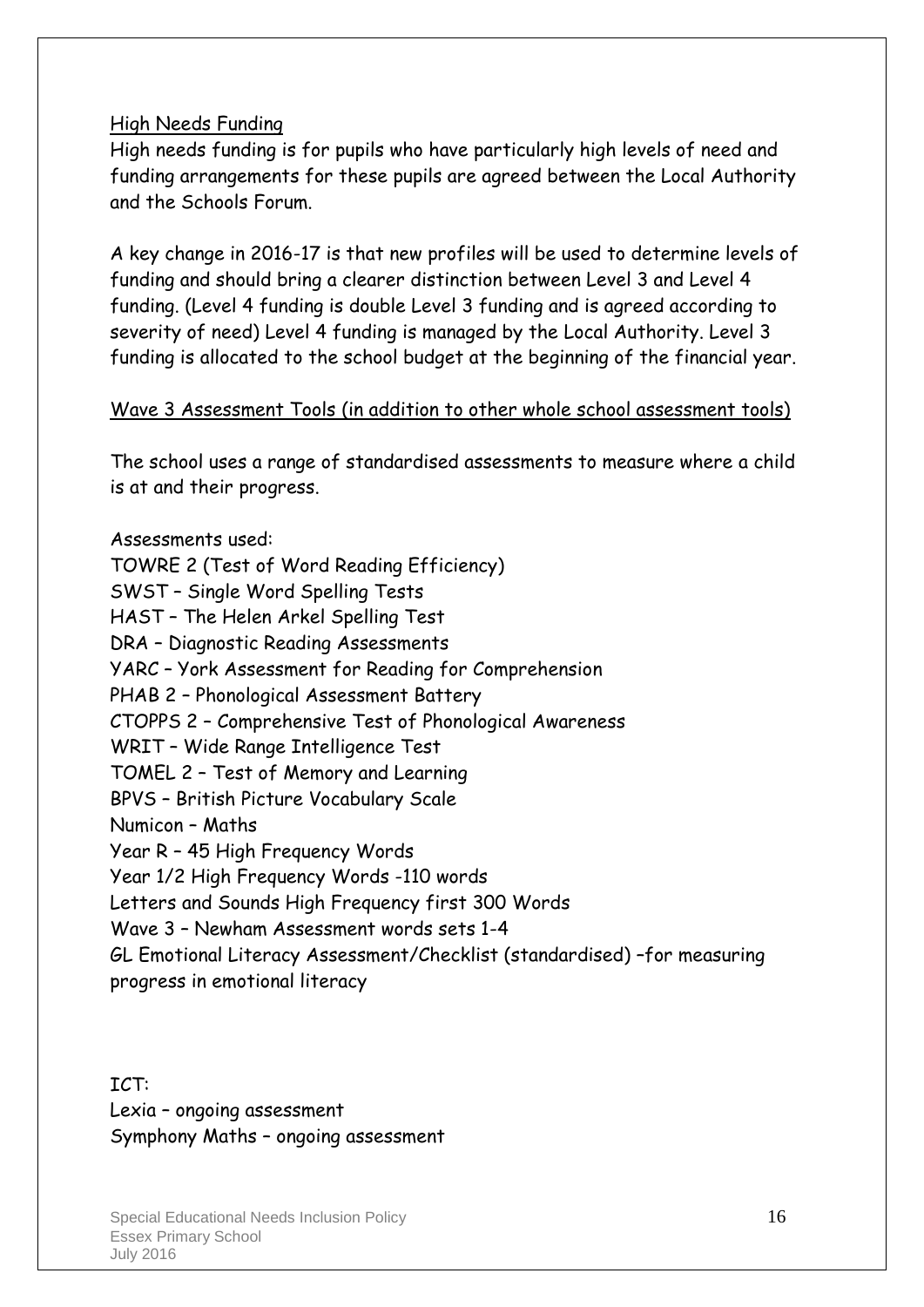## High Needs Funding

High needs funding is for pupils who have particularly high levels of need and funding arrangements for these pupils are agreed between the Local Authority and the Schools Forum.

A key change in 2016-17 is that new profiles will be used to determine levels of funding and should bring a clearer distinction between Level 3 and Level 4 funding. (Level 4 funding is double Level 3 funding and is agreed according to severity of need) Level 4 funding is managed by the Local Authority. Level 3 funding is allocated to the school budget at the beginning of the financial year.

## Wave 3 Assessment Tools (in addition to other whole school assessment tools)

The school uses a range of standardised assessments to measure where a child is at and their progress.

Assessments used:
TOWRE 2 (Test of Word Reading Efficiency)
SWST – Single Word Spelling Tests
HAST – The Helen Arkel Spelling Test
DRA – Diagnostic Reading Assessments
YARC – York Assessment for Reading for Comprehension
PHAB 2 – Phonological Assessment Battery
CTOPPS 2 – Comprehensive Test of Phonological Awareness
WRIT – Wide Range Intelligence Test
TOMEL 2 – Test of Memory and Learning
BPVS – British Picture Vocabulary Scale
Numicon – Maths
Year R – 45 High Frequency Words
Year 1/2 High Frequency Words -110 words
Letters and Sounds High Frequency first 300 Words
Wave 3 – Newham Assessment words sets 1-4
GL Emotional Literacy Assessment/Checklist (standardised) –for measuring progress in emotional literacy

ICT:
Lexia – ongoing assessment
Symphony Maths – ongoing assessment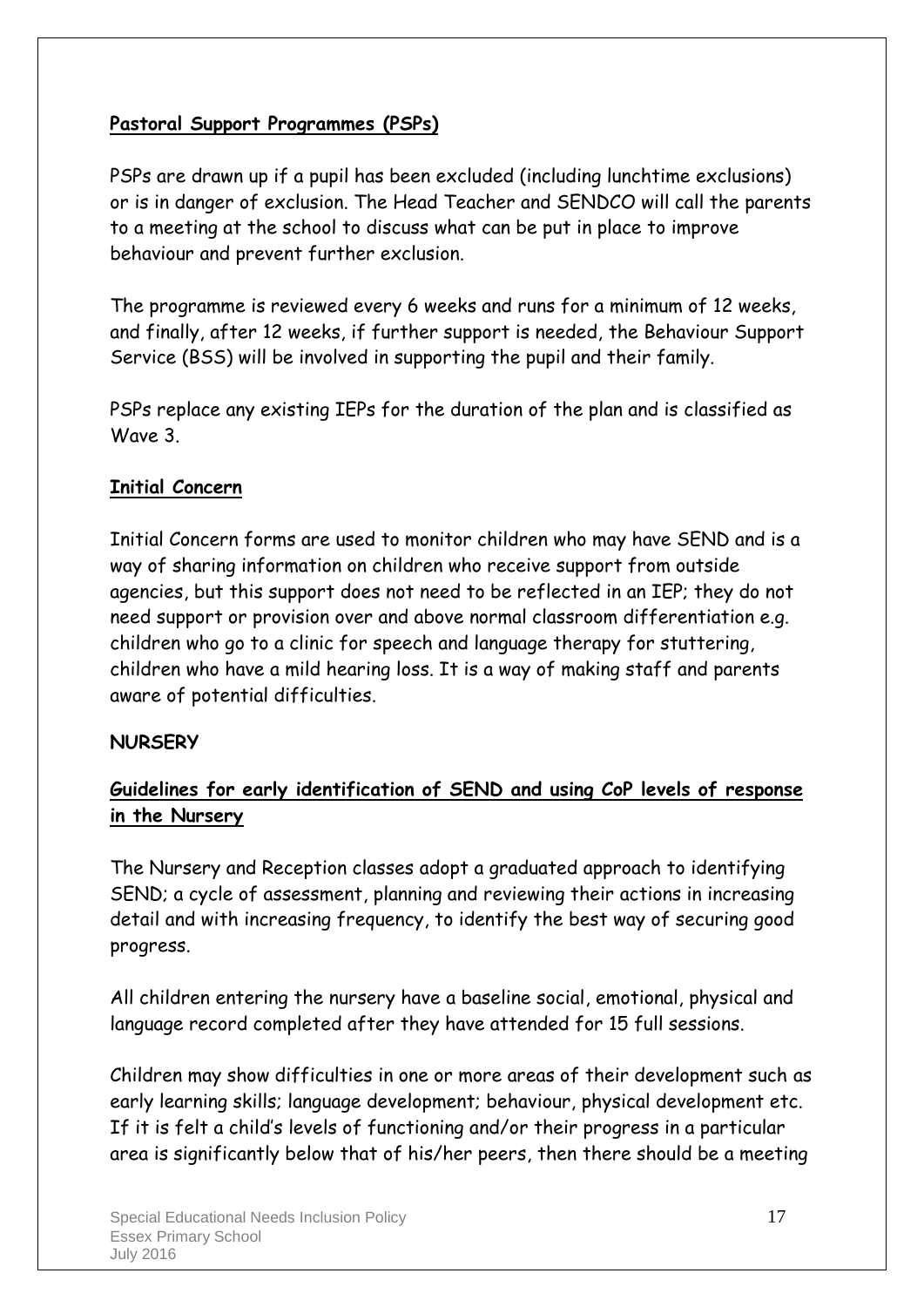**Pastoral Support Programmes (PSPs)**

PSPs are drawn up if a pupil has been excluded (including lunchtime exclusions) or is in danger of exclusion. The Head Teacher and SENDCO will call the parents to a meeting at the school to discuss what can be put in place to improve behaviour and prevent further exclusion.

The programme is reviewed every 6 weeks and runs for a minimum of 12 weeks, and finally, after 12 weeks, if further support is needed, the Behaviour Support Service (BSS) will be involved in supporting the pupil and their family.

PSPs replace any existing IEPs for the duration of the plan and is classified as Wave 3.

**Initial Concern**

Initial Concern forms are used to monitor children who may have SEND and is a way of sharing information on children who receive support from outside agencies, but this support does not need to be reflected in an IEP; they do not need support or provision over and above normal classroom differentiation e.g. children who go to a clinic for speech and language therapy for stuttering, children who have a mild hearing loss. It is a way of making staff and parents aware of potential difficulties.

**NURSERY**

**Guidelines for early identification of SEND and using CoP levels of response in the Nursery**

The Nursery and Reception classes adopt a graduated approach to identifying SEND; a cycle of assessment, planning and reviewing their actions in increasing detail and with increasing frequency, to identify the best way of securing good progress.

All children entering the nursery have a baseline social, emotional, physical and language record completed after they have attended for 15 full sessions.

Children may show difficulties in one or more areas of their development such as early learning skills; language development; behaviour, physical development etc. If it is felt a child's levels of functioning and/or their progress in a particular area is significantly below that of his/her peers, then there should be a meeting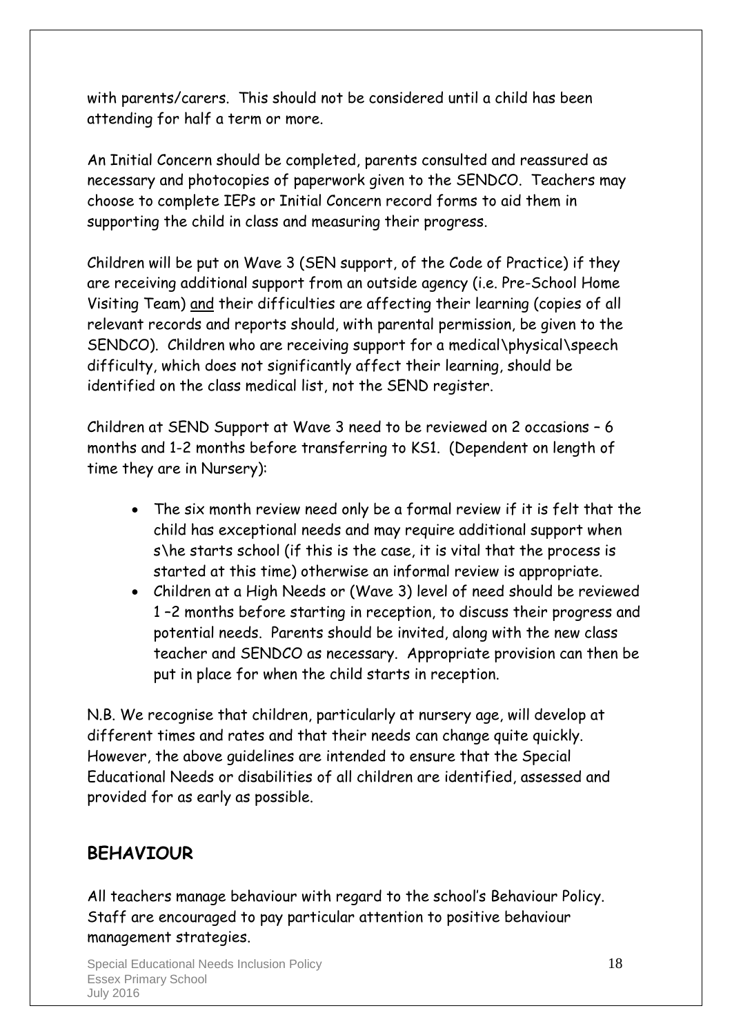with parents/carers. This should not be considered until a child has been attending for half a term or more.

An Initial Concern should be completed, parents consulted and reassured as necessary and photocopies of paperwork given to the SENDCO. Teachers may choose to complete IEPs or Initial Concern record forms to aid them in supporting the child in class and measuring their progress.

Children will be put on Wave 3 (SEN support, of the Code of Practice) if they are receiving additional support from an outside agency (i.e. Pre-School Home Visiting Team) <u>and</u> their difficulties are affecting their learning (copies of all relevant records and reports should, with parental permission, be given to the SENDCO). Children who are receiving support for a medical\physical\speech difficulty, which does not significantly affect their learning, should be identified on the class medical list, not the SEND register.

Children at SEND Support at Wave 3 need to be reviewed on 2 occasions – 6 months and 1-2 months before transferring to KS1. (Dependent on length of time they are in Nursery):

- The six month review need only be a formal review if it is felt that the child has exceptional needs and may require additional support when s\he starts school (if this is the case, it is vital that the process is started at this time) otherwise an informal review is appropriate.
- Children at a High Needs or (Wave 3) level of need should be reviewed 1 –2 months before starting in reception, to discuss their progress and potential needs. Parents should be invited, along with the new class teacher and SENDCO as necessary. Appropriate provision can then be put in place for when the child starts in reception.

N.B. We recognise that children, particularly at nursery age, will develop at different times and rates and that their needs can change quite quickly. However, the above guidelines are intended to ensure that the Special Educational Needs or disabilities of all children are identified, assessed and provided for as early as possible.

## BEHAVIOUR

All teachers manage behaviour with regard to the school's Behaviour Policy. Staff are encouraged to pay particular attention to positive behaviour management strategies.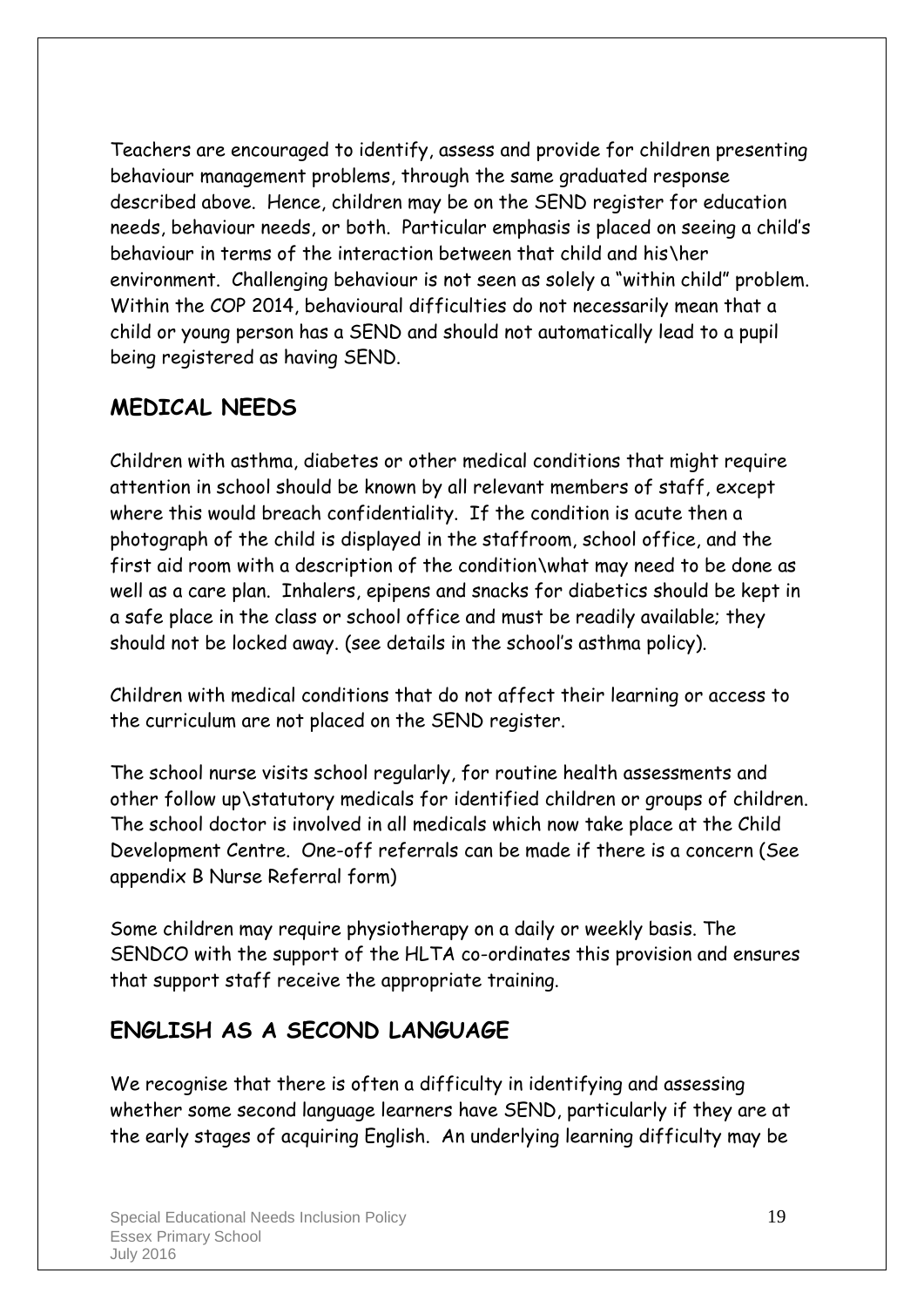Teachers are encouraged to identify, assess and provide for children presenting behaviour management problems, through the same graduated response described above. Hence, children may be on the SEND register for education needs, behaviour needs, or both. Particular emphasis is placed on seeing a child's behaviour in terms of the interaction between that child and his\her environment. Challenging behaviour is not seen as solely a "within child" problem. Within the COP 2014, behavioural difficulties do not necessarily mean that a child or young person has a SEND and should not automatically lead to a pupil being registered as having SEND.

## MEDICAL NEEDS

Children with asthma, diabetes or other medical conditions that might require attention in school should be known by all relevant members of staff, except where this would breach confidentiality. If the condition is acute then a photograph of the child is displayed in the staffroom, school office, and the first aid room with a description of the condition\what may need to be done as well as a care plan. Inhalers, epipens and snacks for diabetics should be kept in a safe place in the class or school office and must be readily available; they should not be locked away. (see details in the school's asthma policy).

Children with medical conditions that do not affect their learning or access to the curriculum are not placed on the SEND register.

The school nurse visits school regularly, for routine health assessments and other follow up\statutory medicals for identified children or groups of children. The school doctor is involved in all medicals which now take place at the Child Development Centre. One-off referrals can be made if there is a concern (See appendix B Nurse Referral form)

Some children may require physiotherapy on a daily or weekly basis. The SENDCO with the support of the HLTA co-ordinates this provision and ensures that support staff receive the appropriate training.

## ENGLISH AS A SECOND LANGUAGE

We recognise that there is often a difficulty in identifying and assessing whether some second language learners have SEND, particularly if they are at the early stages of acquiring English. An underlying learning difficulty may be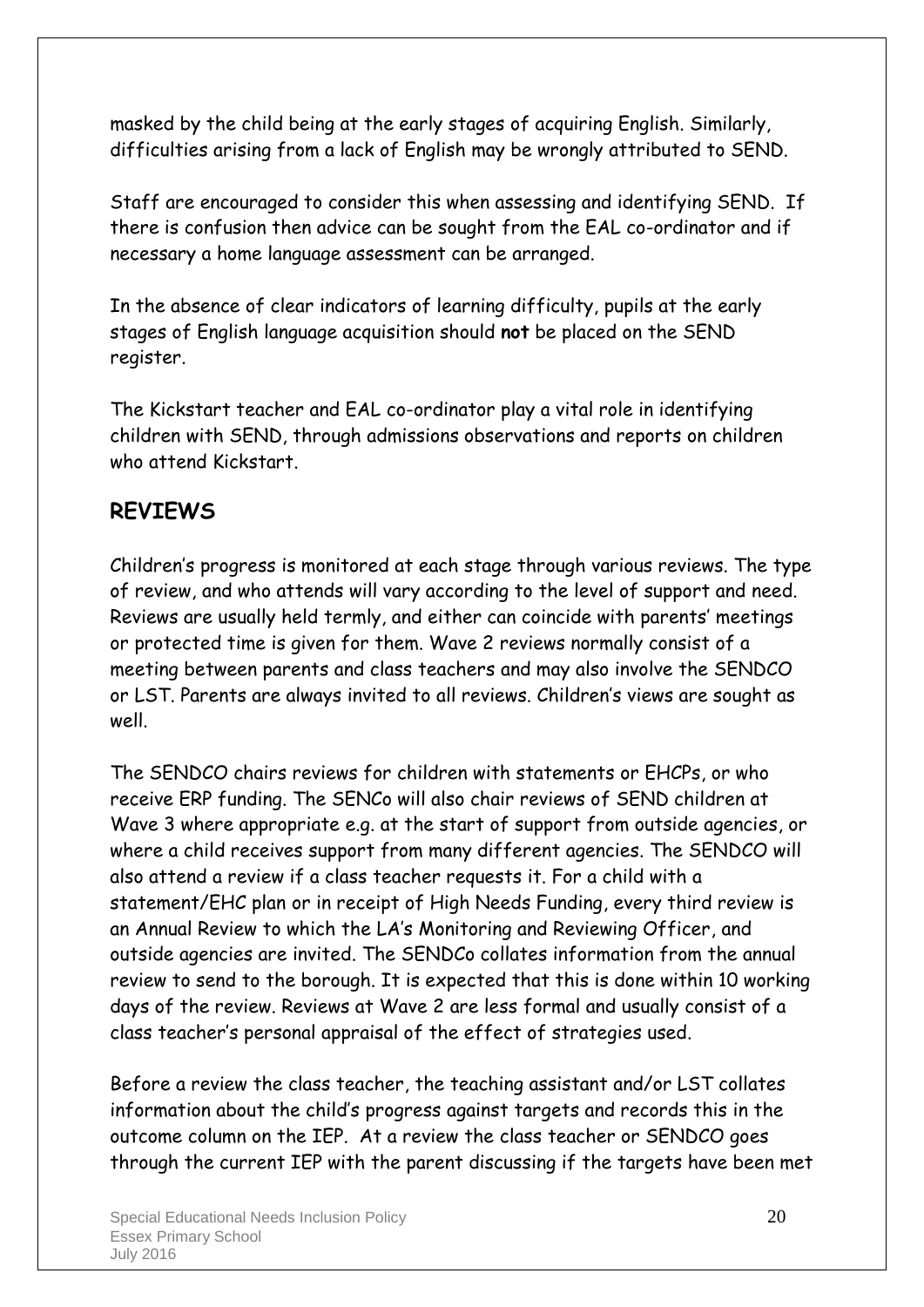masked by the child being at the early stages of acquiring English. Similarly, difficulties arising from a lack of English may be wrongly attributed to SEND.

Staff are encouraged to consider this when assessing and identifying SEND. If there is confusion then advice can be sought from the EAL co-ordinator and if necessary a home language assessment can be arranged.

In the absence of clear indicators of learning difficulty, pupils at the early stages of English language acquisition should **not** be placed on the SEND register.

The Kickstart teacher and EAL co-ordinator play a vital role in identifying children with SEND, through admissions observations and reports on children who attend Kickstart.

## REVIEWS

Children's progress is monitored at each stage through various reviews. The type of review, and who attends will vary according to the level of support and need. Reviews are usually held termly, and either can coincide with parents' meetings or protected time is given for them. Wave 2 reviews normally consist of a meeting between parents and class teachers and may also involve the SENDCO or LST. Parents are always invited to all reviews. Children's views are sought as well.

The SENDCO chairs reviews for children with statements or EHCPs, or who receive ERP funding. The SENCo will also chair reviews of SEND children at Wave 3 where appropriate e.g. at the start of support from outside agencies, or where a child receives support from many different agencies. The SENDCO will also attend a review if a class teacher requests it. For a child with a statement/EHC plan or in receipt of High Needs Funding, every third review is an Annual Review to which the LA's Monitoring and Reviewing Officer, and outside agencies are invited. The SENDCo collates information from the annual review to send to the borough. It is expected that this is done within 10 working days of the review. Reviews at Wave 2 are less formal and usually consist of a class teacher's personal appraisal of the effect of strategies used.

Before a review the class teacher, the teaching assistant and/or LST collates information about the child's progress against targets and records this in the outcome column on the IEP. At a review the class teacher or SENDCO goes through the current IEP with the parent discussing if the targets have been met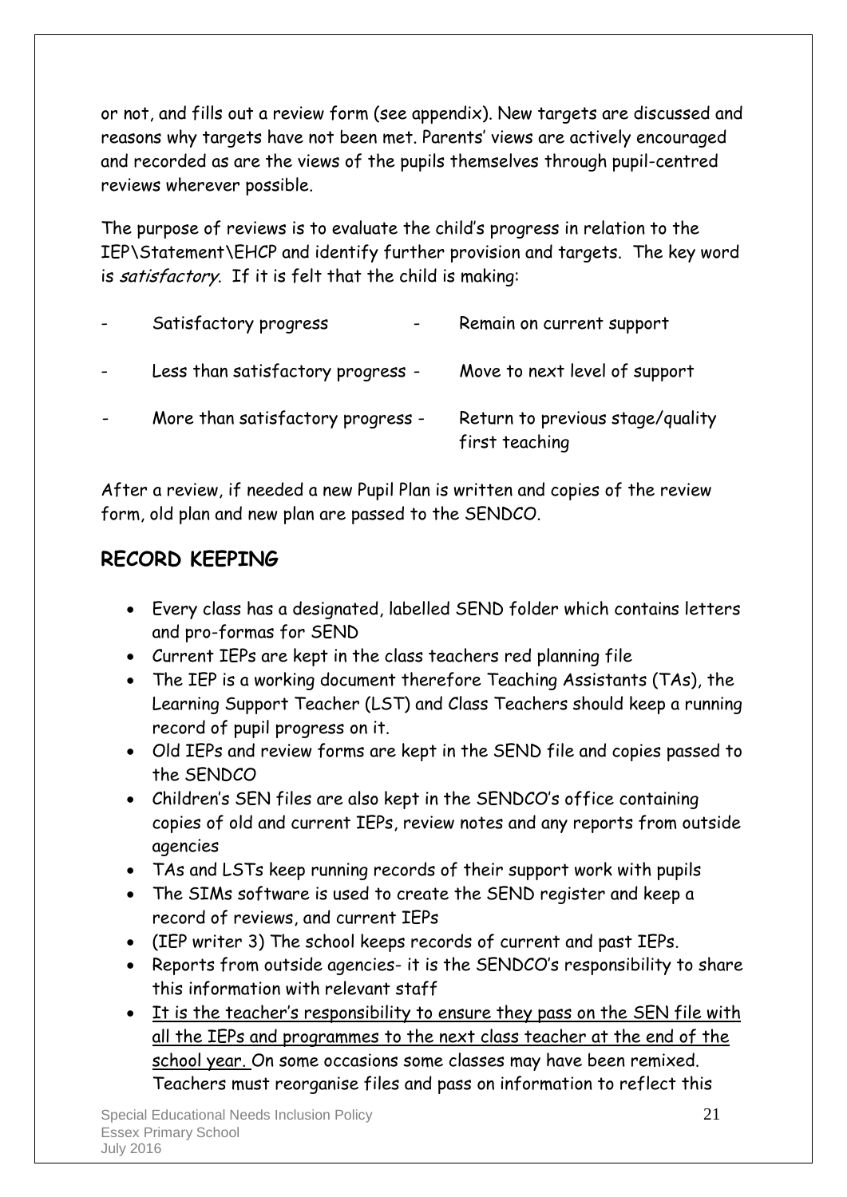or not, and fills out a review form (see appendix). New targets are discussed and reasons why targets have not been met. Parents' views are actively encouraged and recorded as are the views of the pupils themselves through pupil-centred reviews wherever possible.

The purpose of reviews is to evaluate the child's progress in relation to the IEP\Statement\EHCP and identify further provision and targets. The key word is *satisfactory*. If it is felt that the child is making:

- Satisfactory progress - Remain on current support
- Less than satisfactory progress - Move to next level of support
- More than satisfactory progress - Return to previous stage/quality first teaching

After a review, if needed a new Pupil Plan is written and copies of the review form, old plan and new plan are passed to the SENDCO.

## RECORD KEEPING

- Every class has a designated, labelled SEND folder which contains letters and pro-formas for SEND
- Current IEPs are kept in the class teachers red planning file
- The IEP is a working document therefore Teaching Assistants (TAs), the Learning Support Teacher (LST) and Class Teachers should keep a running record of pupil progress on it.
- Old IEPs and review forms are kept in the SEND file and copies passed to the SENDCO
- Children's SEN files are also kept in the SENDCO's office containing copies of old and current IEPs, review notes and any reports from outside agencies
- TAs and LSTs keep running records of their support work with pupils
- The SIMs software is used to create the SEND register and keep a record of reviews, and current IEPs
- (IEP writer 3) The school keeps records of current and past IEPs.
- Reports from outside agencies- it is the SENDCO's responsibility to share this information with relevant staff
- <u>It is the teacher's responsibility to ensure they pass on the SEN file with all the IEPs and programmes to the next class teacher at the end of the school year.</u> On some occasions some classes may have been remixed. Teachers must reorganise files and pass on information to reflect this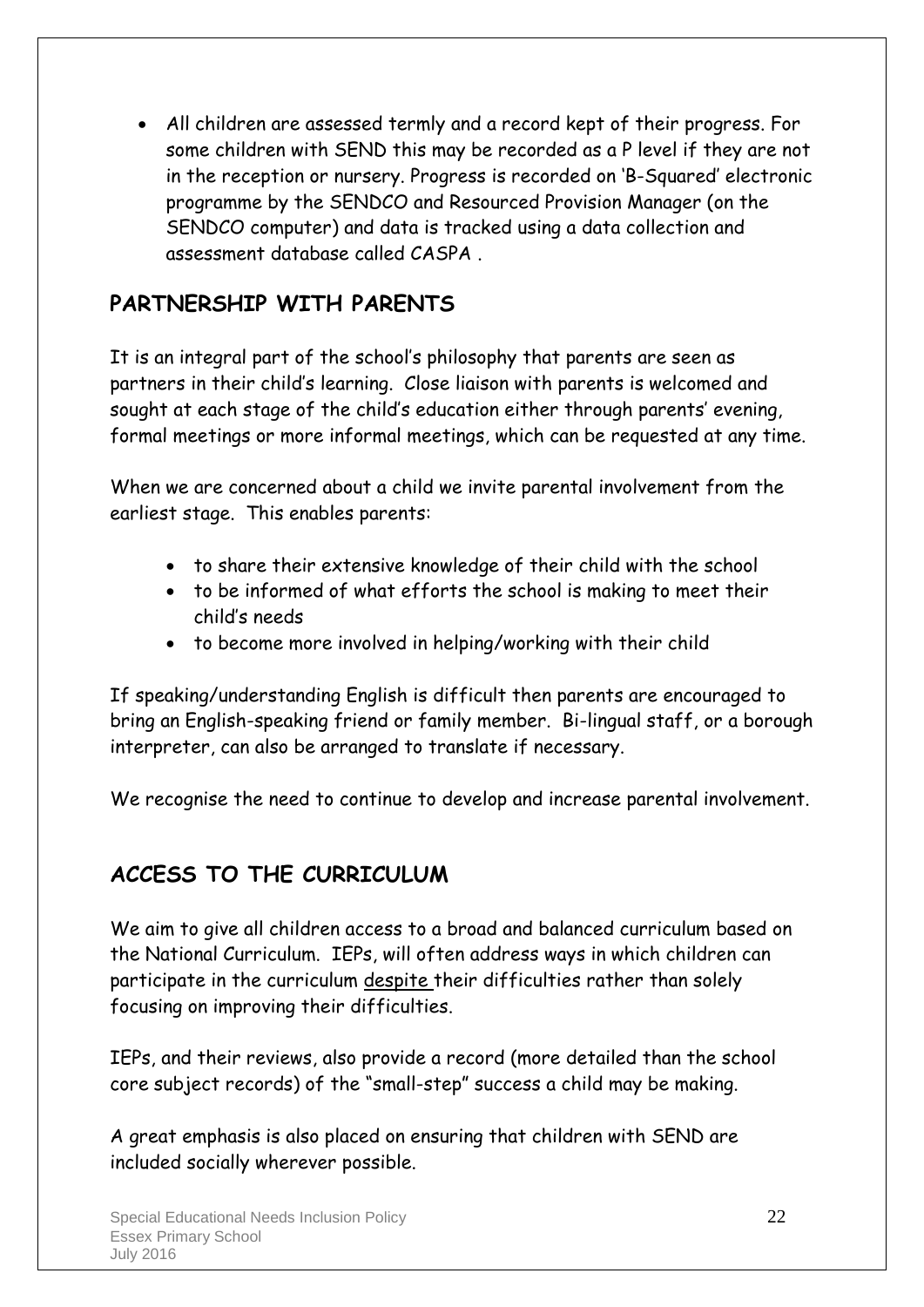- All children are assessed termly and a record kept of their progress. For some children with SEND this may be recorded as a P level if they are not in the reception or nursery. Progress is recorded on 'B-Squared' electronic programme by the SENDCO and Resourced Provision Manager (on the SENDCO computer) and data is tracked using a data collection and assessment database called CASPA .

## PARTNERSHIP WITH PARENTS

It is an integral part of the school's philosophy that parents are seen as partners in their child's learning. Close liaison with parents is welcomed and sought at each stage of the child's education either through parents' evening, formal meetings or more informal meetings, which can be requested at any time.

When we are concerned about a child we invite parental involvement from the earliest stage. This enables parents:

- to share their extensive knowledge of their child with the school
- to be informed of what efforts the school is making to meet their child's needs
- to become more involved in helping/working with their child

If speaking/understanding English is difficult then parents are encouraged to bring an English-speaking friend or family member. Bi-lingual staff, or a borough interpreter, can also be arranged to translate if necessary.

We recognise the need to continue to develop and increase parental involvement.

## ACCESS TO THE CURRICULUM

We aim to give all children access to a broad and balanced curriculum based on the National Curriculum. IEPs, will often address ways in which children can participate in the curriculum <u>despite</u> their difficulties rather than solely focusing on improving their difficulties.

IEPs, and their reviews, also provide a record (more detailed than the school core subject records) of the "small-step" success a child may be making.

A great emphasis is also placed on ensuring that children with SEND are included socially wherever possible.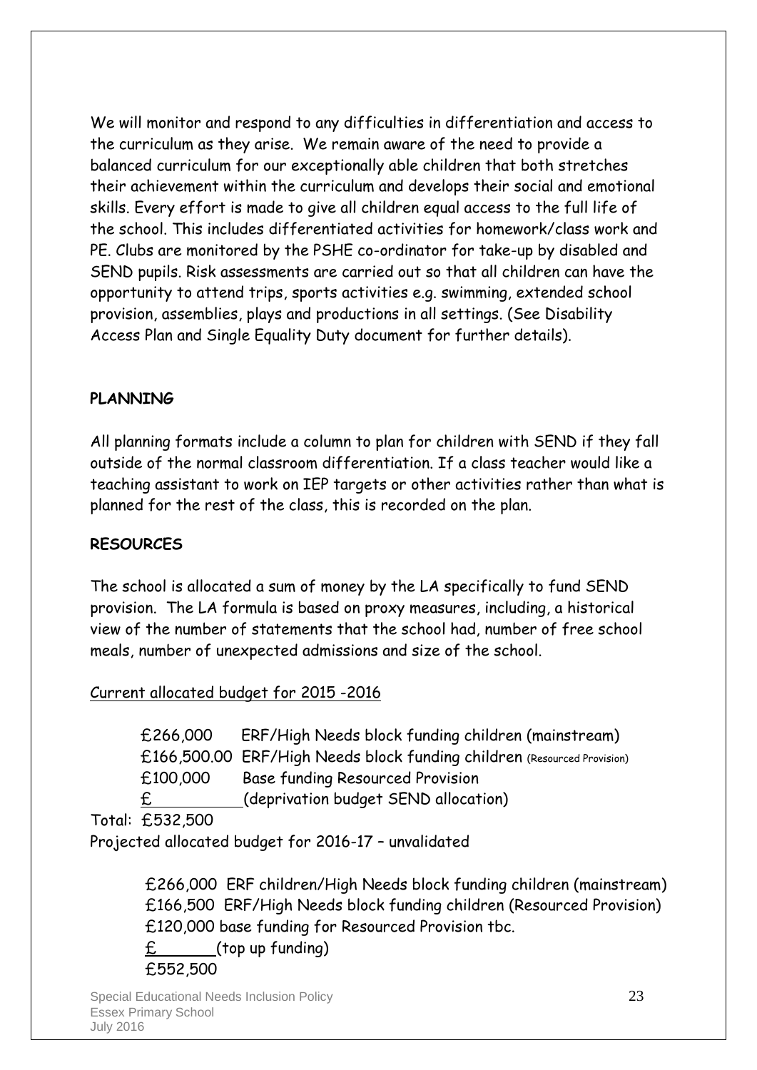We will monitor and respond to any difficulties in differentiation and access to the curriculum as they arise. We remain aware of the need to provide a balanced curriculum for our exceptionally able children that both stretches their achievement within the curriculum and develops their social and emotional skills. Every effort is made to give all children equal access to the full life of the school. This includes differentiated activities for homework/class work and PE. Clubs are monitored by the PSHE co-ordinator for take-up by disabled and SEND pupils. Risk assessments are carried out so that all children can have the opportunity to attend trips, sports activities e.g. swimming, extended school provision, assemblies, plays and productions in all settings. (See Disability Access Plan and Single Equality Duty document for further details).

**PLANNING**

All planning formats include a column to plan for children with SEND if they fall outside of the normal classroom differentiation. If a class teacher would like a teaching assistant to work on IEP targets or other activities rather than what is planned for the rest of the class, this is recorded on the plan.

**RESOURCES**

The school is allocated a sum of money by the LA specifically to fund SEND provision. The LA formula is based on proxy measures, including, a historical view of the number of statements that the school had, number of free school meals, number of unexpected admissions and size of the school.

Current allocated budget for 2015 -2016

£266,000 ERF/High Needs block funding children (mainstream)
£166,500.00 ERF/High Needs block funding children (Resourced Provision)
£100,000 Base funding Resourced Provision
£\_\_\_\_\_\_\_\_\_\_ (deprivation budget SEND allocation)

Total: £532,500

Projected allocated budget for 2016-17 – unvalidated

£266,000 ERF children/High Needs block funding children (mainstream)
£166,500 ERF/High Needs block funding children (Resourced Provision)
£120,000 base funding for Resourced Provision tbc.
£\_\_\_\_\_\_\_ (top up funding)
£552,500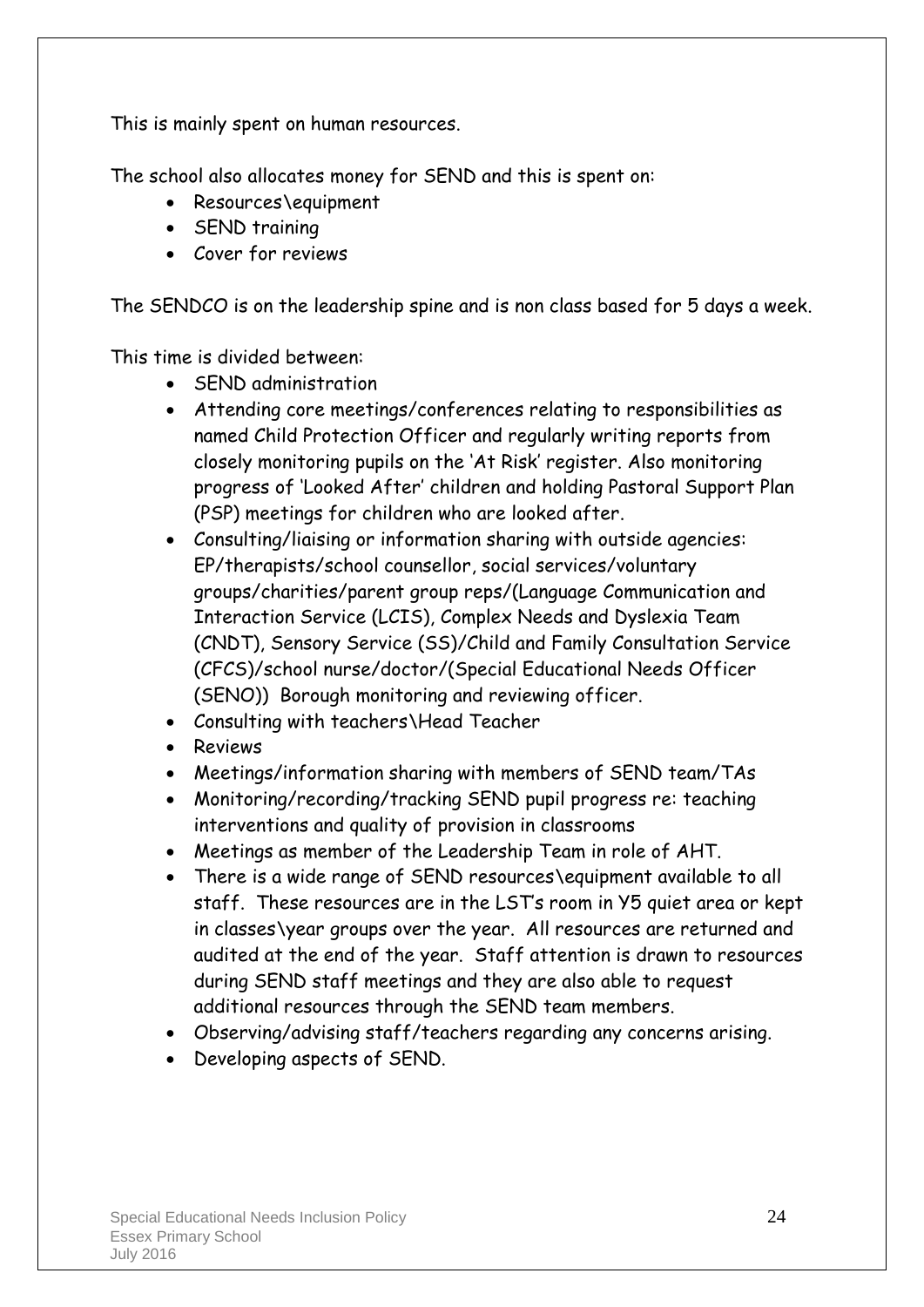This is mainly spent on human resources.

The school also allocates money for SEND and this is spent on:

- Resources\equipment
- SEND training
- Cover for reviews

The SENDCO is on the leadership spine and is non class based for 5 days a week.

This time is divided between:

- SEND administration
- Attending core meetings/conferences relating to responsibilities as named Child Protection Officer and regularly writing reports from closely monitoring pupils on the 'At Risk' register. Also monitoring progress of 'Looked After' children and holding Pastoral Support Plan (PSP) meetings for children who are looked after.
- Consulting/liaising or information sharing with outside agencies: EP/therapists/school counsellor, social services/voluntary groups/charities/parent group reps/(Language Communication and Interaction Service (LCIS), Complex Needs and Dyslexia Team (CNDT), Sensory Service (SS)/Child and Family Consultation Service (CFCS)/school nurse/doctor/(Special Educational Needs Officer (SENO)) Borough monitoring and reviewing officer.
- Consulting with teachers\Head Teacher
- Reviews
- Meetings/information sharing with members of SEND team/TAs
- Monitoring/recording/tracking SEND pupil progress re: teaching interventions and quality of provision in classrooms
- Meetings as member of the Leadership Team in role of AHT.
- There is a wide range of SEND resources\equipment available to all staff. These resources are in the LST's room in Y5 quiet area or kept in classes\year groups over the year. All resources are returned and audited at the end of the year. Staff attention is drawn to resources during SEND staff meetings and they are also able to request additional resources through the SEND team members.
- Observing/advising staff/teachers regarding any concerns arising.
- Developing aspects of SEND.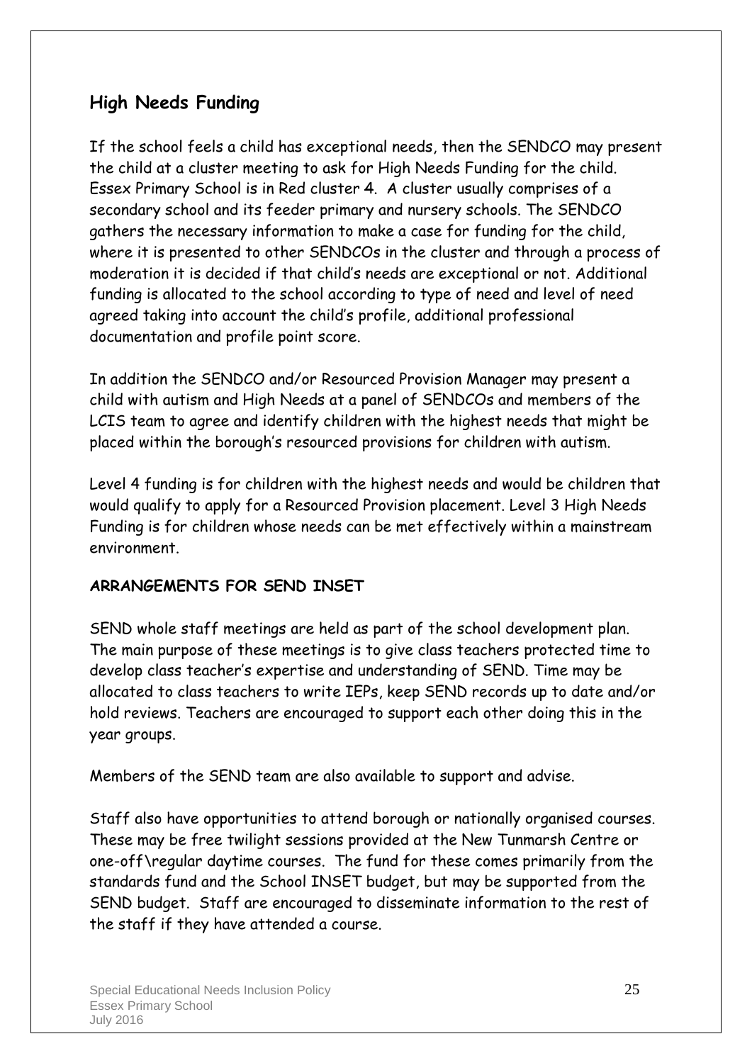## High Needs Funding

If the school feels a child has exceptional needs, then the SENDCO may present the child at a cluster meeting to ask for High Needs Funding for the child. Essex Primary School is in Red cluster 4. A cluster usually comprises of a secondary school and its feeder primary and nursery schools. The SENDCO gathers the necessary information to make a case for funding for the child, where it is presented to other SENDCOs in the cluster and through a process of moderation it is decided if that child's needs are exceptional or not. Additional funding is allocated to the school according to type of need and level of need agreed taking into account the child's profile, additional professional documentation and profile point score.

In addition the SENDCO and/or Resourced Provision Manager may present a child with autism and High Needs at a panel of SENDCOs and members of the LCIS team to agree and identify children with the highest needs that might be placed within the borough's resourced provisions for children with autism.

Level 4 funding is for children with the highest needs and would be children that would qualify to apply for a Resourced Provision placement. Level 3 High Needs Funding is for children whose needs can be met effectively within a mainstream environment.

### ARRANGEMENTS FOR SEND INSET

SEND whole staff meetings are held as part of the school development plan. The main purpose of these meetings is to give class teachers protected time to develop class teacher's expertise and understanding of SEND. Time may be allocated to class teachers to write IEPs, keep SEND records up to date and/or hold reviews. Teachers are encouraged to support each other doing this in the year groups.

Members of the SEND team are also available to support and advise.

Staff also have opportunities to attend borough or nationally organised courses. These may be free twilight sessions provided at the New Tunmarsh Centre or one-off\regular daytime courses. The fund for these comes primarily from the standards fund and the School INSET budget, but may be supported from the SEND budget. Staff are encouraged to disseminate information to the rest of the staff if they have attended a course.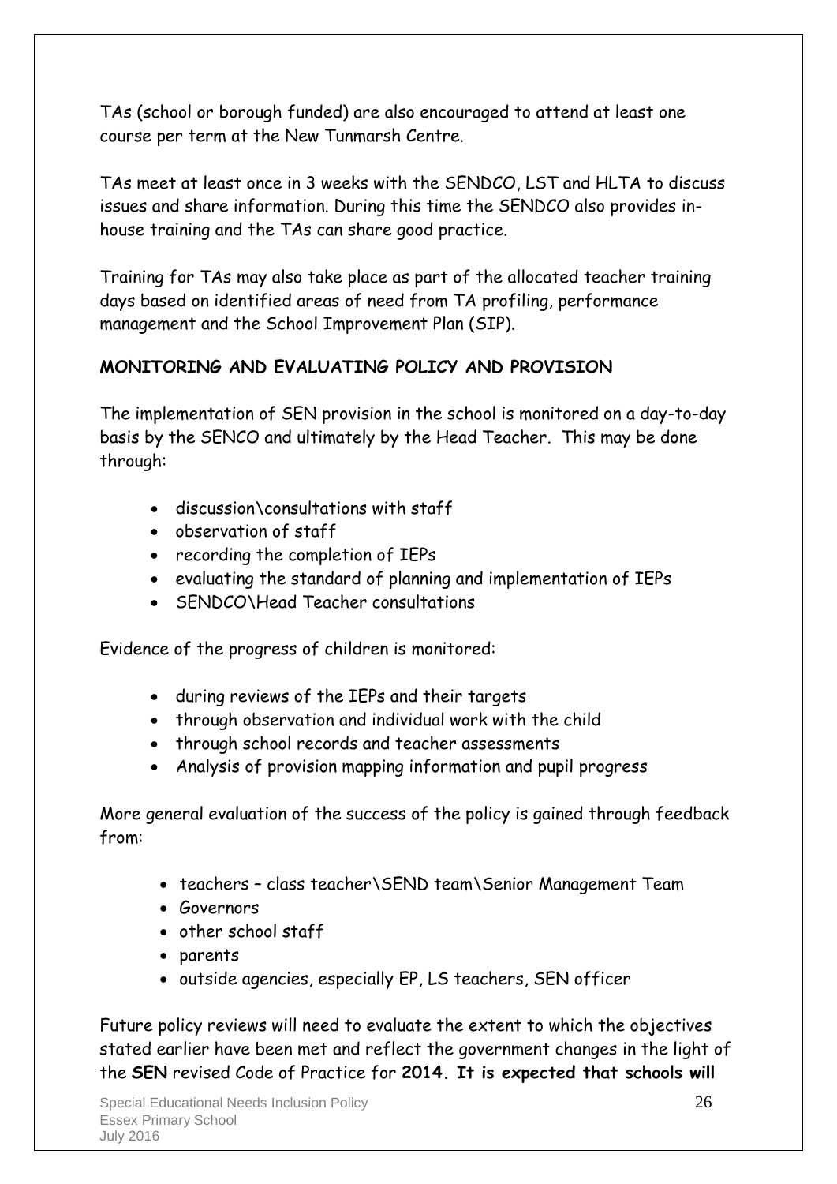TAs (school or borough funded) are also encouraged to attend at least one course per term at the New Tunmarsh Centre.

TAs meet at least once in 3 weeks with the SENDCO, LST and HLTA to discuss issues and share information. During this time the SENDCO also provides in-house training and the TAs can share good practice.

Training for TAs may also take place as part of the allocated teacher training days based on identified areas of need from TA profiling, performance management and the School Improvement Plan (SIP).

**MONITORING AND EVALUATING POLICY AND PROVISION**

The implementation of SEN provision in the school is monitored on a day-to-day basis by the SENCO and ultimately by the Head Teacher. This may be done through:

- discussion\consultations with staff
- observation of staff
- recording the completion of IEPs
- evaluating the standard of planning and implementation of IEPs
- SENDCO\Head Teacher consultations

Evidence of the progress of children is monitored:

- during reviews of the IEPs and their targets
- through observation and individual work with the child
- through school records and teacher assessments
- Analysis of provision mapping information and pupil progress

More general evaluation of the success of the policy is gained through feedback from:

- teachers – class teacher\SEND team\Senior Management Team
- Governors
- other school staff
- parents
- outside agencies, especially EP, LS teachers, SEN officer

Future policy reviews will need to evaluate the extent to which the objectives stated earlier have been met and reflect the government changes in the light of the **SEN** revised Code of Practice for **2014. It is expected that schools will**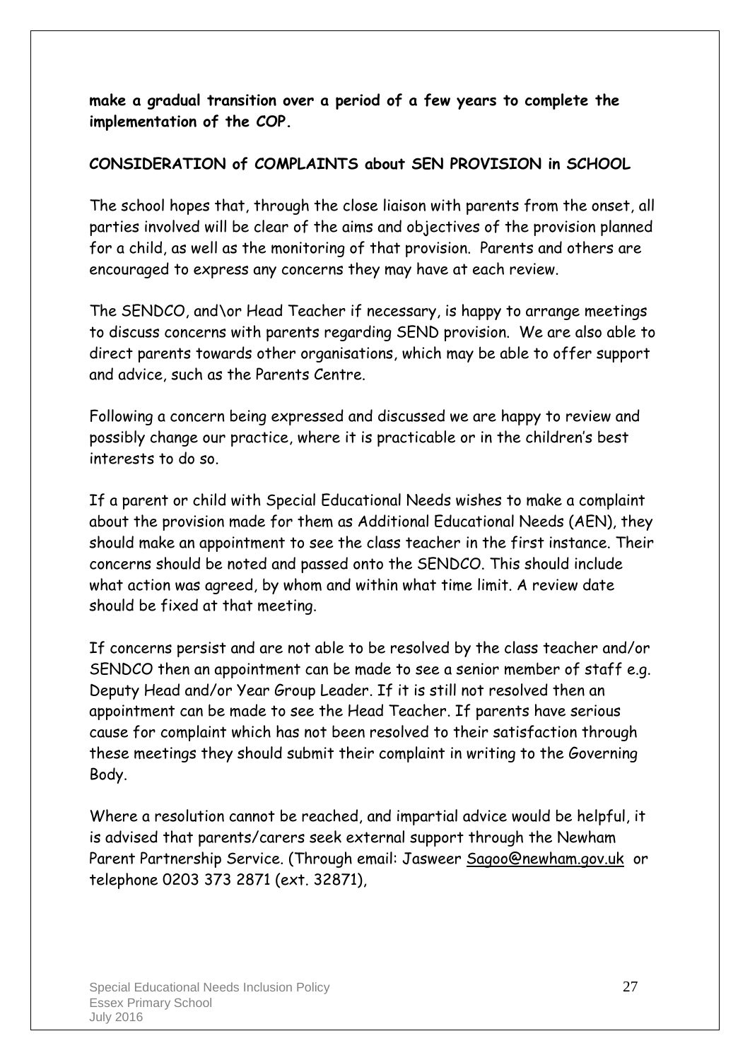**make a gradual transition over a period of a few years to complete the implementation of the COP.**

**CONSIDERATION of COMPLAINTS about SEN PROVISION in SCHOOL**

The school hopes that, through the close liaison with parents from the onset, all parties involved will be clear of the aims and objectives of the provision planned for a child, as well as the monitoring of that provision. Parents and others are encouraged to express any concerns they may have at each review.

The SENDCO, and\or Head Teacher if necessary, is happy to arrange meetings to discuss concerns with parents regarding SEND provision. We are also able to direct parents towards other organisations, which may be able to offer support and advice, such as the Parents Centre.

Following a concern being expressed and discussed we are happy to review and possibly change our practice, where it is practicable or in the children's best interests to do so.

If a parent or child with Special Educational Needs wishes to make a complaint about the provision made for them as Additional Educational Needs (AEN), they should make an appointment to see the class teacher in the first instance. Their concerns should be noted and passed onto the SENDCO. This should include what action was agreed, by whom and within what time limit. A review date should be fixed at that meeting.

If concerns persist and are not able to be resolved by the class teacher and/or SENDCO then an appointment can be made to see a senior member of staff e.g. Deputy Head and/or Year Group Leader. If it is still not resolved then an appointment can be made to see the Head Teacher. If parents have serious cause for complaint which has not been resolved to their satisfaction through these meetings they should submit their complaint in writing to the Governing Body.

Where a resolution cannot be reached, and impartial advice would be helpful, it is advised that parents/carers seek external support through the Newham Parent Partnership Service. (Through email: Jasweer Sagoo@newham.gov.uk or telephone 0203 373 2871 (ext. 32871),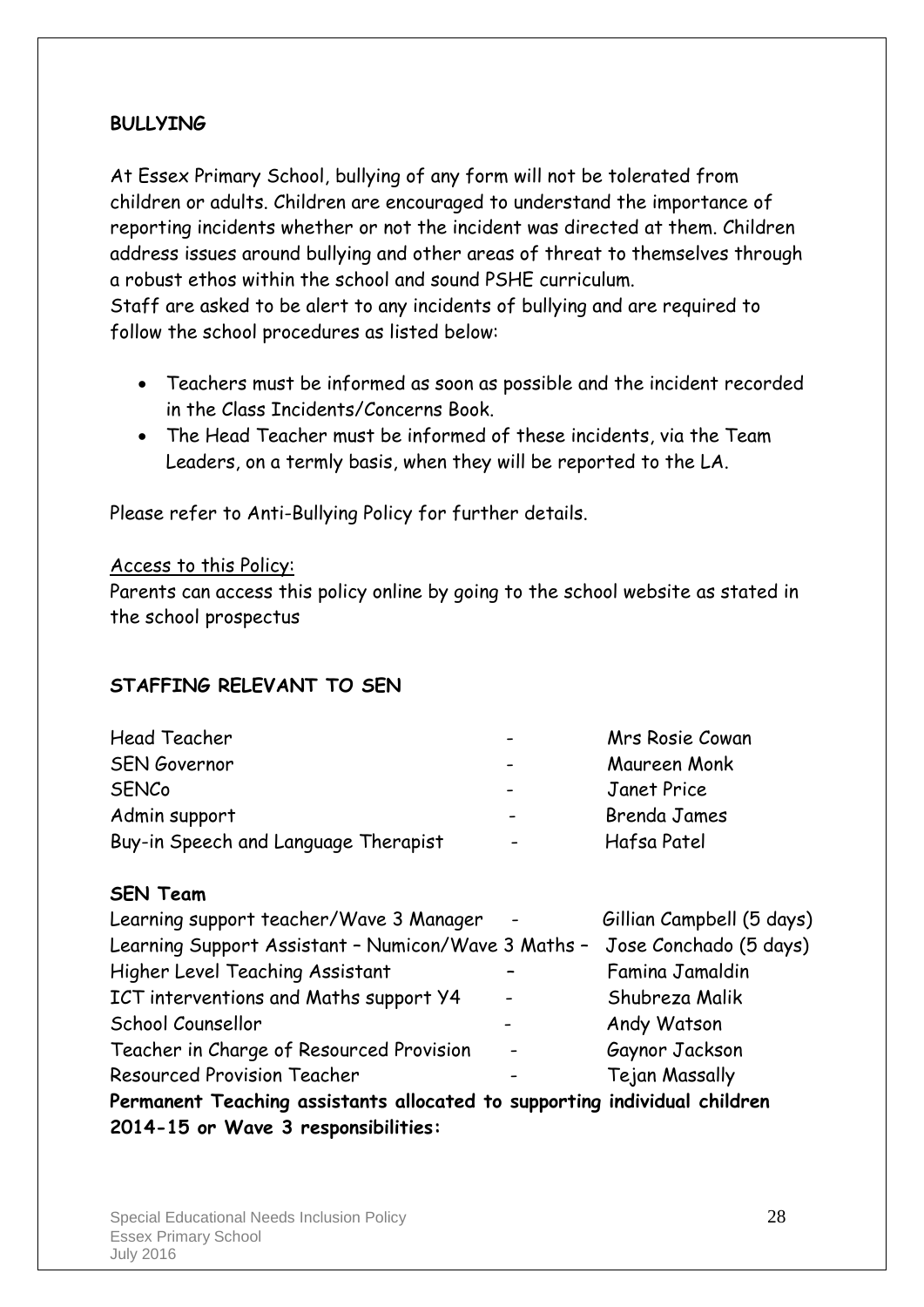**BULLYING**

At Essex Primary School, bullying of any form will not be tolerated from children or adults. Children are encouraged to understand the importance of reporting incidents whether or not the incident was directed at them. Children address issues around bullying and other areas of threat to themselves through a robust ethos within the school and sound PSHE curriculum.
Staff are asked to be alert to any incidents of bullying and are required to follow the school procedures as listed below:

- Teachers must be informed as soon as possible and the incident recorded in the Class Incidents/Concerns Book.
- The Head Teacher must be informed of these incidents, via the Team Leaders, on a termly basis, when they will be reported to the LA.

Please refer to Anti-Bullying Policy for further details.

<u>Access to this Policy:</u>
Parents can access this policy online by going to the school website as stated in the school prospectus

**STAFFING RELEVANT TO SEN**

| | | |
|---|---|---|
| Head Teacher | - | Mrs Rosie Cowan |
| SEN Governor | - | Maureen Monk |
| SENCo | - | Janet Price |
| Admin support | - | Brenda James |
| Buy-in Speech and Language Therapist | - | Hafsa Patel |

**SEN Team**

| | | |
|---|---|---|
| Learning support teacher/Wave 3 Manager | - | Gillian Campbell (5 days) |
| Learning Support Assistant – Numicon/Wave 3 Maths | – | Jose Conchado (5 days) |
| Higher Level Teaching Assistant | – | Famina Jamaldin |
| ICT interventions and Maths support Y4 | - | Shubreza Malik |
| School Counsellor | - | Andy Watson |
| Teacher in Charge of Resourced Provision | - | Gaynor Jackson |
| Resourced Provision Teacher | - | Tejan Massally |

**Permanent Teaching assistants allocated to supporting individual children 2014-15 or Wave 3 responsibilities:**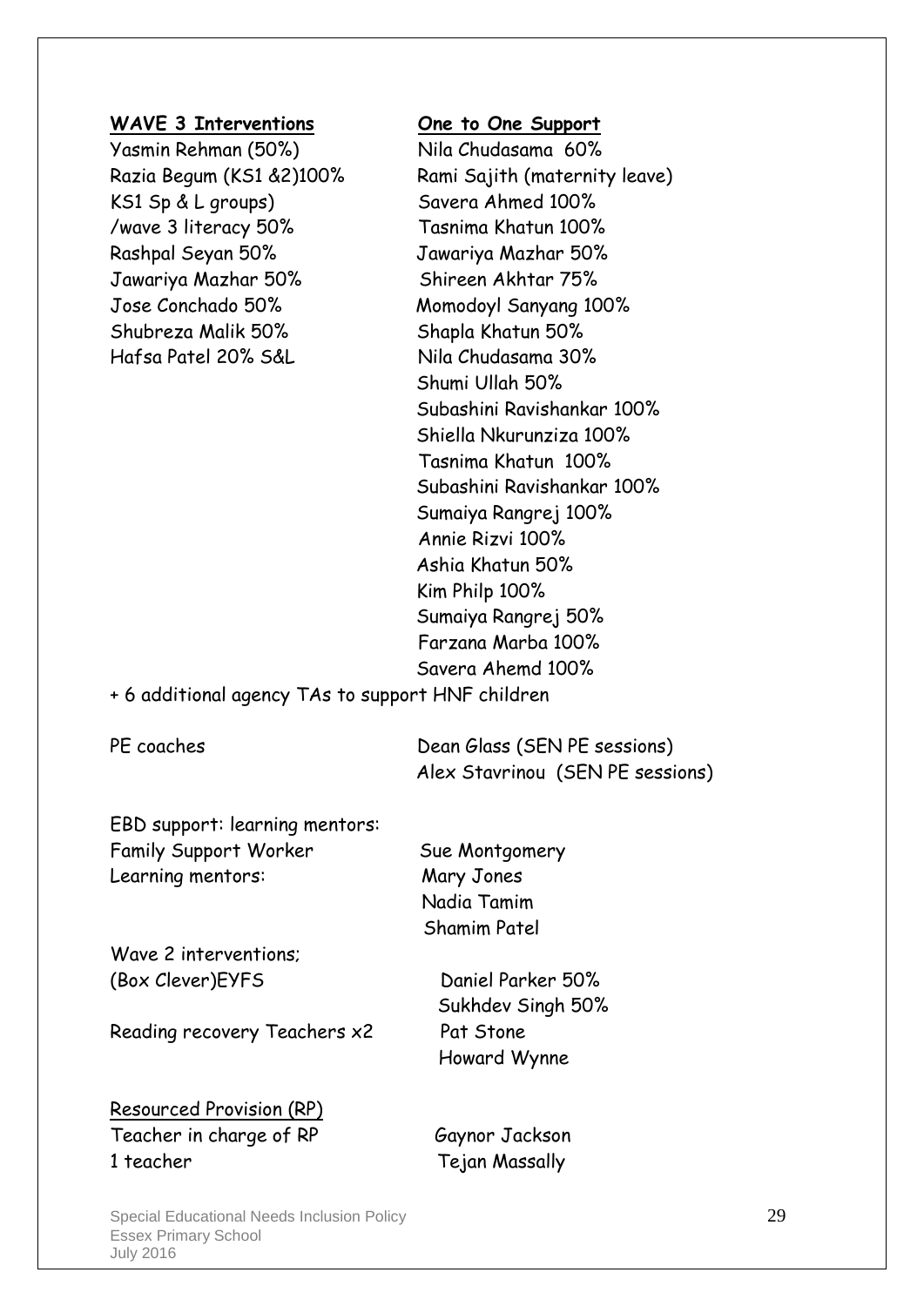| **WAVE 3 Interventions** | **One to One Support** |
|---|---|
| Yasmin Rehman (50%) | Nila Chudasama 60% |
| Razia Begum (KS1 &2)100% | Rami Sajith (maternity leave) |
| KS1 Sp & L groups) | Savera Ahmed 100% |
| /wave 3 literacy 50% | Tasnima Khatun 100% |
| Rashpal Seyan 50% | Jawariya Mazhar 50% |
| Jawariya Mazhar 50% | Shireen Akhtar 75% |
| Jose Conchado 50% | Momodoyl Sanyang 100% |
| Shubreza Malik 50% | Shapla Khatun 50% |
| Hafsa Patel 20% S&L | Nila Chudasama 30% |
| | Shumi Ullah 50% |
| | Subashini Ravishankar 100% |
| | Shiella Nkurunziza 100% |
| | Tasnima Khatun 100% |
| | Subashini Ravishankar 100% |
| | Sumaiya Rangrej 100% |
| | Annie Rizvi 100% |
| | Ashia Khatun 50% |
| | Kim Philp 100% |
| | Sumaiya Rangrej 50% |
| | Farzana Marba 100% |
| | Savera Ahemd 100% |

+ 6 additional agency TAs to support HNF children

| | |
|---|---|
| PE coaches | Dean Glass (SEN PE sessions) |
| | Alex Stavrinou (SEN PE sessions) |
| EBD support: learning mentors: | |
| Family Support Worker | Sue Montgomery |
| Learning mentors: | Mary Jones |
| | Nadia Tamim |
| | Shamim Patel |
| Wave 2 interventions; | |
| (Box Clever)EYFS | Daniel Parker 50% |
| | Sukhdev Singh 50% |
| Reading recovery Teachers x2 | Pat Stone |
| | Howard Wynne |

<u>Resourced Provision (RP)</u>

| | |
|---|---|
| Teacher in charge of RP | Gaynor Jackson |
| 1 teacher | Tejan Massally |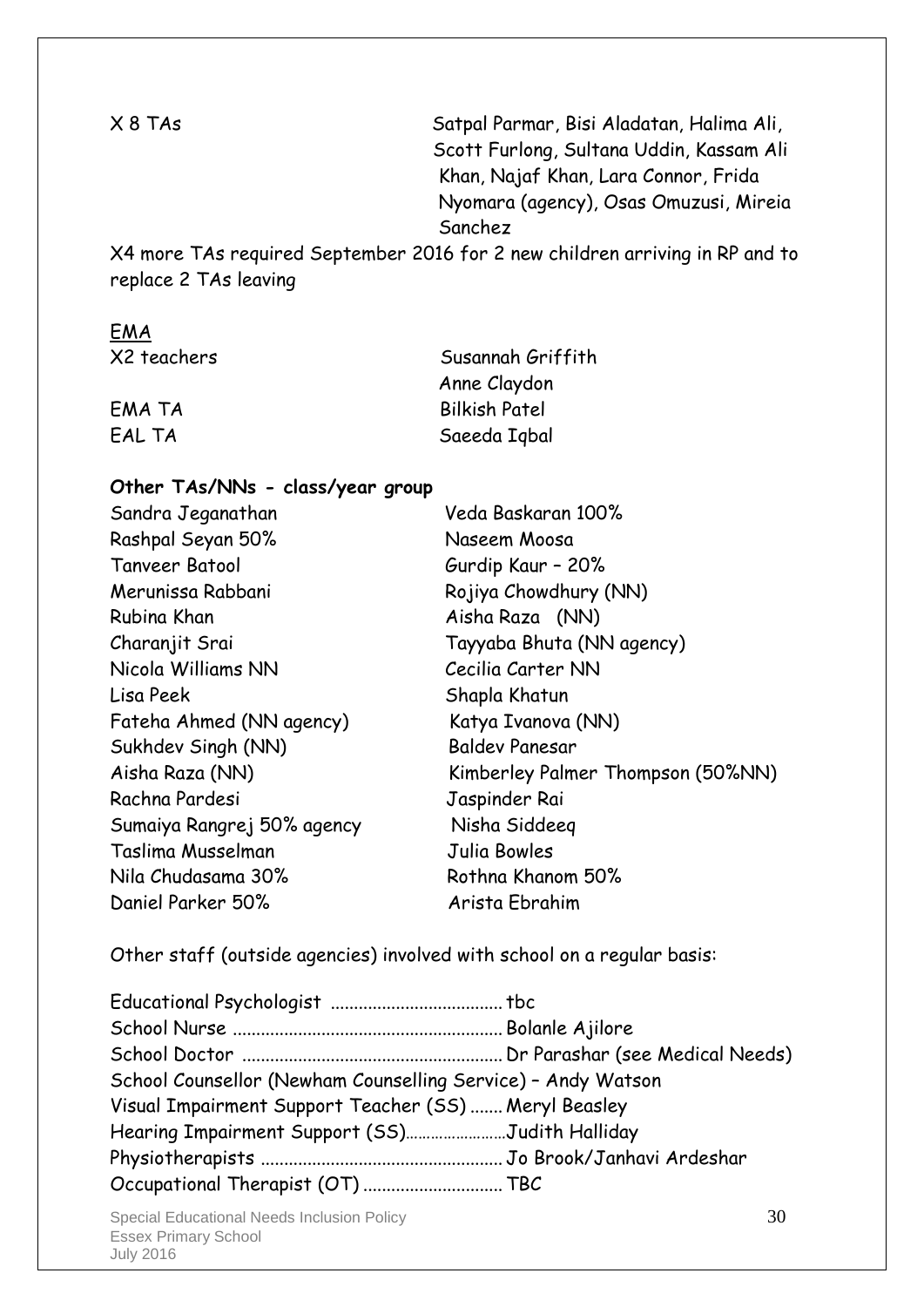| | |
|---|---|
| X 8 TAs | Satpal Parmar, Bisi Aladatan, Halima Ali, Scott Furlong, Sultana Uddin, Kassam Ali Khan, Najaf Khan, Lara Connor, Frida Nyomara (agency), Osas Omuzusi, Mireia Sanchez |

X4 more TAs required September 2016 for 2 new children arriving in RP and to replace 2 TAs leaving

EMA

| | |
|---|---|
| X2 teachers | Susannah Griffith<br>Anne Claydon |
| EMA TA | Bilkish Patel |
| EAL TA | Saeeda Iqbal |

**Other TAs/NNs - class/year group**

| | |
|---|---|
| Sandra Jeganathan | Veda Baskaran 100% |
| Rashpal Seyan 50% | Naseem Moosa |
| Tanveer Batool | Gurdip Kaur – 20% |
| Merunissa Rabbani | Rojiya Chowdhury (NN) |
| Rubina Khan | Aisha Raza (NN) |
| Charanjit Srai | Tayyaba Bhuta (NN agency) |
| Nicola Williams NN | Cecilia Carter NN |
| Lisa Peek | Shapla Khatun |
| Fateha Ahmed (NN agency) | Katya Ivanova (NN) |
| Sukhdev Singh (NN) | Baldev Panesar |
| Aisha Raza (NN) | Kimberley Palmer Thompson (50%NN) |
| Rachna Pardesi | Jaspinder Rai |
| Sumaiya Rangrej 50% agency | Nisha Siddeeq |
| Taslima Musselman | Julia Bowles |
| Nila Chudasama 30% | Rothna Khanom 50% |
| Daniel Parker 50% | Arista Ebrahim |

Other staff (outside agencies) involved with school on a regular basis:

Educational Psychologist .................................... tbc
School Nurse ......................................................... Bolanle Ajilore
School Doctor ....................................................... Dr Parashar (see Medical Needs)
School Counsellor (Newham Counselling Service) – Andy Watson
Visual Impairment Support Teacher (SS) ....... Meryl Beasley
Hearing Impairment Support (SS)........................Judith Halliday
Physiotherapists ................................................... Jo Brook/Janhavi Ardeshar
Occupational Therapist (OT) ............................. TBC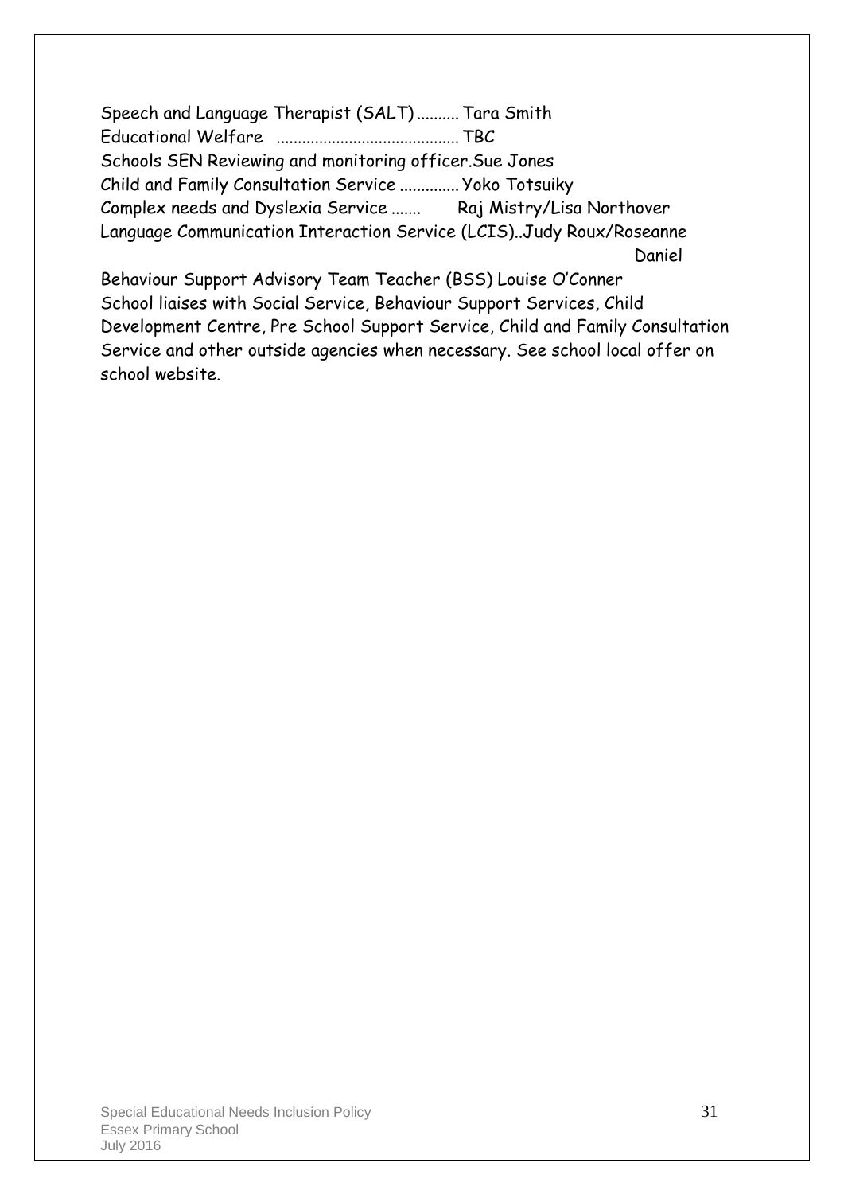Speech and Language Therapist (SALT).......... Tara Smith
Educational Welfare .......................................... TBC
Schools SEN Reviewing and monitoring officer.Sue Jones
Child and Family Consultation Service .............. Yoko Totsuiky
Complex needs and Dyslexia Service ....... Raj Mistry/Lisa Northover
Language Communication Interaction Service (LCIS)..Judy Roux/Roseanne Daniel

Behaviour Support Advisory Team Teacher (BSS) Louise O'Conner
School liaises with Social Service, Behaviour Support Services, Child Development Centre, Pre School Support Service, Child and Family Consultation Service and other outside agencies when necessary. See school local offer on school website.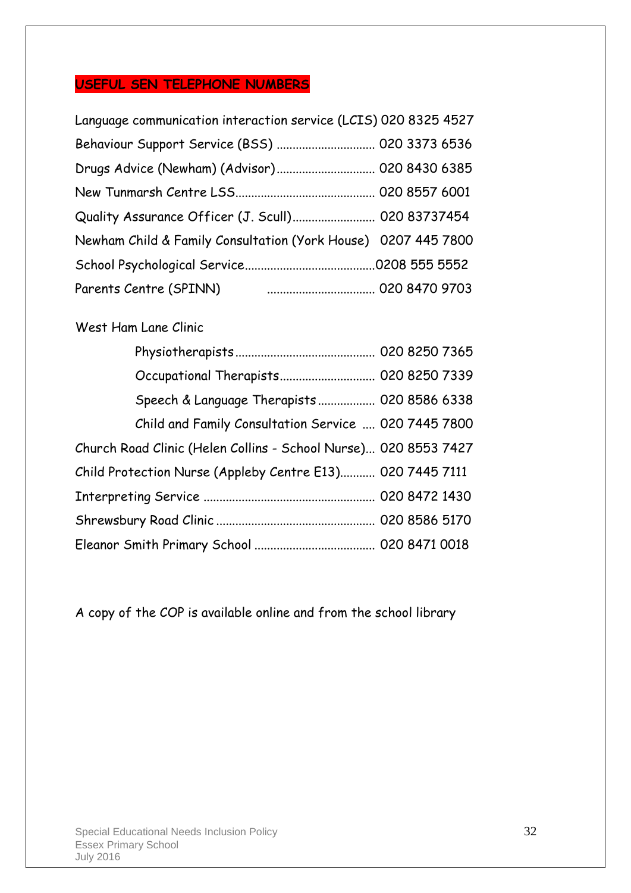## USEFUL SEN TELEPHONE NUMBERS

Language communication interaction service (LCIS) 020 8325 4527

Behaviour Support Service (BSS) ............................... 020 3373 6536

Drugs Advice (Newham) (Advisor)............................... 020 8430 6385

New Tunmarsh Centre LSS............................................ 020 8557 6001

Quality Assurance Officer (J. Scull).......................... 020 83737454

Newham Child & Family Consultation (York House) 0207 445 7800

School Psychological Service.........................................0208 555 5552

Parents Centre (SPINN) .................................. 020 8470 9703

West Ham Lane Clinic

- Physiotherapists............................................ 020 8250 7365
- Occupational Therapists.............................. 020 8250 7339
- Speech & Language Therapists.................. 020 8586 6338
- Child and Family Consultation Service .... 020 7445 7800

Church Road Clinic (Helen Collins - School Nurse)... 020 8553 7427

Child Protection Nurse (Appleby Centre E13)........... 020 7445 7111

Interpreting Service ..................................................... 020 8472 1430

Shrewsbury Road Clinic ................................................. 020 8586 5170

Eleanor Smith Primary School ..................................... 020 8471 0018

A copy of the COP is available online and from the school library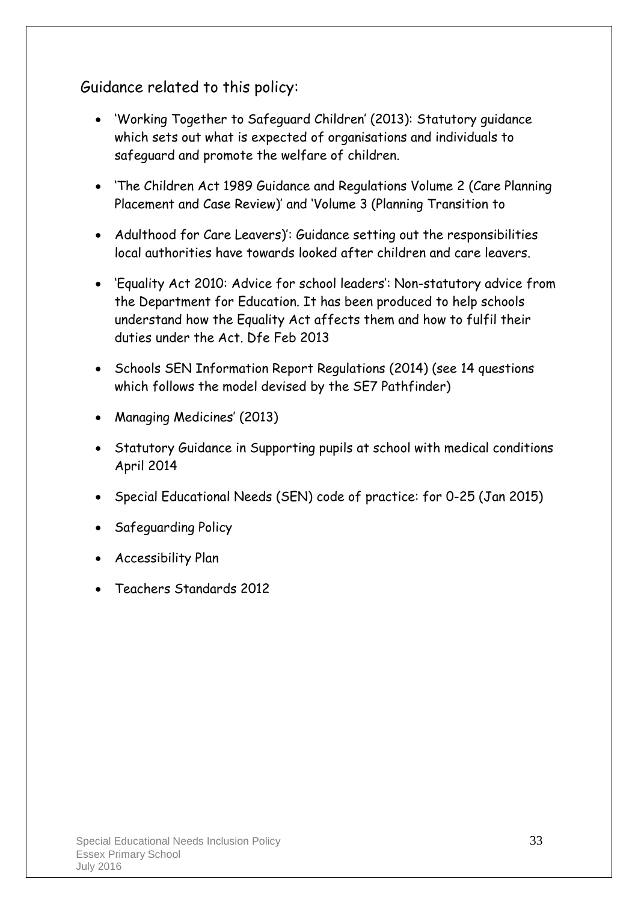## Guidance related to this policy:

- 'Working Together to Safeguard Children' (2013): Statutory guidance which sets out what is expected of organisations and individuals to safeguard and promote the welfare of children.
- 'The Children Act 1989 Guidance and Regulations Volume 2 (Care Planning Placement and Case Review)' and 'Volume 3 (Planning Transition to
- Adulthood for Care Leavers)': Guidance setting out the responsibilities local authorities have towards looked after children and care leavers.
- 'Equality Act 2010: Advice for school leaders': Non-statutory advice from the Department for Education. It has been produced to help schools understand how the Equality Act affects them and how to fulfil their duties under the Act. Dfe Feb 2013
- Schools SEN Information Report Regulations (2014) (see 14 questions which follows the model devised by the SE7 Pathfinder)
- Managing Medicines' (2013)
- Statutory Guidance in Supporting pupils at school with medical conditions April 2014
- Special Educational Needs (SEN) code of practice: for 0-25 (Jan 2015)
- Safeguarding Policy
- Accessibility Plan
- Teachers Standards 2012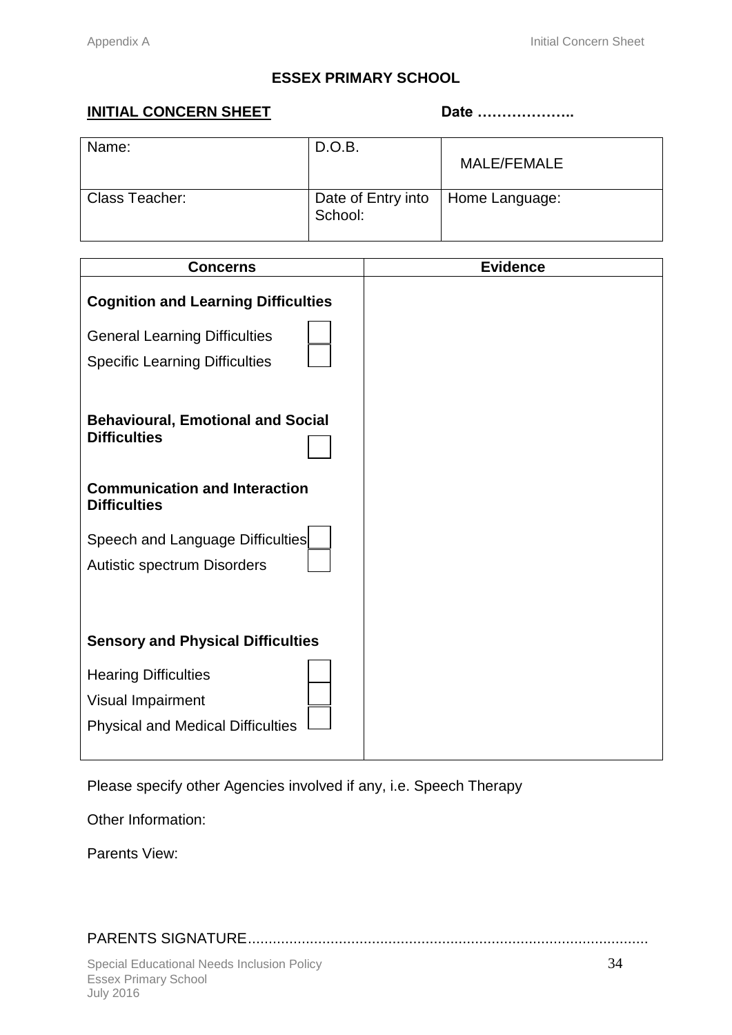## ESSEX PRIMARY SCHOOL

**INITIAL CONCERN SHEET** **Date ………………..**

| Name: | D.O.B. | MALE/FEMALE |
|---|---|---|
| Class Teacher: | Date of Entry into School: | Home Language: |

| Concerns | Evidence |
|---|---|
| **Cognition and Learning Difficulties** | |
| General Learning Difficulties ☐ | |
| Specific Learning Difficulties ☐ | |
| **Behavioural, Emotional and Social Difficulties** ☐ | |
| **Communication and Interaction Difficulties** | |
| Speech and Language Difficulties ☐ | |
| Autistic spectrum Disorders ☐ | |
| **Sensory and Physical Difficulties** | |
| Hearing Difficulties ☐ | |
| Visual Impairment ☐ | |
| Physical and Medical Difficulties ☐ | |

Please specify other Agencies involved if any, i.e. Speech Therapy

Other Information:

Parents View:

PARENTS SIGNATURE...............................................................................................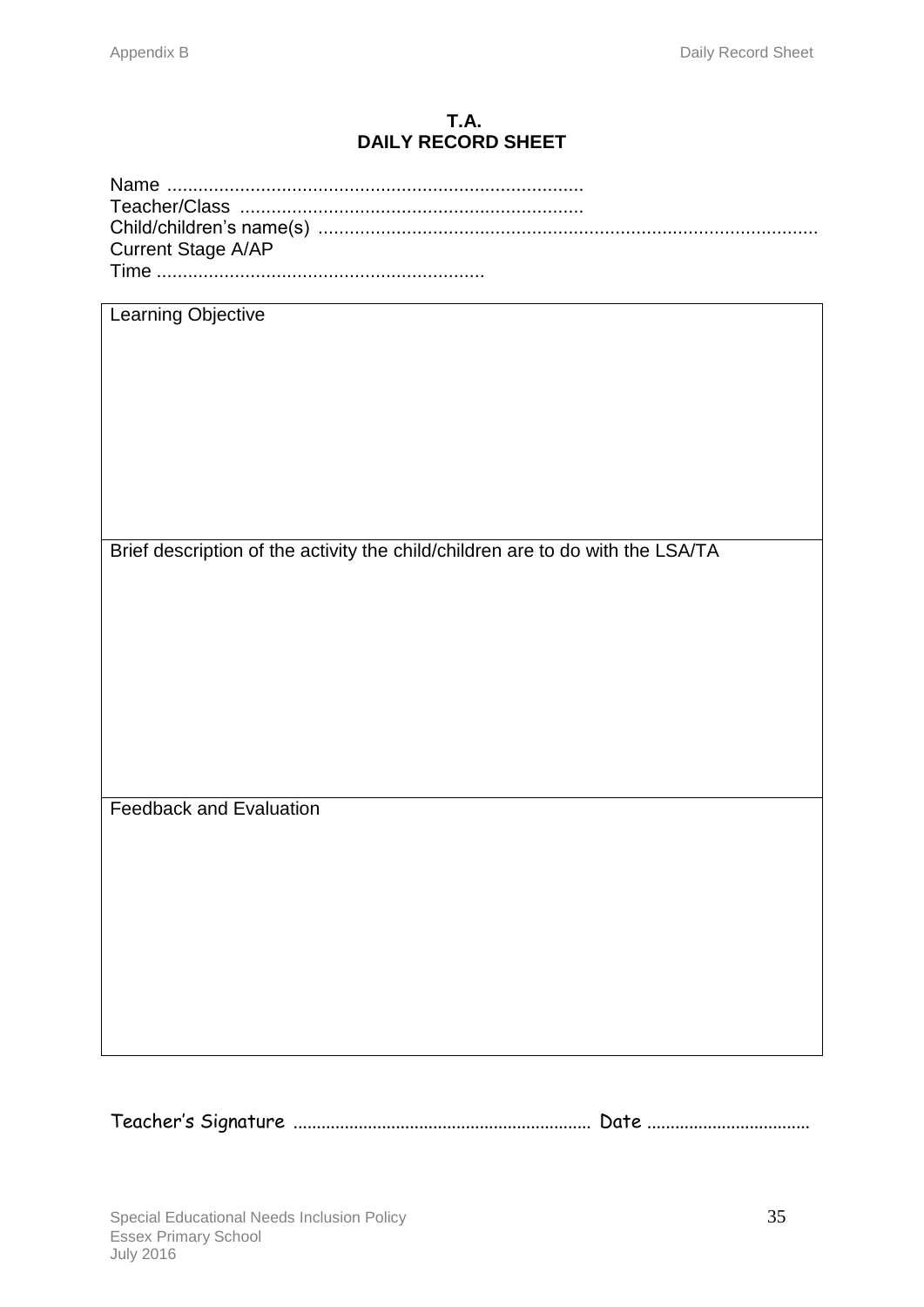# T.A.
# DAILY RECORD SHEET

Name ..............................................................................
Teacher/Class .................................................................
Child/children's name(s) ...............................................................................................
Current Stage A/AP
Time ..............................................................

| Learning Objective |
|---|
| |

| Brief description of the activity the child/children are to do with the LSA/TA |
|---|
| |

| Feedback and Evaluation |
|---|
| |

Teacher's Signature .............................................................. Date ..................................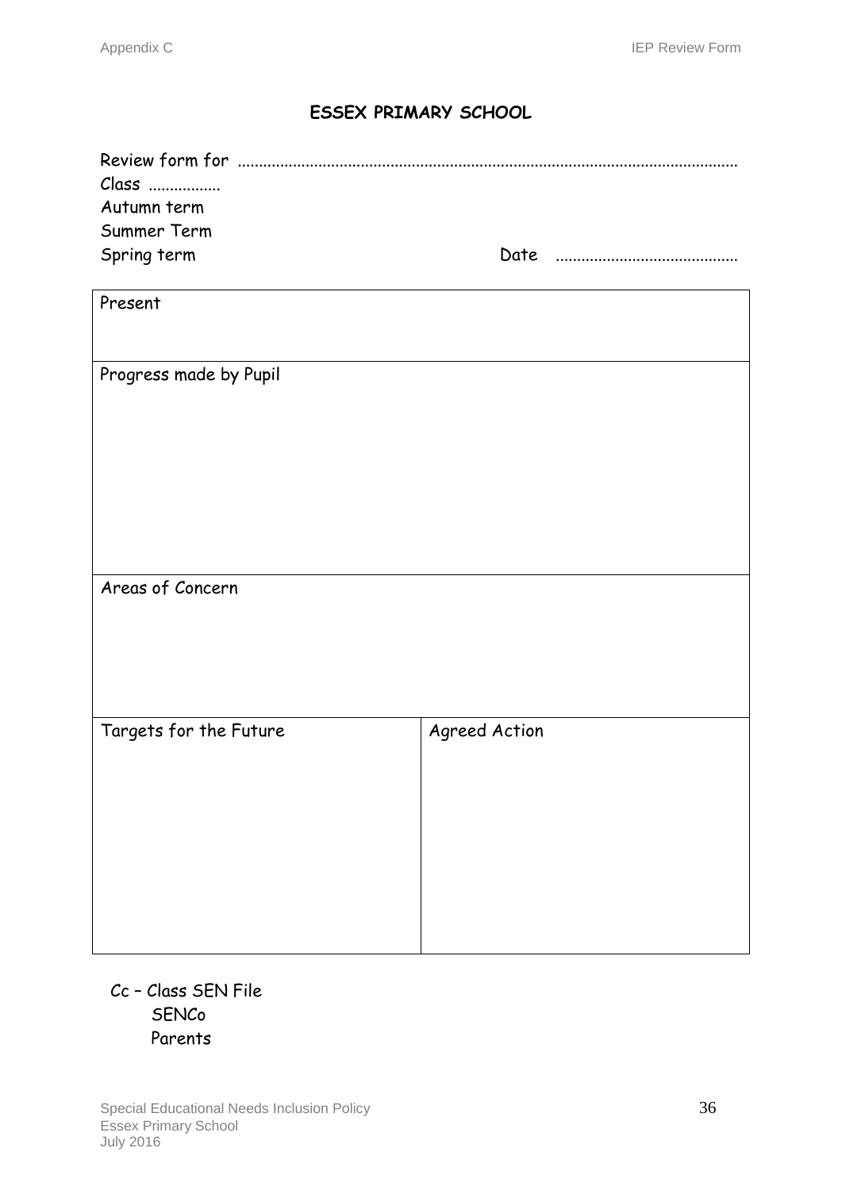# ESSEX PRIMARY SCHOOL

Review form for ...................................................................................................................

Class .................

Autumn term

Summer Term

Spring term Date ..........................................

| Present | |
|---|---|
| Progress made by Pupil | |
| Areas of Concern | |
| Targets for the Future | Agreed Action |

Cc – Class SEN File

SENCo

Parents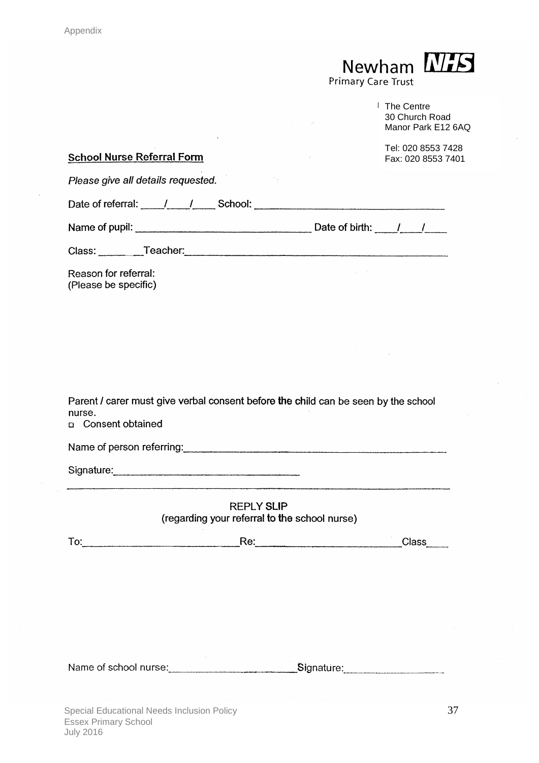Appendix

Newham NHS
Primary Care Trust

The Centre
30 Church Road
Manor Park E12 6AQ

Tel: 020 8553 7428
Fax: 020 8553 7401

**School Nurse Referral Form**

*Please give all details requested.*

Date of referral: \_\_\_\_/\_\_\_\_/\_\_\_\_ School: \_\_\_\_\_\_\_\_\_\_\_\_\_\_\_\_\_\_\_\_\_\_\_\_\_\_\_\_\_\_\_\_\_\_\_\_

Name of pupil: \_\_\_\_\_\_\_\_\_\_\_\_\_\_\_\_\_\_\_\_\_\_\_\_\_\_\_\_\_\_\_\_\_\_ Date of birth: \_\_\_\_/\_\_\_\_/\_\_\_\_

Class: \_\_\_\_\_\_\_\_ Teacher: \_\_\_\_\_\_\_\_\_\_\_\_\_\_\_\_\_\_\_\_\_\_\_\_\_\_\_\_\_\_\_\_\_\_\_\_\_\_\_\_\_\_\_\_\_\_\_\_\_\_

Reason for referral:
(Please be specific)

Parent / carer must give verbal consent before the child can be seen by the school nurse.

- ☐ Consent obtained

Name of person referring: \_\_\_\_\_\_\_\_\_\_\_\_\_\_\_\_\_\_\_\_\_\_\_\_\_\_\_\_\_\_\_\_\_\_\_\_\_\_\_\_\_\_\_\_\_\_\_\_\_\_

Signature: \_\_\_\_\_\_\_\_\_\_\_\_\_\_\_\_\_\_\_\_\_\_\_\_\_\_\_\_\_\_\_\_\_\_\_\_\_\_

---

REPLY SLIP
(regarding your referral to the school nurse)

To: \_\_\_\_\_\_\_\_\_\_\_\_\_\_\_\_\_\_\_\_\_\_\_\_\_\_\_\_\_\_\_\_ Re: \_\_\_\_\_\_\_\_\_\_\_\_\_\_\_\_\_\_\_\_\_\_\_\_\_\_\_\_\_\_\_\_ Class \_\_\_\_

Name of school nurse: \_\_\_\_\_\_\_\_\_\_\_\_\_\_\_\_\_\_\_\_\_\_\_\_\_\_\_\_\_\_ Signature: \_\_\_\_\_\_\_\_\_\_\_\_\_\_\_\_\_\_\_\_\_\_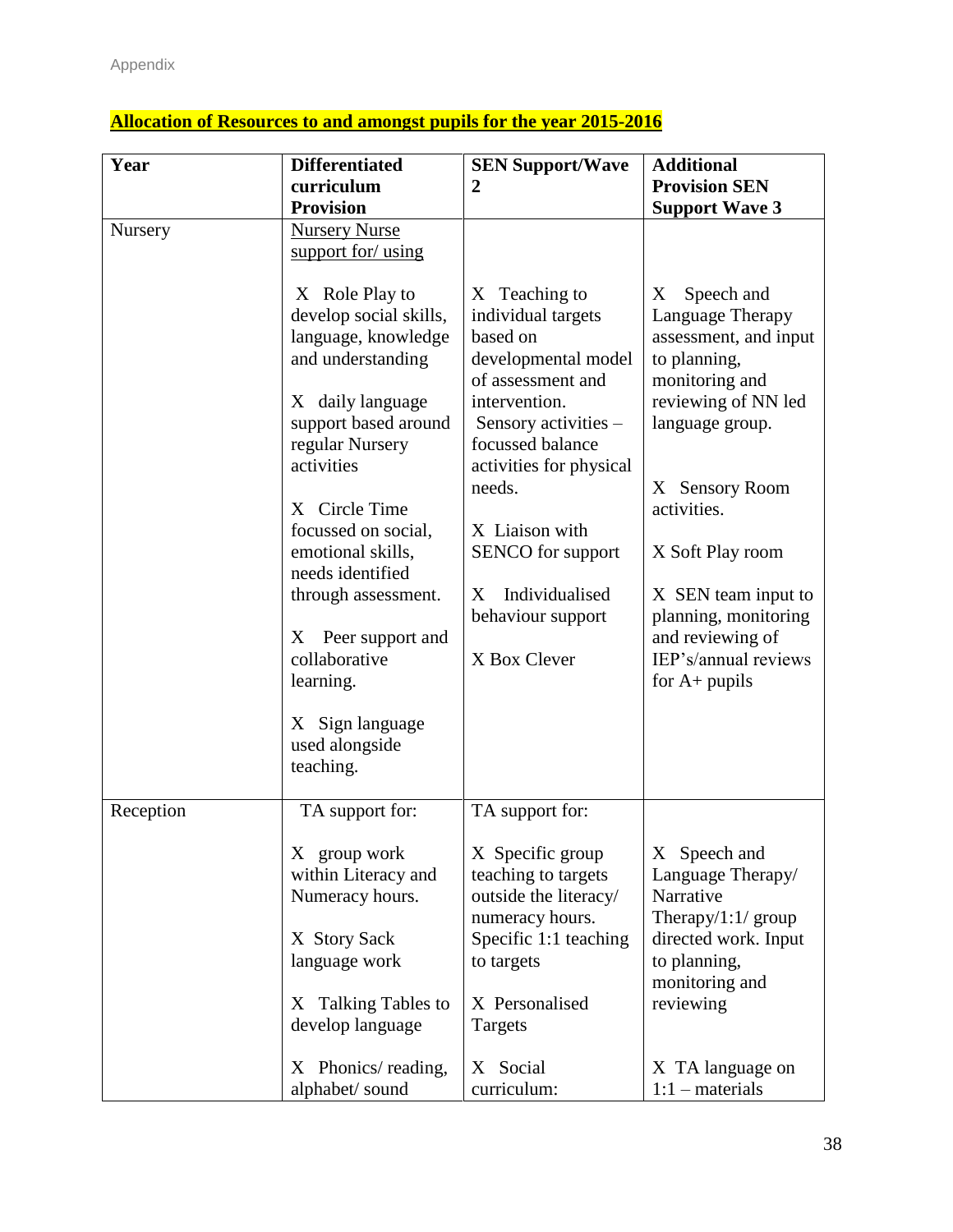Appendix

## Allocation of Resources to and amongst pupils for the year 2015-2016

| Year | Differentiated curriculum Provision | SEN Support/Wave 2 | Additional Provision SEN Support Wave 3 |
|---|---|---|---|
| Nursery | Nursery Nurse support for/ using<br><br>X Role Play to develop social skills, language, knowledge and understanding<br><br>X daily language support based around regular Nursery activities<br><br>X Circle Time focussed on social, emotional skills, needs identified through assessment.<br><br>X Peer support and collaborative learning.<br><br>X Sign language used alongside teaching. | X Teaching to individual targets based on developmental model of assessment and intervention.<br>Sensory activities – focussed balance activities for physical needs.<br><br>X Liaison with SENCO for support<br><br>X Individualised behaviour support<br><br>X Box Clever | X Speech and Language Therapy assessment, and input to planning, monitoring and reviewing of NN led language group.<br><br>X Sensory Room activities.<br><br>X Soft Play room<br><br>X SEN team input to planning, monitoring and reviewing of IEP's/annual reviews for A+ pupils |
| Reception | TA support for:<br><br>X group work within Literacy and Numeracy hours.<br><br>X Story Sack language work<br><br>X Talking Tables to develop language<br><br>X Phonics/ reading, alphabet/ sound | TA support for:<br><br>X Specific group teaching to targets outside the literacy/ numeracy hours.<br>Specific 1:1 teaching to targets<br><br>X Personalised Targets<br><br>X Social curriculum: | X Speech and Language Therapy/ Narrative Therapy/1:1/ group directed work. Input to planning, monitoring and reviewing<br><br>X TA language on 1:1 – materials |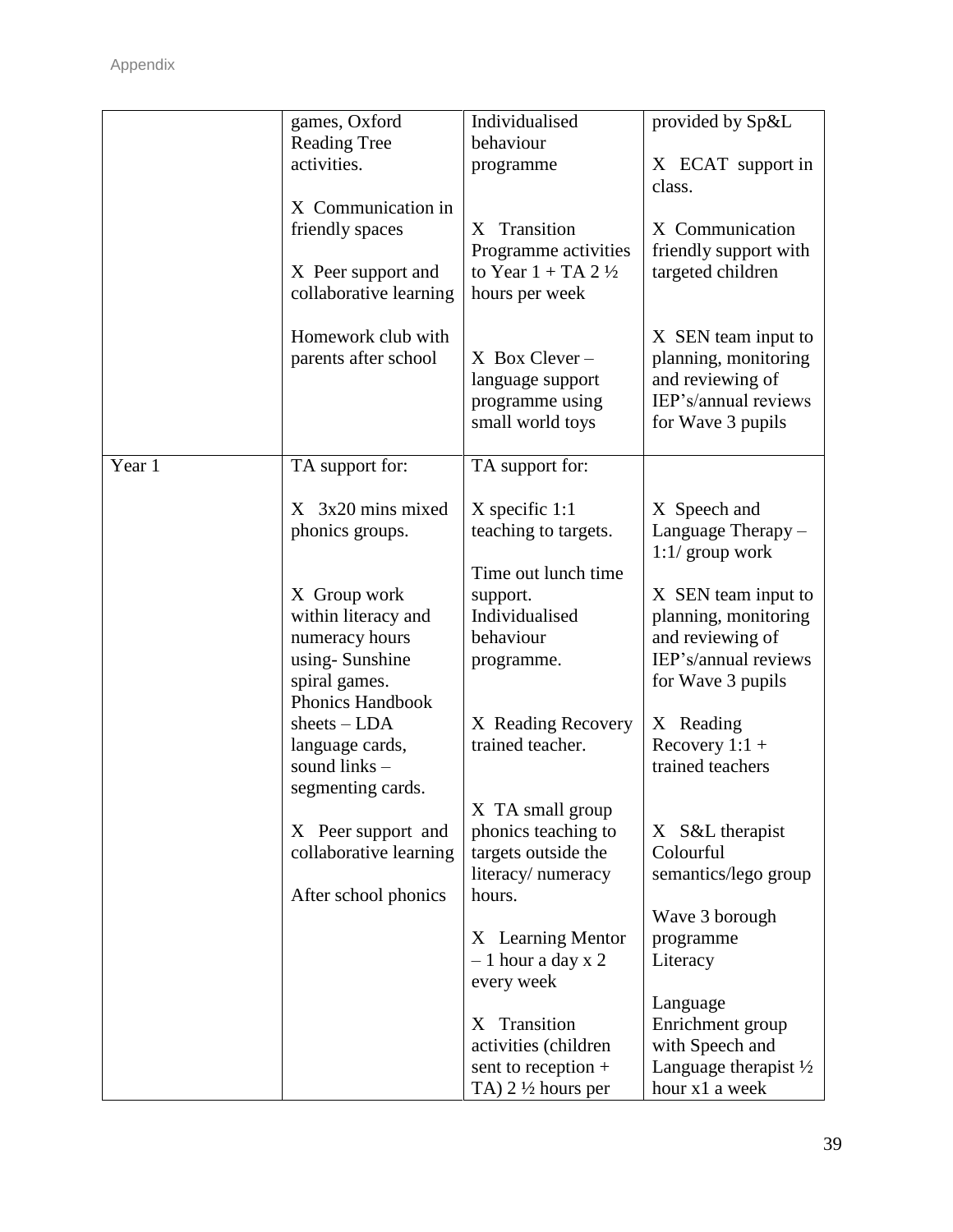| | | | |
|---|---|---|---|
| | games, Oxford Reading Tree activities.<br><br>X Communication in friendly spaces<br><br>X Peer support and collaborative learning<br><br>Homework club with parents after school | Individualised behaviour programme<br><br>X Transition Programme activities to Year 1 + TA 2 ½ hours per week<br><br>X Box Clever – language support programme using small world toys | provided by Sp&L<br><br>X ECAT support in class.<br><br>X Communication friendly support with targeted children<br><br>X SEN team input to planning, monitoring and reviewing of IEP's/annual reviews for Wave 3 pupils |
| Year 1 | TA support for:<br><br>X 3x20 mins mixed phonics groups.<br><br>X Group work within literacy and numeracy hours using- Sunshine spiral games. Phonics Handbook sheets – LDA language cards, sound links – segmenting cards.<br><br>X Peer support and collaborative learning<br><br>After school phonics | TA support for:<br><br>X specific 1:1 teaching to targets.<br><br>Time out lunch time support. Individualised behaviour programme.<br><br>X Reading Recovery trained teacher.<br><br>X TA small group phonics teaching to targets outside the literacy/ numeracy hours.<br><br>X Learning Mentor – 1 hour a day x 2 every week<br><br>X Transition activities (children sent to reception + TA) 2 ½ hours per | X Speech and Language Therapy – 1:1/ group work<br><br>X SEN team input to planning, monitoring and reviewing of IEP's/annual reviews for Wave 3 pupils<br><br>X Reading Recovery 1:1 + trained teachers<br><br>X S&L therapist Colourful semantics/lego group<br><br>Wave 3 borough programme Literacy<br><br>Language Enrichment group with Speech and Language therapist ½ hour x1 a week |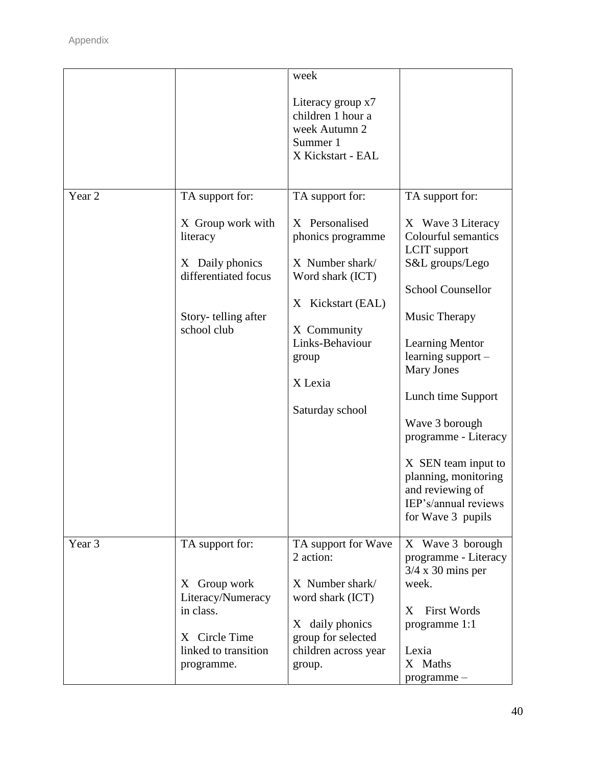| | | | |
|---|---|---|---|
| | | week<br><br>Literacy group x7 children 1 hour a week Autumn 2 Summer 1<br>X Kickstart - EAL | |
| Year 2 | TA support for:<br><br>X Group work with literacy<br><br>X Daily phonics differentiated focus<br><br>Story- telling after school club | TA support for:<br><br>X Personalised phonics programme<br><br>X Number shark/ Word shark (ICT)<br><br>X Kickstart (EAL)<br><br>X Community Links-Behaviour group<br><br>X Lexia<br><br>Saturday school | TA support for:<br><br>X Wave 3 Literacy Colourful semantics LCIT support S&L groups/Lego<br><br>School Counsellor<br><br>Music Therapy<br><br>Learning Mentor learning support – Mary Jones<br><br>Lunch time Support<br><br>Wave 3 borough programme - Literacy<br><br>X SEN team input to planning, monitoring and reviewing of IEP's/annual reviews for Wave 3 pupils |
| Year 3 | TA support for:<br><br>X Group work Literacy/Numeracy in class.<br><br>X Circle Time linked to transition programme. | TA support for Wave 2 action:<br><br>X Number shark/ word shark (ICT)<br><br>X daily phonics group for selected children across year group. | X Wave 3 borough programme - Literacy 3/4 x 30 mins per week.<br><br>X First Words programme 1:1<br><br>Lexia<br>X Maths programme – |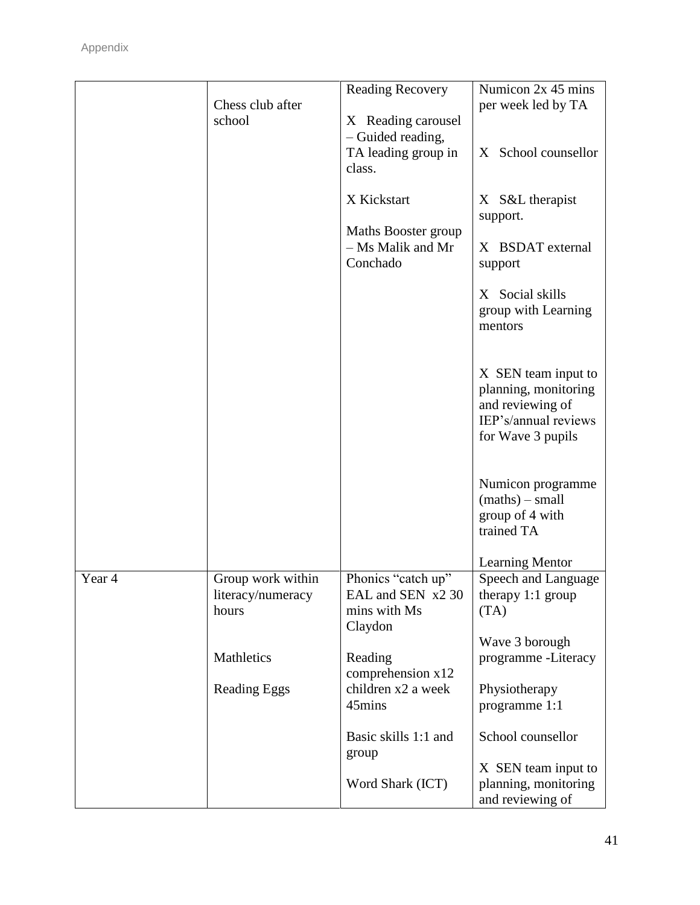| | | | |
|---|---|---|---|
| | Chess club after school | Reading Recovery<br><br>X Reading carousel – Guided reading, TA leading group in class.<br><br>X Kickstart<br><br>Maths Booster group – Ms Malik and Mr Conchado | Numicon 2x 45 mins per week led by TA<br><br>X School counsellor<br><br>X S&L therapist support.<br><br>X BSDAT external support<br><br>X Social skills group with Learning mentors<br><br>X SEN team input to planning, monitoring and reviewing of IEP's/annual reviews for Wave 3 pupils<br><br>Numicon programme (maths) – small group of 4 with trained TA<br><br>Learning Mentor |
| Year 4 | Group work within literacy/numeracy hours<br><br>Mathletics<br><br>Reading Eggs | Phonics "catch up" EAL and SEN x2 30 mins with Ms Claydon<br><br>Reading comprehension x12 children x2 a week 45mins<br><br>Basic skills 1:1 and group<br><br>Word Shark (ICT) | Speech and Language therapy 1:1 group (TA)<br><br>Wave 3 borough programme -Literacy<br><br>Physiotherapy programme 1:1<br><br>School counsellor<br><br>X SEN team input to planning, monitoring and reviewing of |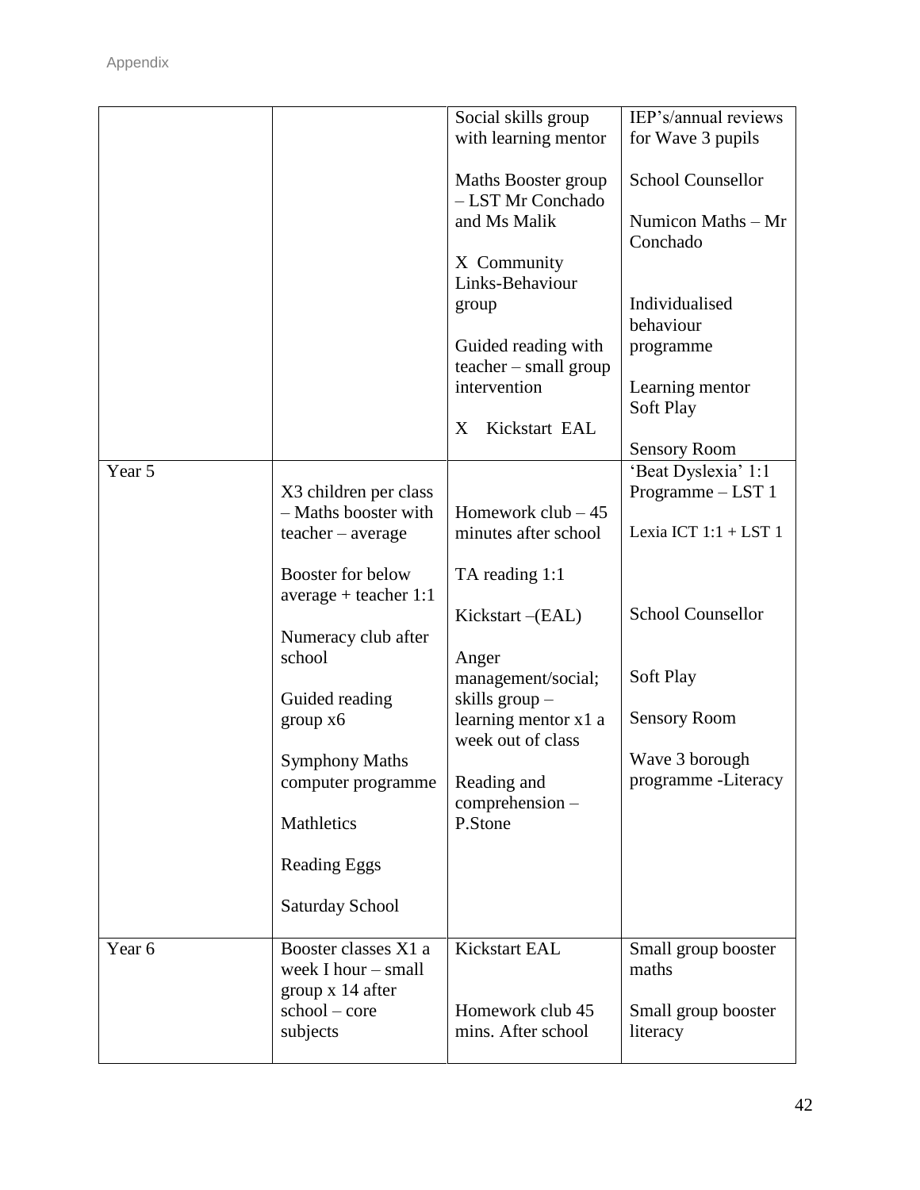| | | | |
|---|---|---|---|
| | | Social skills group with learning mentor<br><br>Maths Booster group – LST Mr Conchado and Ms Malik<br><br>X Community Links-Behaviour group<br><br>Guided reading with teacher – small group intervention<br><br>X Kickstart EAL | IEP's/annual reviews for Wave 3 pupils<br><br>School Counsellor<br><br>Numicon Maths – Mr Conchado<br><br>Individualised behaviour programme<br><br>Learning mentor Soft Play<br><br>Sensory Room |
| Year 5 | X3 children per class – Maths booster with teacher – average<br><br>Booster for below average + teacher 1:1<br><br>Numeracy club after school<br><br>Guided reading group x6<br><br>Symphony Maths computer programme<br><br>Mathletics<br><br>Reading Eggs<br><br>Saturday School | Homework club – 45 minutes after school<br><br>TA reading 1:1<br><br>Kickstart –(EAL)<br><br>Anger management/social; skills group – learning mentor x1 a week out of class<br><br>Reading and comprehension – P.Stone | 'Beat Dyslexia' 1:1 Programme – LST 1<br><br>Lexia ICT 1:1 + LST 1<br><br>School Counsellor<br><br>Soft Play<br><br>Sensory Room<br><br>Wave 3 borough programme -Literacy |
| Year 6 | Booster classes X1 a week I hour – small group x 14 after school – core subjects | Kickstart EAL<br><br>Homework club 45 mins. After school | Small group booster maths<br><br>Small group booster literacy |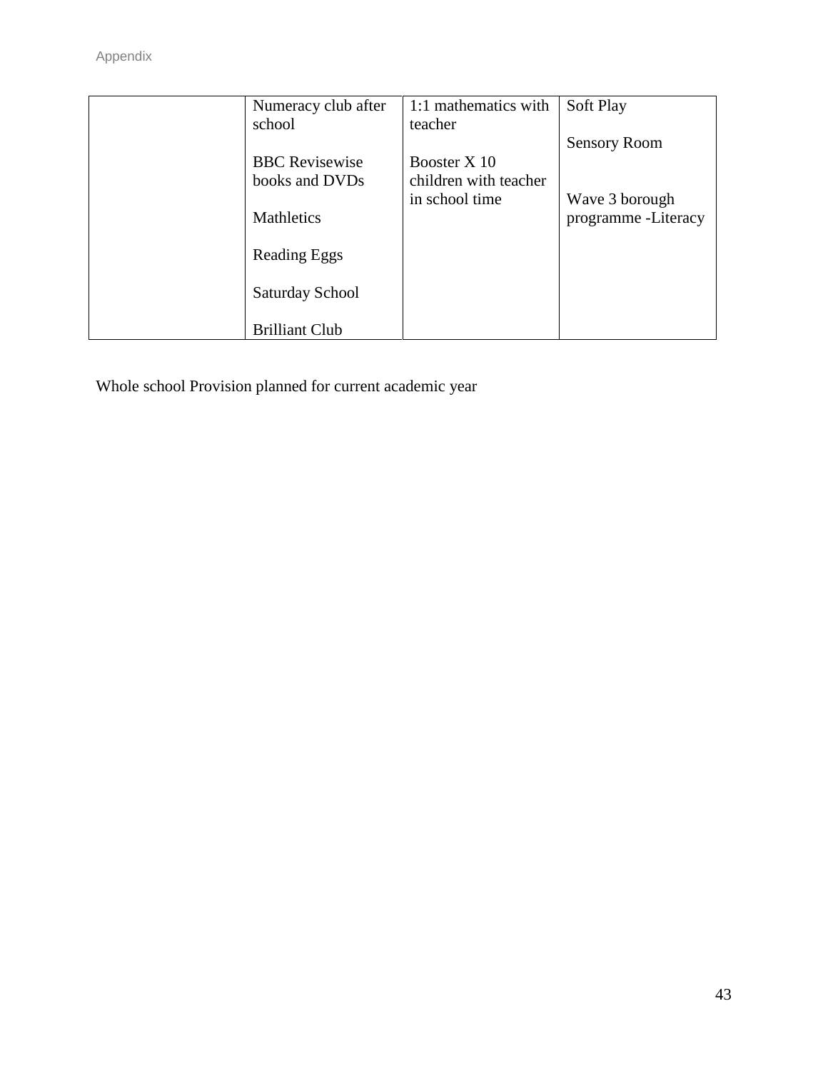| | | | |
|---|---|---|---|
| | Numeracy club after school<br><br>BBC Revisewise books and DVDs<br><br>Mathletics<br><br>Reading Eggs<br><br>Saturday School<br><br>Brilliant Club | 1:1 mathematics with teacher<br><br>Booster X 10 children with teacher in school time | Soft Play<br><br>Sensory Room<br><br>Wave 3 borough programme -Literacy |

Whole school Provision planned for current academic year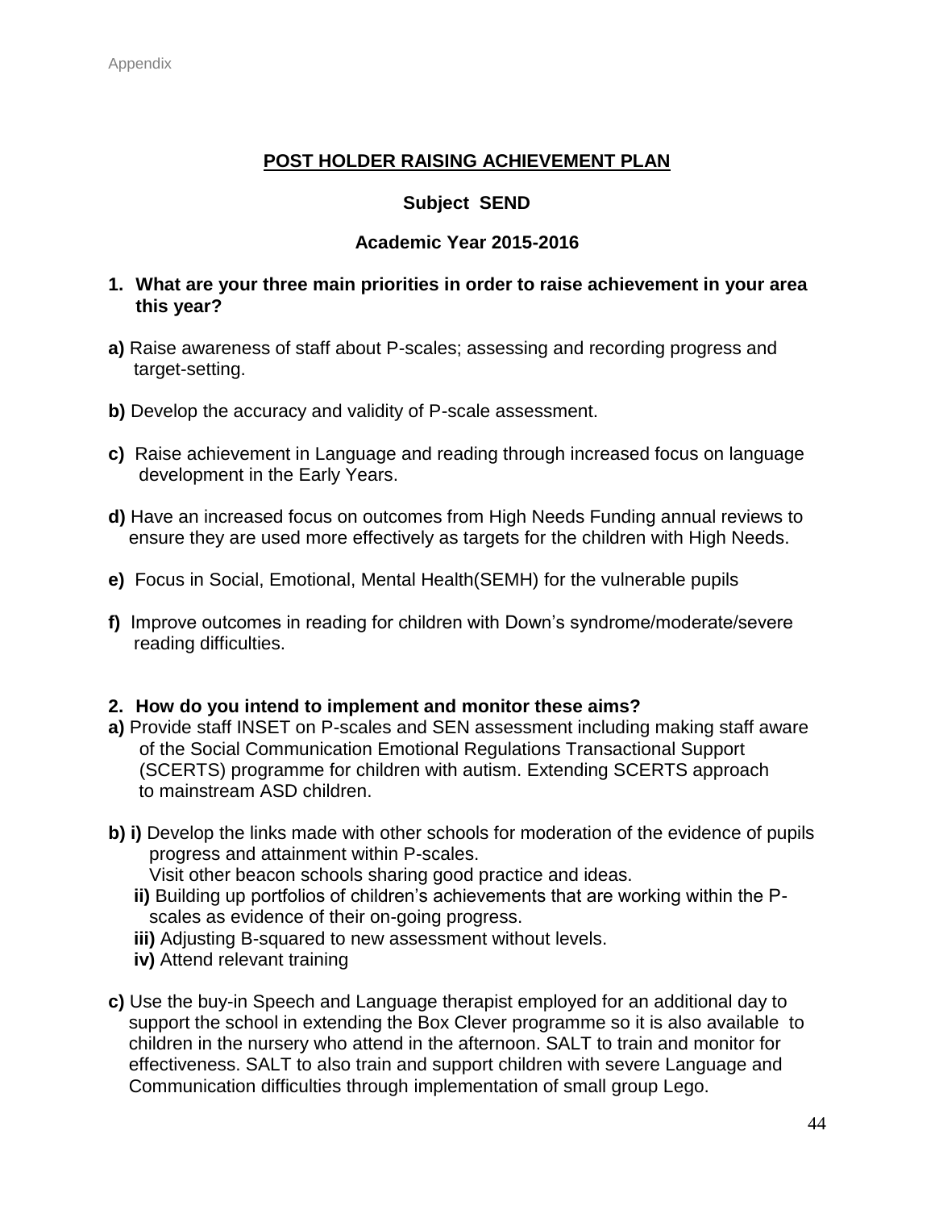Appendix

## POST HOLDER RAISING ACHIEVEMENT PLAN

### Subject SEND

### Academic Year 2015-2016

**1. What are your three main priorities in order to raise achievement in your area this year?**

**a)** Raise awareness of staff about P-scales; assessing and recording progress and target-setting.

**b)** Develop the accuracy and validity of P-scale assessment.

**c)** Raise achievement in Language and reading through increased focus on language development in the Early Years.

**d)** Have an increased focus on outcomes from High Needs Funding annual reviews to ensure they are used more effectively as targets for the children with High Needs.

**e)** Focus in Social, Emotional, Mental Health(SEMH) for the vulnerable pupils

**f)** Improve outcomes in reading for children with Down's syndrome/moderate/severe reading difficulties.

**2. How do you intend to implement and monitor these aims?**

**a)** Provide staff INSET on P-scales and SEN assessment including making staff aware of the Social Communication Emotional Regulations Transactional Support (SCERTS) programme for children with autism. Extending SCERTS approach to mainstream ASD children.

**b) i)** Develop the links made with other schools for moderation of the evidence of pupils progress and attainment within P-scales.
Visit other beacon schools sharing good practice and ideas.

**ii)** Building up portfolios of children's achievements that are working within the P-scales as evidence of their on-going progress.

**iii)** Adjusting B-squared to new assessment without levels.

**iv)** Attend relevant training

**c)** Use the buy-in Speech and Language therapist employed for an additional day to support the school in extending the Box Clever programme so it is also available to children in the nursery who attend in the afternoon. SALT to train and monitor for effectiveness. SALT to also train and support children with severe Language and Communication difficulties through implementation of small group Lego.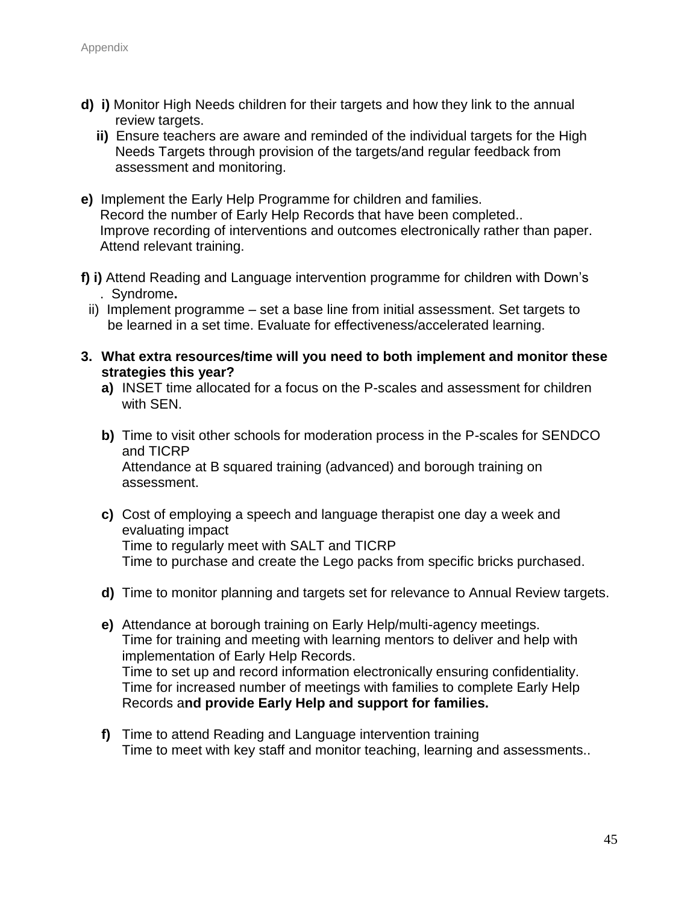**d) i)** Monitor High Needs children for their targets and how they link to the annual review targets.

**ii)** Ensure teachers are aware and reminded of the individual targets for the High Needs Targets through provision of the targets/and regular feedback from assessment and monitoring.

**e)** Implement the Early Help Programme for children and families.
Record the number of Early Help Records that have been completed..
Improve recording of interventions and outcomes electronically rather than paper.
Attend relevant training.

**f) i)** Attend Reading and Language intervention programme for children with Down's . Syndrome**.**

ii) Implement programme – set a base line from initial assessment. Set targets to be learned in a set time. Evaluate for effectiveness/accelerated learning.

**3. What extra resources/time will you need to both implement and monitor these strategies this year?**

**a)** INSET time allocated for a focus on the P-scales and assessment for children with SEN.

**b)** Time to visit other schools for moderation process in the P-scales for SENDCO and TICRP
Attendance at B squared training (advanced) and borough training on assessment.

**c)** Cost of employing a speech and language therapist one day a week and evaluating impact
Time to regularly meet with SALT and TICRP
Time to purchase and create the Lego packs from specific bricks purchased.

**d)** Time to monitor planning and targets set for relevance to Annual Review targets.

**e)** Attendance at borough training on Early Help/multi-agency meetings.
Time for training and meeting with learning mentors to deliver and help with implementation of Early Help Records.
Time to set up and record information electronically ensuring confidentiality.
Time for increased number of meetings with families to complete Early Help Records a**nd provide Early Help and support for families.**

**f)** Time to attend Reading and Language intervention training
Time to meet with key staff and monitor teaching, learning and assessments..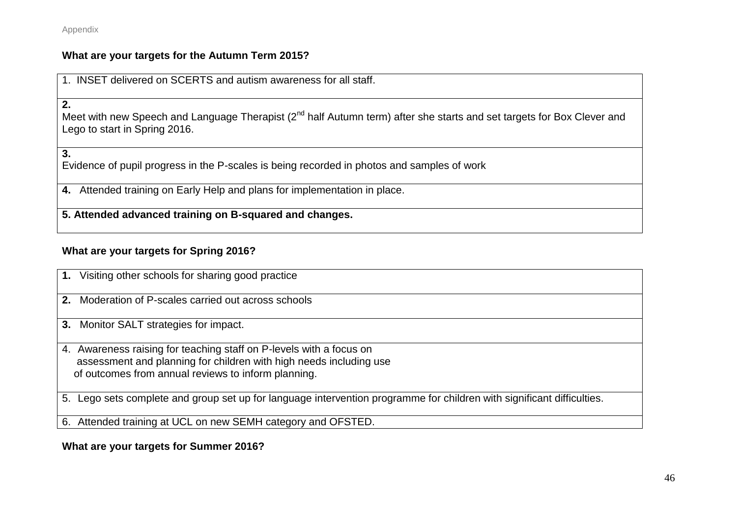### What are your targets for the Autumn Term 2015?

| |
|---|
| 1. INSET delivered on SCERTS and autism awareness for all staff. |
| **2.** Meet with new Speech and Language Therapist (2nd half Autumn term) after she starts and set targets for Box Clever and Lego to start in Spring 2016. |
| **3.** Evidence of pupil progress in the P-scales is being recorded in photos and samples of work |
| **4.** Attended training on Early Help and plans for implementation in place. |
| **5. Attended advanced training on B-squared and changes.** |

### What are your targets for Spring 2016?

| |
|---|
| **1.** Visiting other schools for sharing good practice |
| **2.** Moderation of P-scales carried out across schools |
| **3.** Monitor SALT strategies for impact. |
| 4. Awareness raising for teaching staff on P-levels with a focus on assessment and planning for children with high needs including use of outcomes from annual reviews to inform planning. |
| 5. Lego sets complete and group set up for language intervention programme for children with significant difficulties. |
| 6. Attended training at UCL on new SEMH category and OFSTED. |

### What are your targets for Summer 2016?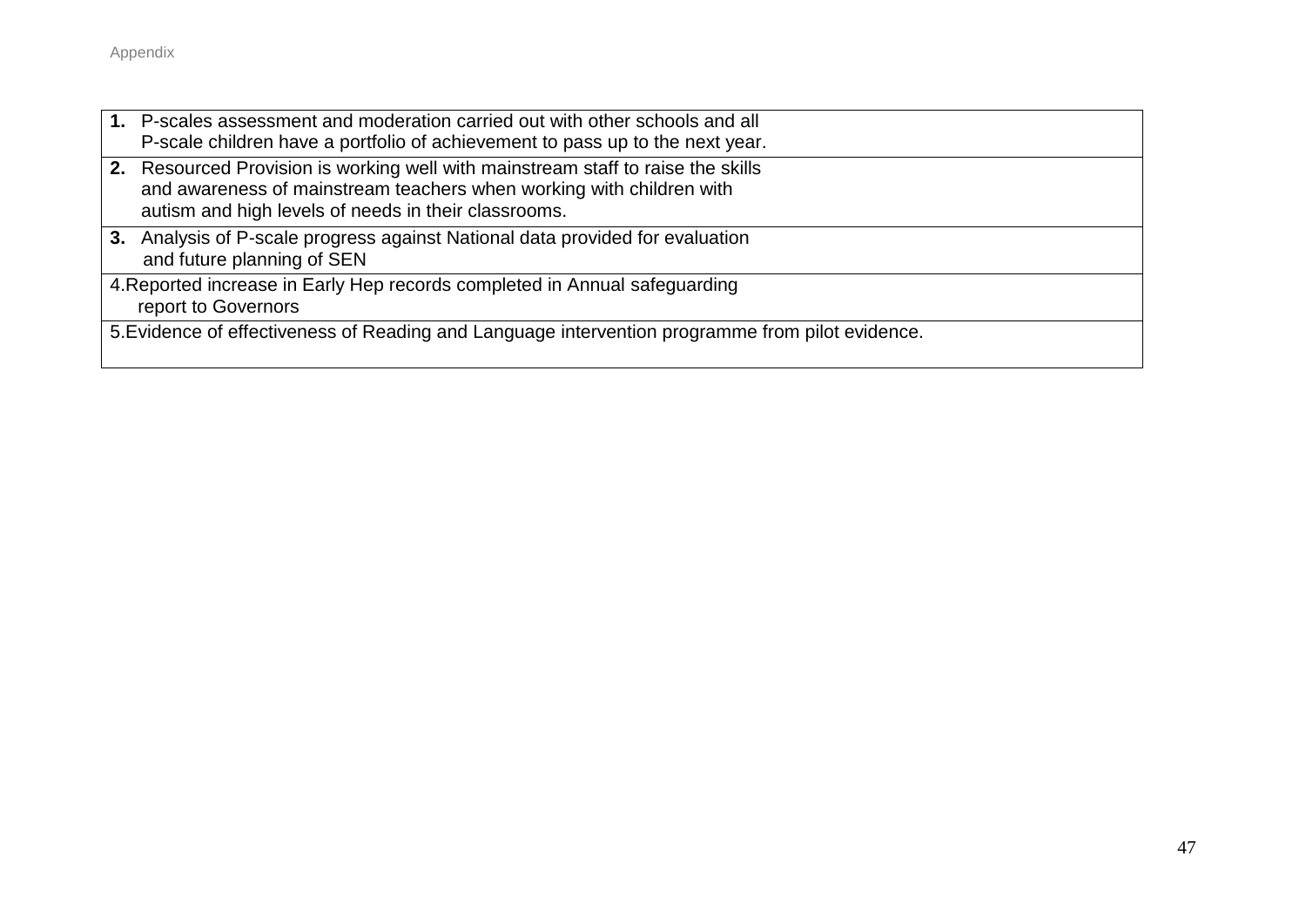| **1.** P-scales assessment and moderation carried out with other schools and all P-scale children have a portfolio of achievement to pass up to the next year. |
|---|
| **2.** Resourced Provision is working well with mainstream staff to raise the skills and awareness of mainstream teachers when working with children with autism and high levels of needs in their classrooms. |
| **3.** Analysis of P-scale progress against National data provided for evaluation and future planning of SEN |
| 4.Reported increase in Early Hep records completed in Annual safeguarding report to Governors |
| 5.Evidence of effectiveness of Reading and Language intervention programme from pilot evidence. |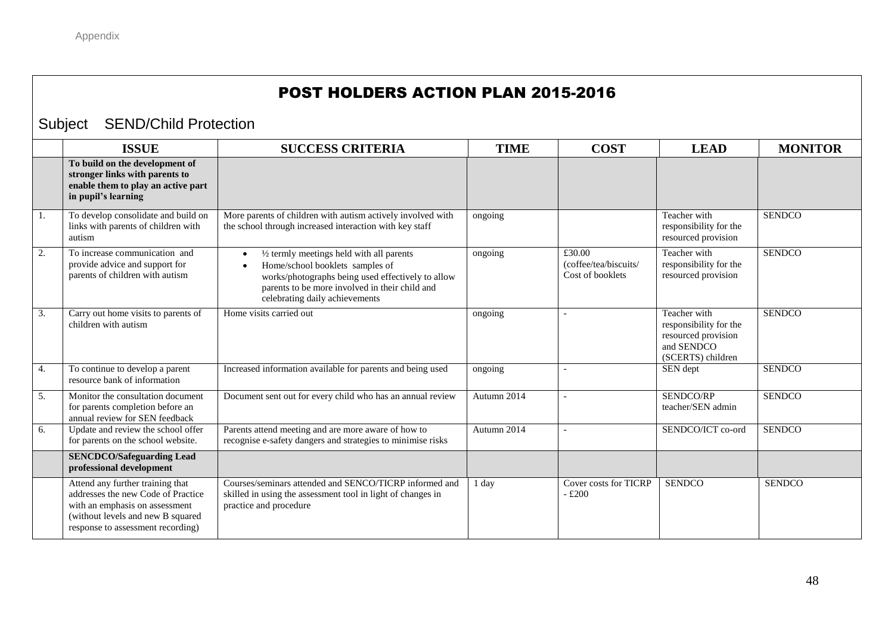Appendix

# POST HOLDERS ACTION PLAN 2015-2016

## Subject SEND/Child Protection

| | ISSUE | SUCCESS CRITERIA | TIME | COST | LEAD | MONITOR |
|---|---|---|---|---|---|---|
| | **To build on the development of stronger links with parents to enable them to play an active part in pupil's learning** | | | | | |
| 1. | To develop consolidate and build on links with parents of children with autism | More parents of children with autism actively involved with the school through increased interaction with key staff | ongoing | | Teacher with responsibility for the resourced provision | SENDCO |
| 2. | To increase communication and provide advice and support for parents of children with autism | • ½ termly meetings held with all parents<br>• Home/school booklets samples of works/photographs being used effectively to allow parents to be more involved in their child and celebrating daily achievements | ongoing | £30.00 (coffee/tea/biscuits/ Cost of booklets | Teacher with responsibility for the resourced provision | SENDCO |
| 3. | Carry out home visits to parents of children with autism | Home visits carried out | ongoing | - | Teacher with responsibility for the resourced provision and SENDCO (SCERTS) children | SENDCO |
| 4. | To continue to develop a parent resource bank of information | Increased information available for parents and being used | ongoing | - | SEN dept | SENDCO |
| 5. | Monitor the consultation document for parents completion before an annual review for SEN feedback | Document sent out for every child who has an annual review | Autumn 2014 | - | SENDCO/RP teacher/SEN admin | SENDCO |
| 6. | Update and review the school offer for parents on the school website. | Parents attend meeting and are more aware of how to recognise e-safety dangers and strategies to minimise risks | Autumn 2014 | - | SENDCO/ICT co-ord | SENDCO |
| | **SENCDCO/Safeguarding Lead professional development** | | | | | |
| | Attend any further training that addresses the new Code of Practice with an emphasis on assessment (without levels and new B squared response to assessment recording) | Courses/seminars attended and SENCO/TICRP informed and skilled in using the assessment tool in light of changes in practice and procedure | 1 day | Cover costs for TICRP - £200 | SENDCO | SENDCO |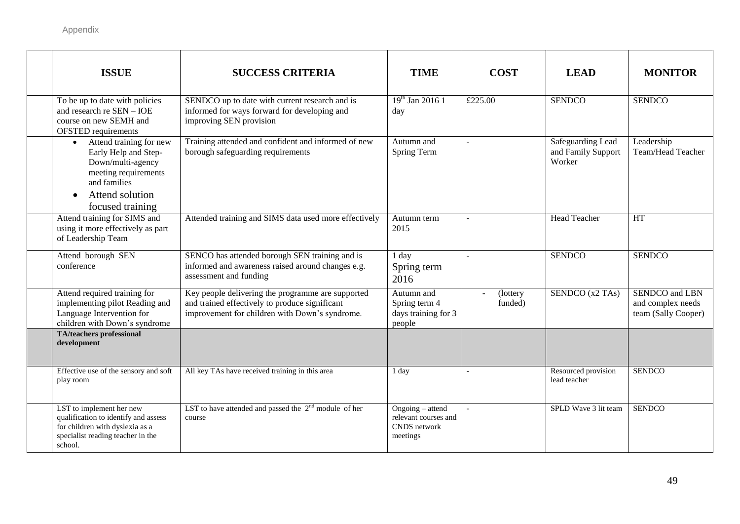| | ISSUE | SUCCESS CRITERIA | TIME | COST | LEAD | MONITOR |
|---|---|---|---|---|---|---|
| | To be up to date with policies and research re SEN – IOE course on new SEMH and OFSTED requirements | SENDCO up to date with current research and is informed for ways forward for developing and improving SEN provision | 19th Jan 2016 1 day | £225.00 | SENDCO | SENDCO |
| | • Attend training for new Early Help and Step-Down/multi-agency meeting requirements and families<br>• Attend solution focused training | Training attended and confident and informed of new borough safeguarding requirements | Autumn and Spring Term | - | Safeguarding Lead and Family Support Worker | Leadership Team/Head Teacher |
| | Attend training for SIMS and using it more effectively as part of Leadership Team | Attended training and SIMS data used more effectively | Autumn term 2015 | - | Head Teacher | HT |
| | Attend borough SEN conference | SENCO has attended borough SEN training and is informed and awareness raised around changes e.g. assessment and funding | 1 day Spring term 2016 | - | SENDCO | SENDCO |
| | Attend required training for implementing pilot Reading and Language Intervention for children with Down's syndrome | Key people delivering the programme are supported and trained effectively to produce significant improvement for children with Down's syndrome. | Autumn and Spring term 4 days training for 3 people | - (lottery funded) | SENDCO (x2 TAs) | SENDCO and LBN and complex needs team (Sally Cooper) |
| | **TA/teachers professional development** | | | | | |
| | Effective use of the sensory and soft play room | All key TAs have received training in this area | 1 day | - | Resourced provision lead teacher | SENDCO |
| | LST to implement her new qualification to identify and assess for children with dyslexia as a specialist reading teacher in the school. | LST to have attended and passed the 2nd module of her course | Ongoing – attend relevant courses and CNDS network meetings | - | SPLD Wave 3 lit team | SENDCO |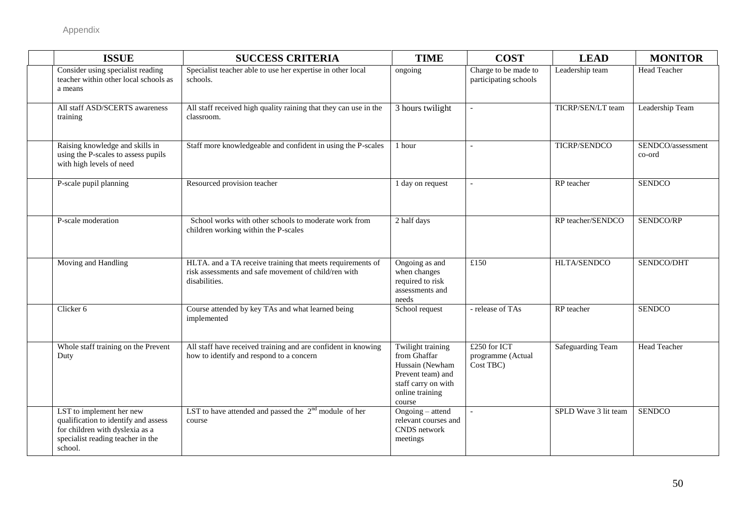Appendix

| ISSUE | SUCCESS CRITERIA | TIME | COST | LEAD | MONITOR |
|---|---|---|---|---|---|
| Consider using specialist reading teacher within other local schools as a means | Specialist teacher able to use her expertise in other local schools. | ongoing | Charge to be made to participating schools | Leadership team | Head Teacher |
| All staff ASD/SCERTS awareness training | All staff received high quality raining that they can use in the classroom. | 3 hours twilight | - | TICRP/SEN/LT team | Leadership Team |
| Raising knowledge and skills in using the P-scales to assess pupils with high levels of need | Staff more knowledgeable and confident in using the P-scales | 1 hour | - | TICRP/SENDCO | SENDCO/assessment co-ord |
| P-scale pupil planning | Resourced provision teacher | 1 day on request | - | RP teacher | SENDCO |
| P-scale moderation | School works with other schools to moderate work from children working within the P-scales | 2 half days | | RP teacher/SENDCO | SENDCO/RP |
| Moving and Handling | HLTA. and a TA receive training that meets requirements of risk assessments and safe movement of child/ren with disabilities. | Ongoing as and when changes required to risk assessments and needs | £150 | HLTA/SENDCO | SENDCO/DHT |
| Clicker 6 | Course attended by key TAs and what learned being implemented | School request | - release of TAs | RP teacher | SENDCO |
| Whole staff training on the Prevent Duty | All staff have received training and are confident in knowing how to identify and respond to a concern | Twilight training from Ghaffar Hussain (Newham Prevent team) and staff carry on with online training course | £250 for ICT programme (Actual Cost TBC) | Safeguarding Team | Head Teacher |
| LST to implement her new qualification to identify and assess for children with dyslexia as a specialist reading teacher in the school. | LST to have attended and passed the 2nd module of her course | Ongoing – attend relevant courses and CNDS network meetings | - | SPLD Wave 3 lit team | SENDCO |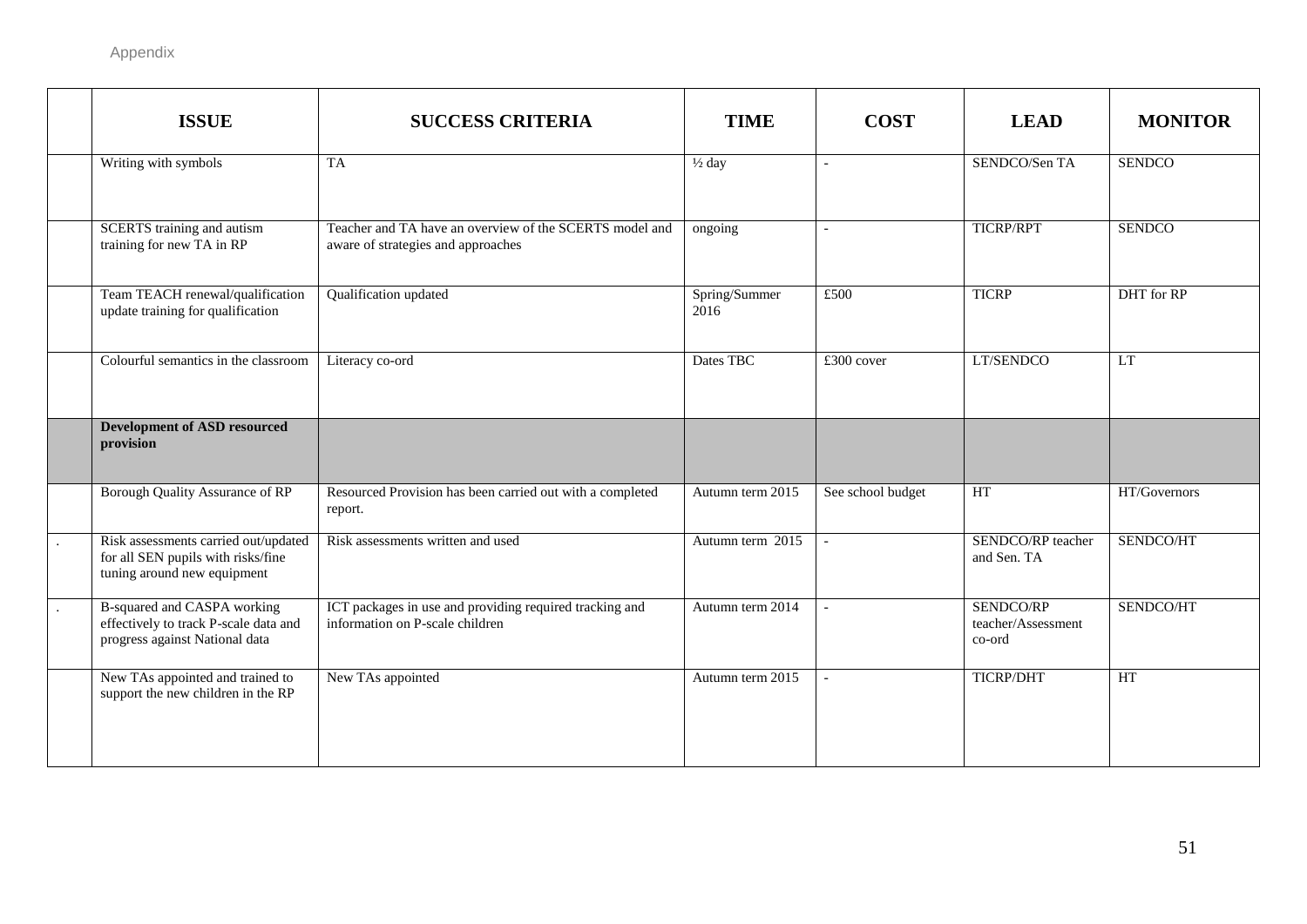Appendix

| | ISSUE | SUCCESS CRITERIA | TIME | COST | LEAD | MONITOR |
|---|---|---|---|---|---|---|
| | Writing with symbols | TA | ½ day | - | SENDCO/Sen TA | SENDCO |
| | SCERTS training and autism training for new TA in RP | Teacher and TA have an overview of the SCERTS model and aware of strategies and approaches | ongoing | - | TICRP/RPT | SENDCO |
| | Team TEACH renewal/qualification update training for qualification | Qualification updated | Spring/Summer 2016 | £500 | TICRP | DHT for RP |
| | Colourful semantics in the classroom | Literacy co-ord | Dates TBC | £300 cover | LT/SENDCO | LT |
| | **Development of ASD resourced provision** | | | | | |
| | Borough Quality Assurance of RP | Resourced Provision has been carried out with a completed report. | Autumn term 2015 | See school budget | HT | HT/Governors |
| . | Risk assessments carried out/updated for all SEN pupils with risks/fine tuning around new equipment | Risk assessments written and used | Autumn term 2015 | - | SENDCO/RP teacher and Sen. TA | SENDCO/HT |
| . | B-squared and CASPA working effectively to track P-scale data and progress against National data | ICT packages in use and providing required tracking and information on P-scale children | Autumn term 2014 | - | SENDCO/RP teacher/Assessment co-ord | SENDCO/HT |
| | New TAs appointed and trained to support the new children in the RP | New TAs appointed | Autumn term 2015 | - | TICRP/DHT | HT |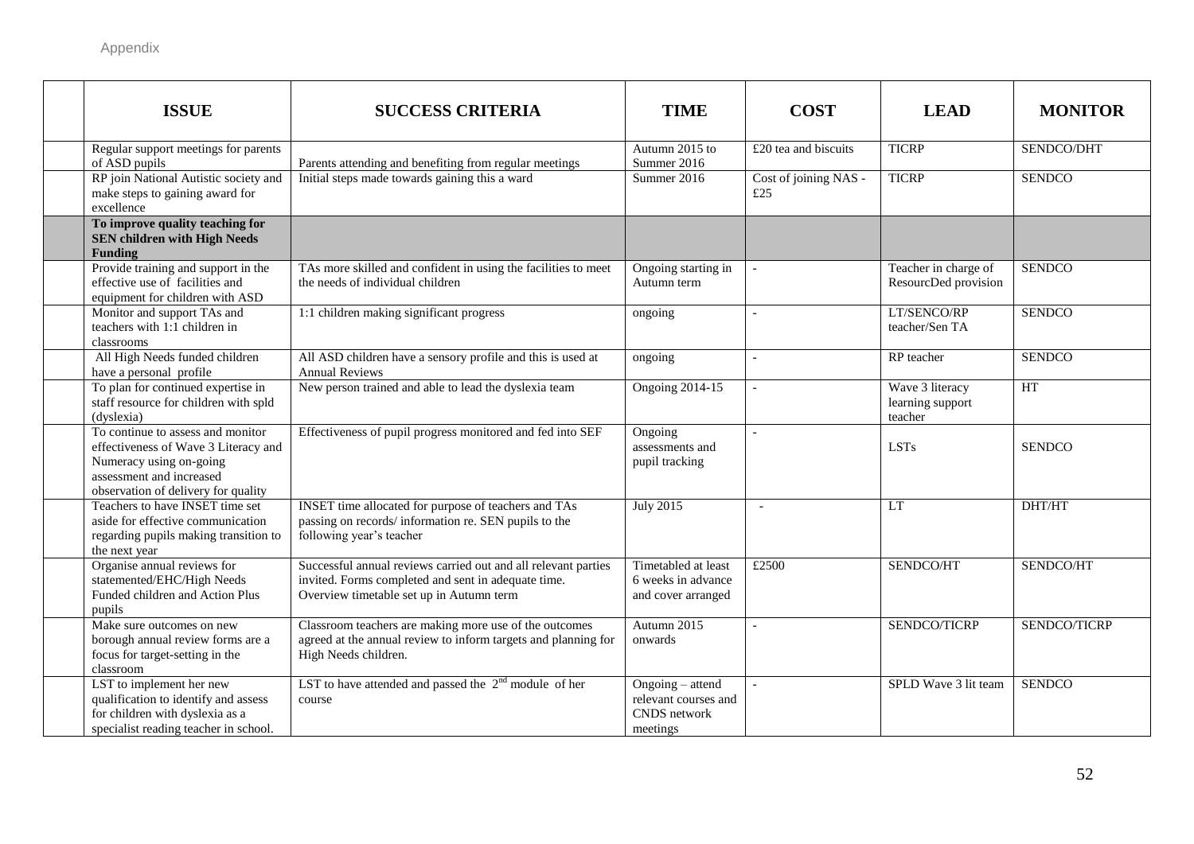| | ISSUE | SUCCESS CRITERIA | TIME | COST | LEAD | MONITOR |
|---|---|---|---|---|---|---|
| | Regular support meetings for parents of ASD pupils | Parents attending and benefiting from regular meetings | Autumn 2015 to Summer 2016 | £20 tea and biscuits | TICRP | SENDCO/DHT |
| | RP join National Autistic society and make steps to gaining award for excellence | Initial steps made towards gaining this a ward | Summer 2016 | Cost of joining NAS - £25 | TICRP | SENDCO |
| | **To improve quality teaching for SEN children with High Needs Funding** | | | | | |
| | Provide training and support in the effective use of facilities and equipment for children with ASD | TAs more skilled and confident in using the facilities to meet the needs of individual children | Ongoing starting in Autumn term | - | Teacher in charge of ResourcDed provision | SENDCO |
| | Monitor and support TAs and teachers with 1:1 children in classrooms | 1:1 children making significant progress | ongoing | - | LT/SENCO/RP teacher/Sen TA | SENDCO |
| | All High Needs funded children have a personal profile | All ASD children have a sensory profile and this is used at Annual Reviews | ongoing | - | RP teacher | SENDCO |
| | To plan for continued expertise in staff resource for children with spld (dyslexia) | New person trained and able to lead the dyslexia team | Ongoing 2014-15 | - | Wave 3 literacy learning support teacher | HT |
| | To continue to assess and monitor effectiveness of Wave 3 Literacy and Numeracy using on-going assessment and increased observation of delivery for quality | Effectiveness of pupil progress monitored and fed into SEF | Ongoing assessments and pupil tracking | - | LSTs | SENDCO |
| | Teachers to have INSET time set aside for effective communication regarding pupils making transition to the next year | INSET time allocated for purpose of teachers and TAs passing on records/ information re. SEN pupils to the following year's teacher | July 2015 | - | LT | DHT/HT |
| | Organise annual reviews for statemented/EHC/High Needs Funded children and Action Plus pupils | Successful annual reviews carried out and all relevant parties invited. Forms completed and sent in adequate time. Overview timetable set up in Autumn term | Timetabled at least 6 weeks in advance and cover arranged | £2500 | SENDCO/HT | SENDCO/HT |
| | Make sure outcomes on new borough annual review forms are a focus for target-setting in the classroom | Classroom teachers are making more use of the outcomes agreed at the annual review to inform targets and planning for High Needs children. | Autumn 2015 onwards | - | SENDCO/TICRP | SENDCO/TICRP |
| | LST to implement her new qualification to identify and assess for children with dyslexia as a specialist reading teacher in school. | LST to have attended and passed the 2nd module of her course | Ongoing – attend relevant courses and CNDS network meetings | - | SPLD Wave 3 lit team | SENDCO |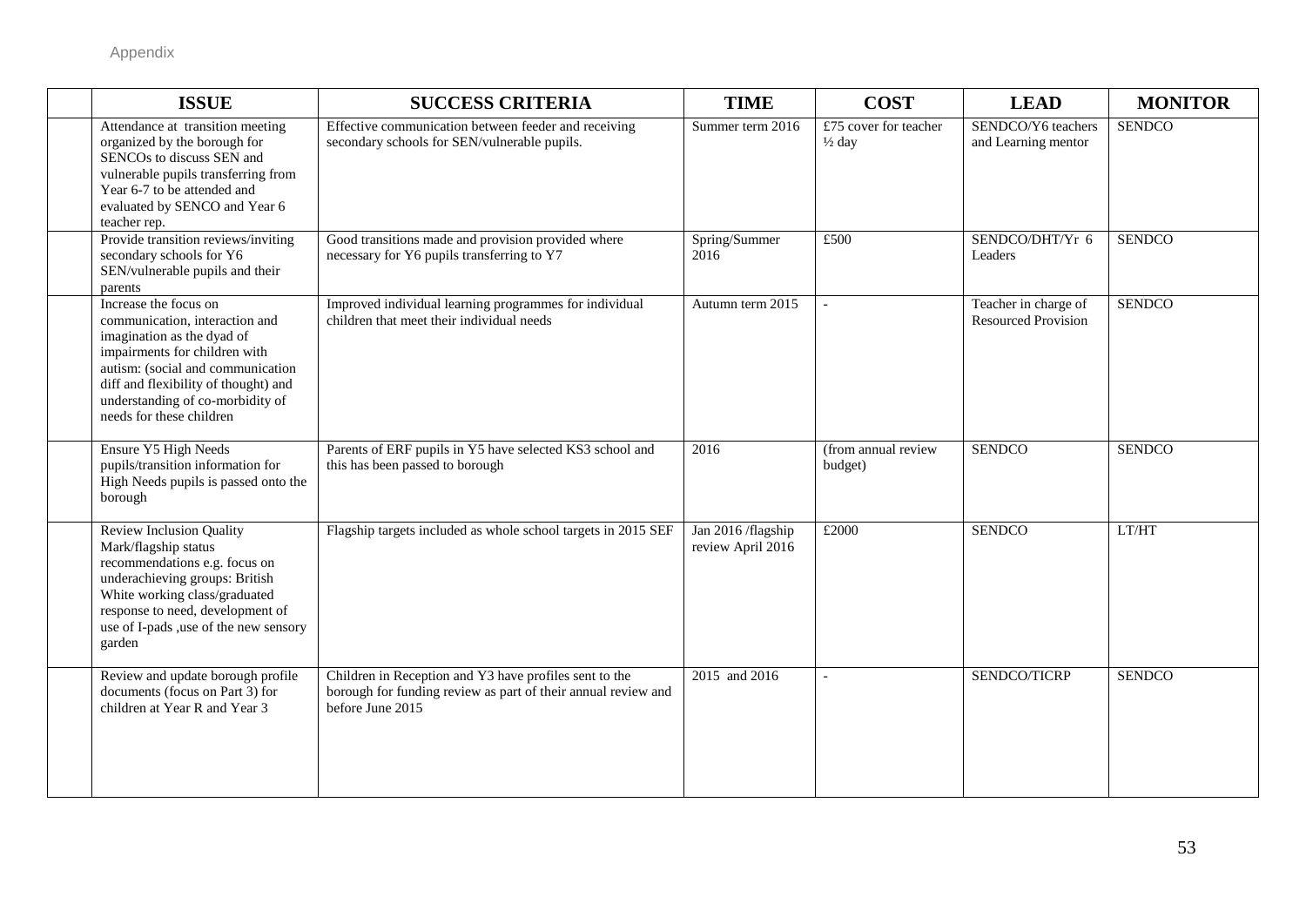Appendix

| | ISSUE | SUCCESS CRITERIA | TIME | COST | LEAD | MONITOR |
|---|---|---|---|---|---|---|
| | Attendance at transition meeting organized by the borough for SENCOs to discuss SEN and vulnerable pupils transferring from Year 6-7 to be attended and evaluated by SENCO and Year 6 teacher rep. | Effective communication between feeder and receiving secondary schools for SEN/vulnerable pupils. | Summer term 2016 | £75 cover for teacher ½ day | SENDCO/Y6 teachers and Learning mentor | SENDCO |
| | Provide transition reviews/inviting secondary schools for Y6 SEN/vulnerable pupils and their parents | Good transitions made and provision provided where necessary for Y6 pupils transferring to Y7 | Spring/Summer 2016 | £500 | SENDCO/DHT/Yr 6 Leaders | SENDCO |
| | Increase the focus on communication, interaction and imagination as the dyad of impairments for children with autism: (social and communication diff and flexibility of thought) and understanding of co-morbidity of needs for these children | Improved individual learning programmes for individual children that meet their individual needs | Autumn term 2015 | - | Teacher in charge of Resourced Provision | SENDCO |
| | Ensure Y5 High Needs pupils/transition information for High Needs pupils is passed onto the borough | Parents of ERF pupils in Y5 have selected KS3 school and this has been passed to borough | 2016 | (from annual review budget) | SENDCO | SENDCO |
| | Review Inclusion Quality Mark/flagship status recommendations e.g. focus on underachieving groups: British White working class/graduated response to need, development of use of I-pads ,use of the new sensory garden | Flagship targets included as whole school targets in 2015 SEF | Jan 2016 /flagship review April 2016 | £2000 | SENDCO | LT/HT |
| | Review and update borough profile documents (focus on Part 3) for children at Year R and Year 3 | Children in Reception and Y3 have profiles sent to the borough for funding review as part of their annual review and before June 2015 | 2015 and 2016 | - | SENDCO/TICRP | SENDCO |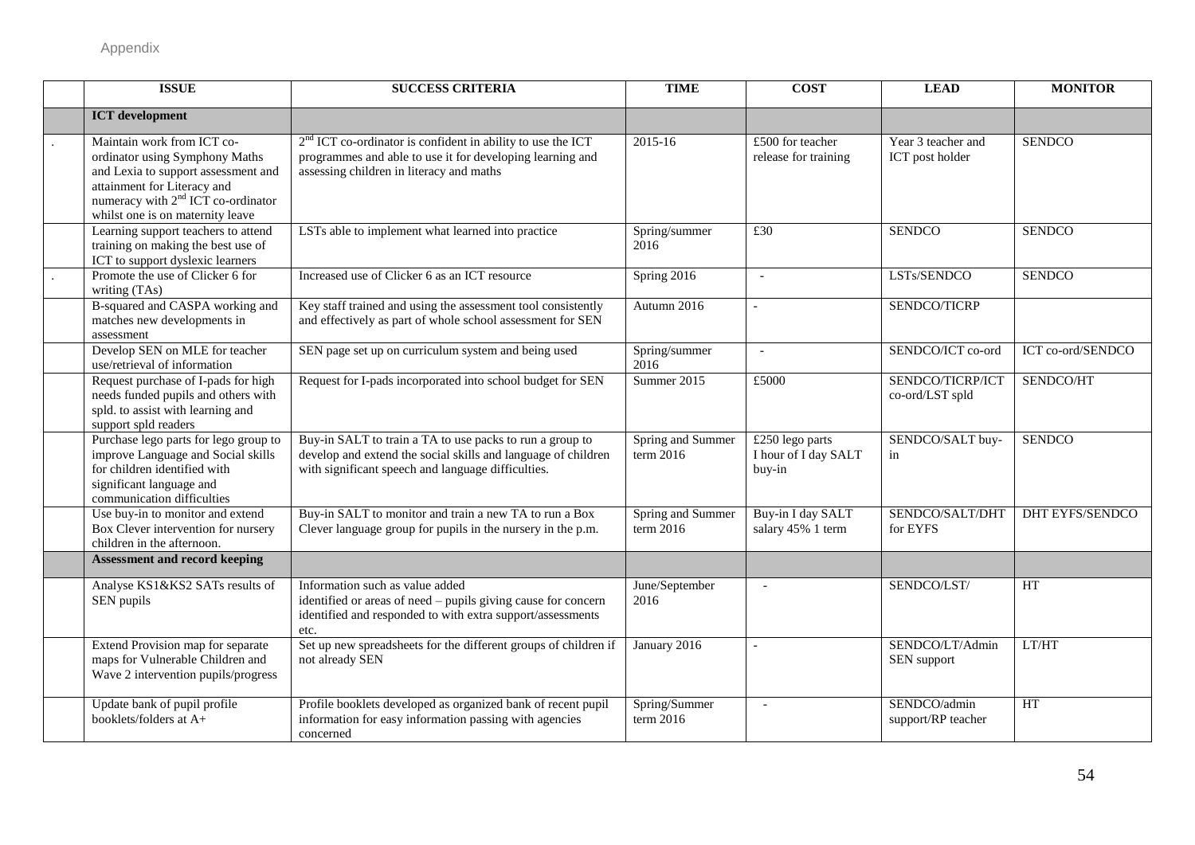Appendix

| | ISSUE | SUCCESS CRITERIA | TIME | COST | LEAD | MONITOR |
|---|---|---|---|---|---|---|
| | **ICT development** | | | | | |
| . | Maintain work from ICT co-ordinator using Symphony Maths and Lexia to support assessment and attainment for Literacy and numeracy with 2nd ICT co-ordinator whilst one is on maternity leave | 2nd ICT co-ordinator is confident in ability to use the ICT programmes and able to use it for developing learning and assessing children in literacy and maths | 2015-16 | £500 for teacher release for training | Year 3 teacher and ICT post holder | SENDCO |
| | Learning support teachers to attend training on making the best use of ICT to support dyslexic learners | LSTs able to implement what learned into practice | Spring/summer 2016 | £30 | SENDCO | SENDCO |
| . | Promote the use of Clicker 6 for writing (TAs) | Increased use of Clicker 6 as an ICT resource | Spring 2016 | - | LSTs/SENDCO | SENDCO |
| | B-squared and CASPA working and matches new developments in assessment | Key staff trained and using the assessment tool consistently and effectively as part of whole school assessment for SEN | Autumn 2016 | - | SENDCO/TICRP | |
| | Develop SEN on MLE for teacher use/retrieval of information | SEN page set up on curriculum system and being used | Spring/summer 2016 | - | SENDCO/ICT co-ord | ICT co-ord/SENDCO |
| | Request purchase of I-pads for high needs funded pupils and others with spld. to assist with learning and support spld readers | Request for I-pads incorporated into school budget for SEN | Summer 2015 | £5000 | SENDCO/TICRP/ICT co-ord/LST spld | SENDCO/HT |
| | Purchase lego parts for lego group to improve Language and Social skills for children identified with significant language and communication difficulties | Buy-in SALT to train a TA to use packs to run a group to develop and extend the social skills and language of children with significant speech and language difficulties. | Spring and Summer term 2016 | £250 lego parts I hour of I day SALT buy-in | SENDCO/SALT buy-in | SENDCO |
| | Use buy-in to monitor and extend Box Clever intervention for nursery children in the afternoon. | Buy-in SALT to monitor and train a new TA to run a Box Clever language group for pupils in the nursery in the p.m. | Spring and Summer term 2016 | Buy-in I day SALT salary 45% 1 term | SENDCO/SALT/DHT for EYFS | DHT EYFS/SENDCO |
| | **Assessment and record keeping** | | | | | |
| | Analyse KS1&KS2 SATs results of SEN pupils | Information such as value added identified or areas of need – pupils giving cause for concern identified and responded to with extra support/assessments etc. | June/September 2016 | - | SENDCO/LST/ | HT |
| | Extend Provision map for separate maps for Vulnerable Children and Wave 2 intervention pupils/progress | Set up new spreadsheets for the different groups of children if not already SEN | January 2016 | - | SENDCO/LT/Admin SEN support | LT/HT |
| | Update bank of pupil profile booklets/folders at A+ | Profile booklets developed as organized bank of recent pupil information for easy information passing with agencies concerned | Spring/Summer term 2016 | - | SENDCO/admin support/RP teacher | HT |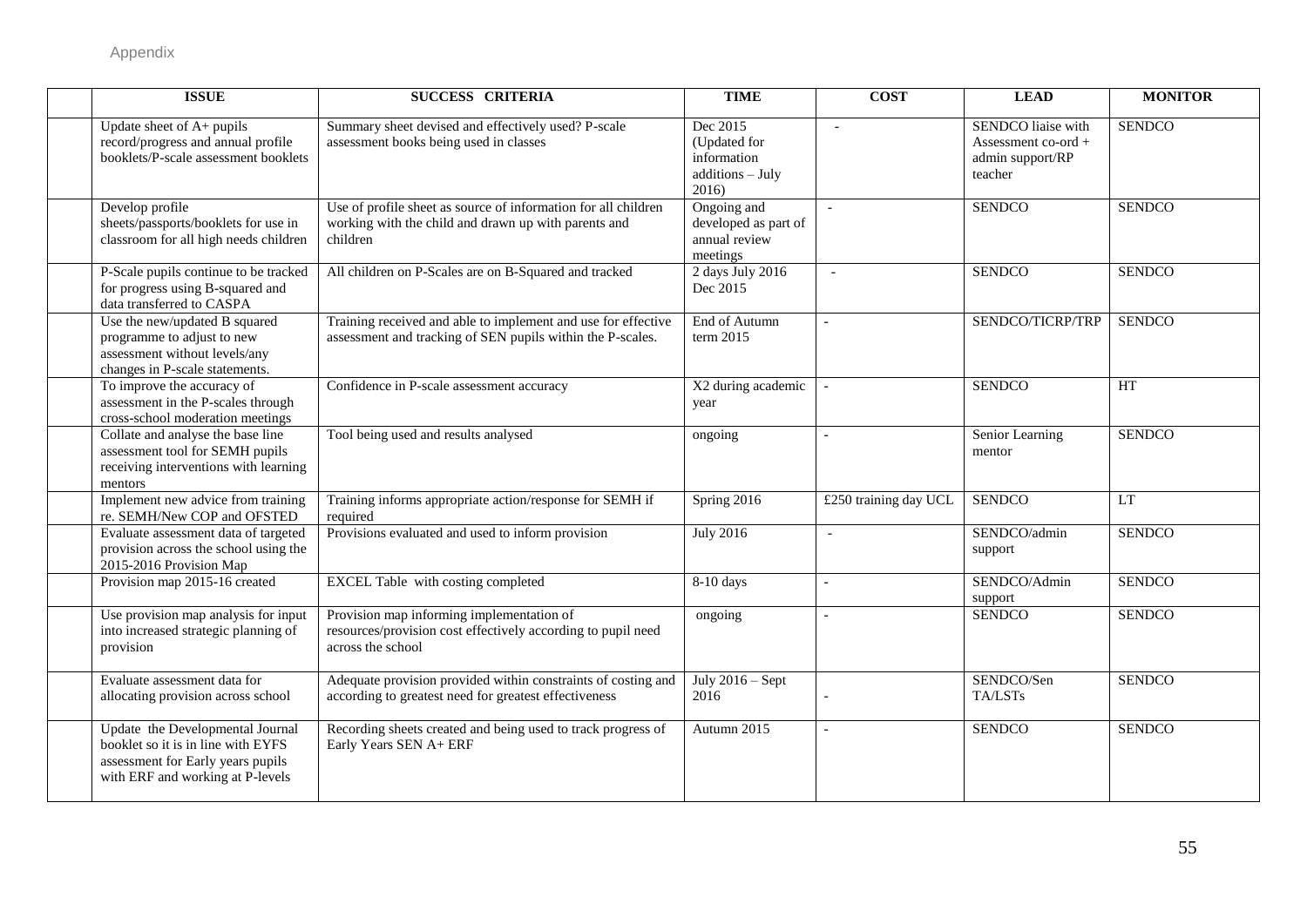Appendix

| | ISSUE | SUCCESS CRITERIA | TIME | COST | LEAD | MONITOR |
|---|---|---|---|---|---|---|
| | Update sheet of A+ pupils record/progress and annual profile booklets/P-scale assessment booklets | Summary sheet devised and effectively used? P-scale assessment books being used in classes | Dec 2015 (Updated for information additions – July 2016) | - | SENDCO liaise with Assessment co-ord + admin support/RP teacher | SENDCO |
| | Develop profile sheets/passports/booklets for use in classroom for all high needs children | Use of profile sheet as source of information for all children working with the child and drawn up with parents and children | Ongoing and developed as part of annual review meetings | - | SENDCO | SENDCO |
| | P-Scale pupils continue to be tracked for progress using B-squared and data transferred to CASPA | All children on P-Scales are on B-Squared and tracked | 2 days July 2016 Dec 2015 | - | SENDCO | SENDCO |
| | Use the new/updated B squared programme to adjust to new assessment without levels/any changes in P-scale statements. | Training received and able to implement and use for effective assessment and tracking of SEN pupils within the P-scales. | End of Autumn term 2015 | - | SENDCO/TICRP/TRP | SENDCO |
| | To improve the accuracy of assessment in the P-scales through cross-school moderation meetings | Confidence in P-scale assessment accuracy | X2 during academic year | - | SENDCO | HT |
| | Collate and analyse the base line assessment tool for SEMH pupils receiving interventions with learning mentors | Tool being used and results analysed | ongoing | - | Senior Learning mentor | SENDCO |
| | Implement new advice from training re. SEMH/New COP and OFSTED | Training informs appropriate action/response for SEMH if required | Spring 2016 | £250 training day UCL | SENDCO | LT |
| | Evaluate assessment data of targeted provision across the school using the 2015-2016 Provision Map | Provisions evaluated and used to inform provision | July 2016 | - | SENDCO/admin support | SENDCO |
| | Provision map 2015-16 created | EXCEL Table with costing completed | 8-10 days | - | SENDCO/Admin support | SENDCO |
| | Use provision map analysis for input into increased strategic planning of provision | Provision map informing implementation of resources/provision cost effectively according to pupil need across the school | ongoing | - | SENDCO | SENDCO |
| | Evaluate assessment data for allocating provision across school | Adequate provision provided within constraints of costing and according to greatest need for greatest effectiveness | July 2016 – Sept 2016 | - | SENDCO/Sen TA/LSTs | SENDCO |
| | Update the Developmental Journal booklet so it is in line with EYFS assessment for Early years pupils with ERF and working at P-levels | Recording sheets created and being used to track progress of Early Years SEN A+ ERF | Autumn 2015 | - | SENDCO | SENDCO |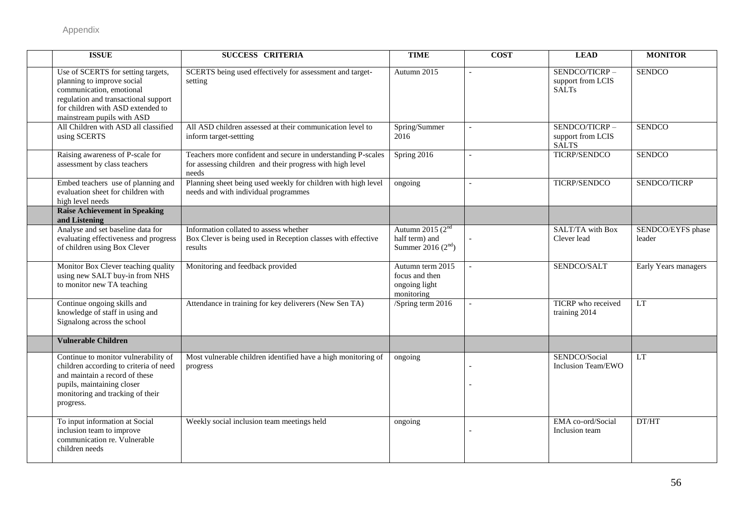Appendix

| | ISSUE | SUCCESS CRITERIA | TIME | COST | LEAD | MONITOR |
|---|---|---|---|---|---|---|
| | Use of SCERTS for setting targets, planning to improve social communication, emotional regulation and transactional support for children with ASD extended to mainstream pupils with ASD | SCERTS being used effectively for assessment and target-setting | Autumn 2015 | - | SENDCO/TICRP – support from LCIS SALTs | SENDCO |
| | All Children with ASD all classified using SCERTS | All ASD children assessed at their communication level to inform target-settting | Spring/Summer 2016 | - | SENDCO/TICRP – support from LCIS SALTS | SENDCO |
| | Raising awareness of P-scale for assessment by class teachers | Teachers more confident and secure in understanding P-scales for assessing children and their progress with high level needs | Spring 2016 | - | TICRP/SENDCO | SENDCO |
| | Embed teachers use of planning and evaluation sheet for children with high level needs | Planning sheet being used weekly for children with high level needs and with individual programmes | ongoing | - | TICRP/SENDCO | SENDCO/TICRP |
| | **Raise Achievement in Speaking and Listening** | | | | | |
| | Analyse and set baseline data for evaluating effectiveness and progress of children using Box Clever | Information collated to assess whether Box Clever is being used in Reception classes with effective results | Autumn 2015 (2nd half term) and Summer 2016 (2nd) | - | SALT/TA with Box Clever lead | SENDCO/EYFS phase leader |
| | Monitor Box Clever teaching quality using new SALT buy-in from NHS to monitor new TA teaching | Monitoring and feedback provided | Autumn term 2015 focus and then ongoing light monitoring | - | SENDCO/SALT | Early Years managers |
| | Continue ongoing skills and knowledge of staff in using and Signalong across the school | Attendance in training for key deliverers (New Sen TA) | /Spring term 2016 | - | TICRP who received training 2014 | LT |
| | **Vulnerable Children** | | | | | |
| | Continue to monitor vulnerability of children according to criteria of need and maintain a record of these pupils, maintaining closer monitoring and tracking of their progress. | Most vulnerable children identified have a high monitoring of progress | ongoing | - - | SENDCO/Social Inclusion Team/EWO | LT |
| | To input information at Social inclusion team to improve communication re. Vulnerable children needs | Weekly social inclusion team meetings held | ongoing | - | EMA co-ord/Social Inclusion team | DT/HT |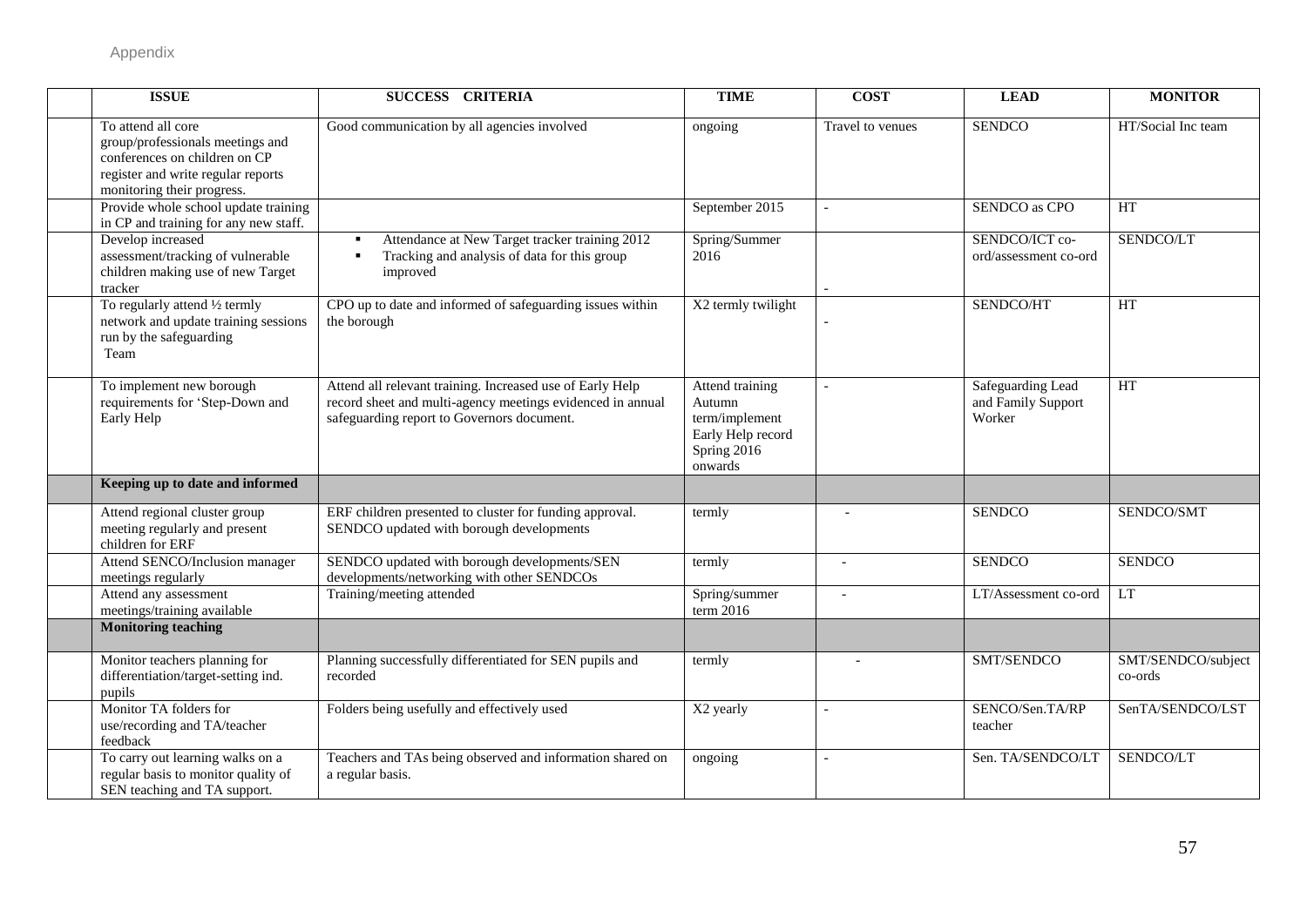Appendix

| | ISSUE | SUCCESS CRITERIA | TIME | COST | LEAD | MONITOR |
|---|---|---|---|---|---|---|
| | To attend all core group/professionals meetings and conferences on children on CP register and write regular reports monitoring their progress. | Good communication by all agencies involved | ongoing | Travel to venues | SENDCO | HT/Social Inc team |
| | Provide whole school update training in CP and training for any new staff. | | September 2015 | - | SENDCO as CPO | HT |
| | Develop increased assessment/tracking of vulnerable children making use of new Target tracker | ▪ Attendance at New Target tracker training 2012<br>▪ Tracking and analysis of data for this group improved | Spring/Summer 2016 | - | SENDCO/ICT co-ord/assessment co-ord | SENDCO/LT |
| | To regularly attend ½ termly network and update training sessions run by the safeguarding Team | CPO up to date and informed of safeguarding issues within the borough | X2 termly twilight | - | SENDCO/HT | HT |
| | To implement new borough requirements for 'Step-Down and Early Help | Attend all relevant training. Increased use of Early Help record sheet and multi-agency meetings evidenced in annual safeguarding report to Governors document. | Attend training Autumn term/implement Early Help record Spring 2016 onwards | - | Safeguarding Lead and Family Support Worker | HT |
| | **Keeping up to date and informed** | | | | | |
| | Attend regional cluster group meeting regularly and present children for ERF | ERF children presented to cluster for funding approval. SENDCO updated with borough developments | termly | - | SENDCO | SENDCO/SMT |
| | Attend SENCO/Inclusion manager meetings regularly | SENDCO updated with borough developments/SEN developments/networking with other SENDCOs | termly | - | SENDCO | SENDCO |
| | Attend any assessment meetings/training available | Training/meeting attended | Spring/summer term 2016 | - | LT/Assessment co-ord | LT |
| | **Monitoring teaching** | | | | | |
| | Monitor teachers planning for differentiation/target-setting ind. pupils | Planning successfully differentiated for SEN pupils and recorded | termly | - | SMT/SENDCO | SMT/SENDCO/subject co-ords |
| | Monitor TA folders for use/recording and TA/teacher feedback | Folders being usefully and effectively used | X2 yearly | - | SENCO/Sen.TA/RP teacher | SenTA/SENDCO/LST |
| | To carry out learning walks on a regular basis to monitor quality of SEN teaching and TA support. | Teachers and TAs being observed and information shared on a regular basis. | ongoing | - | Sen. TA/SENDCO/LT | SENDCO/LT |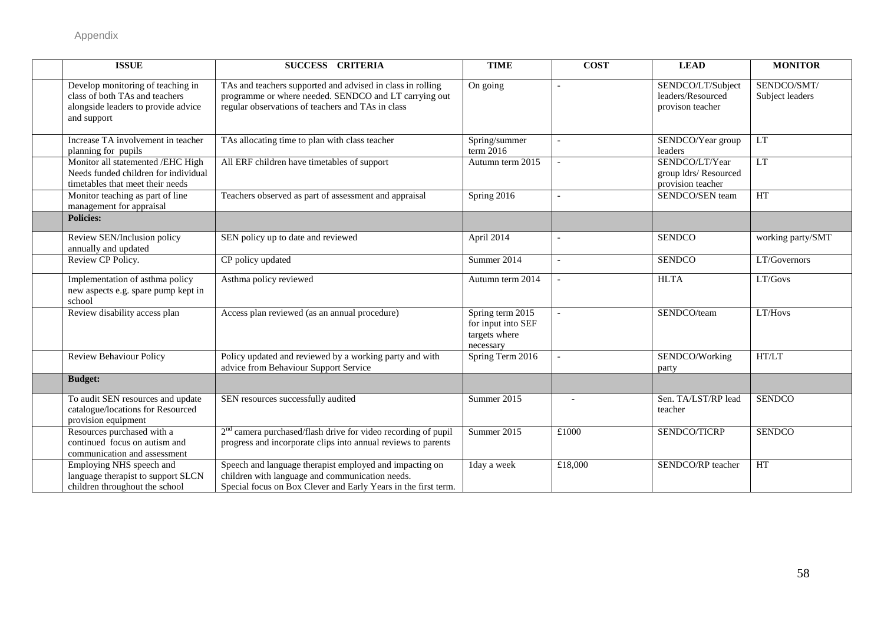Appendix

| | ISSUE | SUCCESS CRITERIA | TIME | COST | LEAD | MONITOR |
|---|---|---|---|---|---|---|
| | Develop monitoring of teaching in class of both TAs and teachers alongside leaders to provide advice and support | TAs and teachers supported and advised in class in rolling programme or where needed. SENDCO and LT carrying out regular observations of teachers and TAs in class | On going | - | SENDCO/LT/Subject leaders/Resourced provison teacher | SENDCO/SMT/ Subject leaders |
| | Increase TA involvement in teacher planning for pupils | TAs allocating time to plan with class teacher | Spring/summer term 2016 | - | SENDCO/Year group leaders | LT |
| | Monitor all statemented /EHC High Needs funded children for individual timetables that meet their needs | All ERF children have timetables of support | Autumn term 2015 | - | SENDCO/LT/Year group ldrs/ Resourced provision teacher | LT |
| | Monitor teaching as part of line management for appraisal | Teachers observed as part of assessment and appraisal | Spring 2016 | - | SENDCO/SEN team | HT |
| | **Policies:** | | | | | |
| | Review SEN/Inclusion policy annually and updated | SEN policy up to date and reviewed | April 2014 | - | SENDCO | working party/SMT |
| | Review CP Policy. | CP policy updated | Summer 2014 | - | SENDCO | LT/Governors |
| | Implementation of asthma policy new aspects e.g. spare pump kept in school | Asthma policy reviewed | Autumn term 2014 | - | HLTA | LT/Govs |
| | Review disability access plan | Access plan reviewed (as an annual procedure) | Spring term 2015 for input into SEF targets where necessary | - | SENDCO/team | LT/Hovs |
| | Review Behaviour Policy | Policy updated and reviewed by a working party and with advice from Behaviour Support Service | Spring Term 2016 | - | SENDCO/Working party | HT/LT |
| | **Budget:** | | | | | |
| | To audit SEN resources and update catalogue/locations for Resourced provision equipment | SEN resources successfully audited | Summer 2015 | - | Sen. TA/LST/RP lead teacher | SENDCO |
| | Resources purchased with a continued focus on autism and communication and assessment | 2nd camera purchased/flash drive for video recording of pupil progress and incorporate clips into annual reviews to parents | Summer 2015 | £1000 | SENDCO/TICRP | SENDCO |
| | Employing NHS speech and language therapist to support SLCN children throughout the school | Speech and language therapist employed and impacting on children with language and communication needs. Special focus on Box Clever and Early Years in the first term. | 1day a week | £18,000 | SENDCO/RP teacher | HT |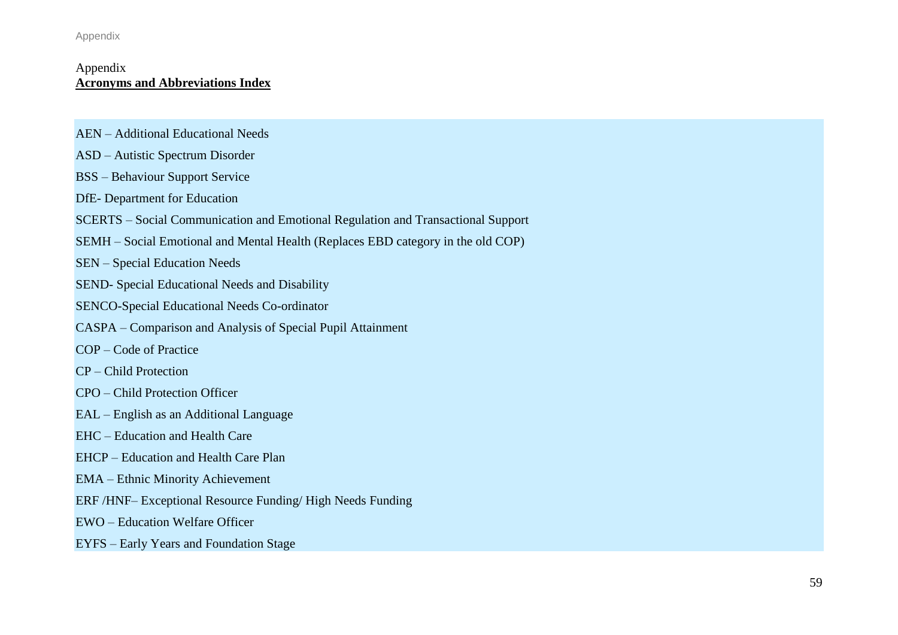Appendix

**Acronyms and Abbreviations Index**

AEN – Additional Educational Needs

ASD – Autistic Spectrum Disorder

BSS – Behaviour Support Service

DfE- Department for Education

SCERTS – Social Communication and Emotional Regulation and Transactional Support

SEMH – Social Emotional and Mental Health (Replaces EBD category in the old COP)

SEN – Special Education Needs

SEND- Special Educational Needs and Disability

SENCO-Special Educational Needs Co-ordinator

CASPA – Comparison and Analysis of Special Pupil Attainment

COP – Code of Practice

CP – Child Protection

CPO – Child Protection Officer

EAL – English as an Additional Language

EHC – Education and Health Care

EHCP – Education and Health Care Plan

EMA – Ethnic Minority Achievement

ERF /HNF– Exceptional Resource Funding/ High Needs Funding

EWO – Education Welfare Officer

EYFS – Early Years and Foundation Stage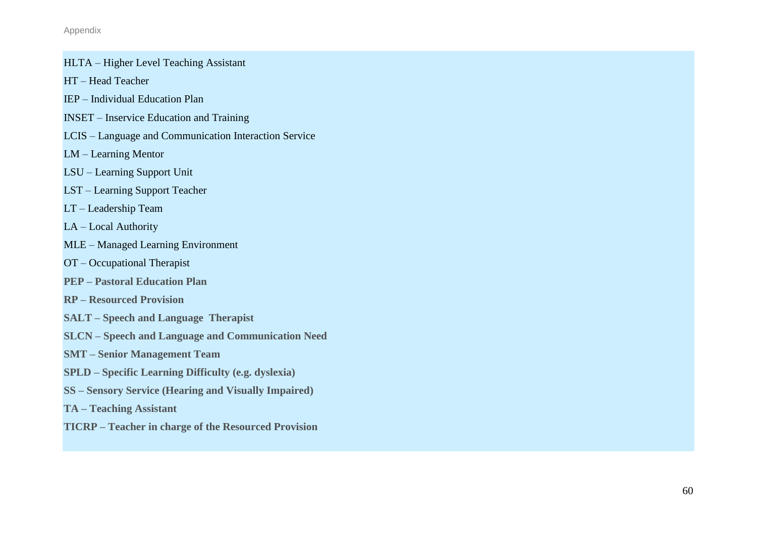HLTA – Higher Level Teaching Assistant

HT – Head Teacher

IEP – Individual Education Plan

INSET – Inservice Education and Training

LCIS – Language and Communication Interaction Service

LM – Learning Mentor

LSU – Learning Support Unit

LST – Learning Support Teacher

LT – Leadership Team

LA – Local Authority

MLE – Managed Learning Environment

OT – Occupational Therapist

**PEP – Pastoral Education Plan**

**RP – Resourced Provision**

**SALT – Speech and Language Therapist**

**SLCN – Speech and Language and Communication Need**

**SMT – Senior Management Team**

**SPLD – Specific Learning Difficulty (e.g. dyslexia)**

**SS – Sensory Service (Hearing and Visually Impaired)**

**TA – Teaching Assistant**

**TICRP – Teacher in charge of the Resourced Provision**